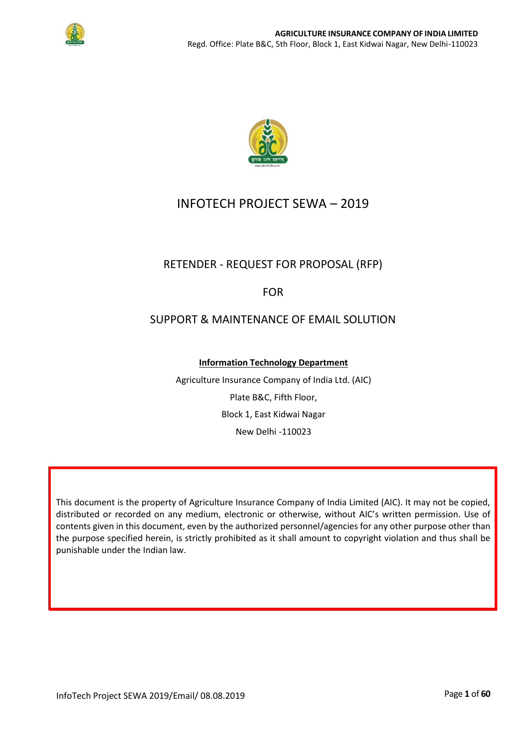# INFOTECH PROJECT SEWA – 2019

## RETENDER - REQUEST FOR PROPOSAL (RFP)

## FOR

## SUPPORT & MAINTENANCE OF EMAIL SOLUTION

**Information Technology Department**

Agriculture Insurance Company of India Ltd. (AIC)

Plate B&C, Fifth Floor,

Block 1, East Kidwai Nagar

New Delhi -110023

This document is the property of Agriculture Insurance Company of India Limited (AIC). It may not be copied, distributed or recorded on any medium, electronic or otherwise, without AIC's written permission. Use of contents given in this document, even by the authorized personnel/agencies for any other purpose other than the purpose specified herein, is strictly prohibited as it shall amount to copyright violation and thus shall be punishable under the Indian law.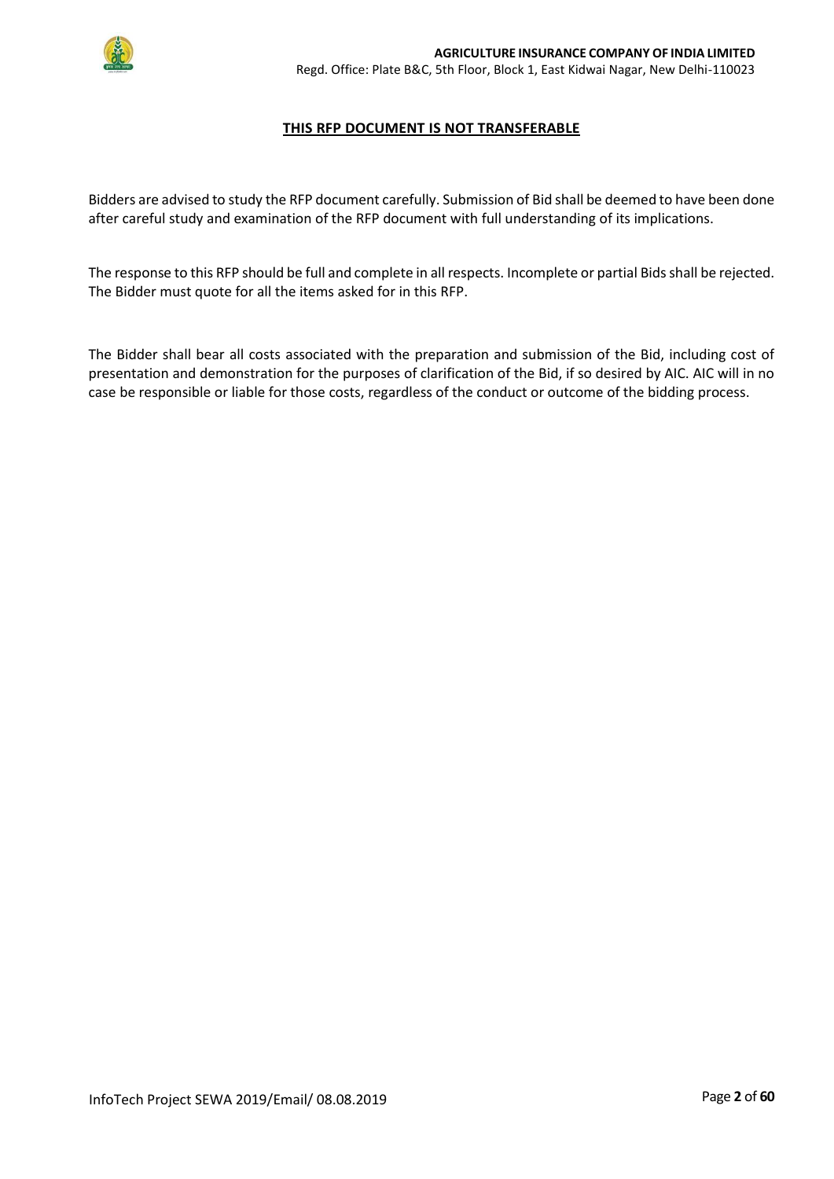**THIS RFP DOCUMENT IS NOT TRANSFERABLE**

Bidders are advised to study the RFP document carefully. Submission of Bid shall be deemed to have been done after careful study and examination of the RFP document with full understanding of its implications.

The response to this RFP should be full and complete in all respects. Incomplete or partial Bids shall be rejected. The Bidder must quote for all the items asked for in this RFP.

The Bidder shall bear all costs associated with the preparation and submission of the Bid, including cost of presentation and demonstration for the purposes of clarification of the Bid, if so desired by AIC. AIC will in no case be responsible or liable for those costs, regardless of the conduct or outcome of the bidding process.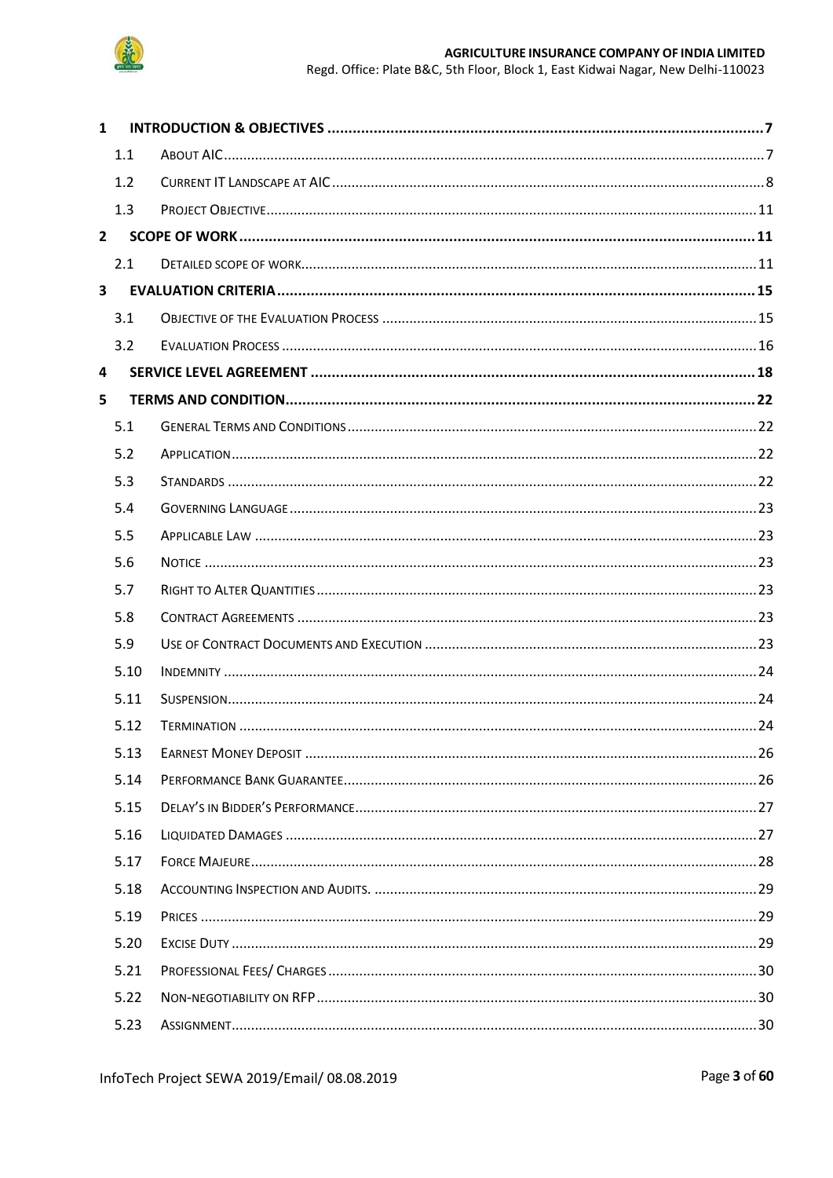| | | |
|---|---|---|
| **1** | **INTRODUCTION & OBJECTIVES** | **7** |
| 1.1 | ABOUT AIC | 7 |
| 1.2 | CURRENT IT LANDSCAPE AT AIC | 8 |
| 1.3 | PROJECT OBJECTIVE | 11 |
| **2** | **SCOPE OF WORK** | **11** |
| 2.1 | DETAILED SCOPE OF WORK | 11 |
| **3** | **EVALUATION CRITERIA** | **15** |
| 3.1 | OBJECTIVE OF THE EVALUATION PROCESS | 15 |
| 3.2 | EVALUATION PROCESS | 16 |
| **4** | **SERVICE LEVEL AGREEMENT** | **18** |
| **5** | **TERMS AND CONDITION** | **22** |
| 5.1 | GENERAL TERMS AND CONDITIONS | 22 |
| 5.2 | APPLICATION | 22 |
| 5.3 | STANDARDS | 22 |
| 5.4 | GOVERNING LANGUAGE | 23 |
| 5.5 | APPLICABLE LAW | 23 |
| 5.6 | NOTICE | 23 |
| 5.7 | RIGHT TO ALTER QUANTITIES | 23 |
| 5.8 | CONTRACT AGREEMENTS | 23 |
| 5.9 | USE OF CONTRACT DOCUMENTS AND EXECUTION | 23 |
| 5.10 | INDEMNITY | 24 |
| 5.11 | SUSPENSION | 24 |
| 5.12 | TERMINATION | 24 |
| 5.13 | EARNEST MONEY DEPOSIT | 26 |
| 5.14 | PERFORMANCE BANK GUARANTEE | 26 |
| 5.15 | DELAY'S IN BIDDER'S PERFORMANCE | 27 |
| 5.16 | LIQUIDATED DAMAGES | 27 |
| 5.17 | FORCE MAJEURE | 28 |
| 5.18 | ACCOUNTING INSPECTION AND AUDITS. | 29 |
| 5.19 | PRICES | 29 |
| 5.20 | EXCISE DUTY | 29 |
| 5.21 | PROFESSIONAL FEES/ CHARGES | 30 |
| 5.22 | NON-NEGOTIABILITY ON RFP | 30 |
| 5.23 | ASSIGNMENT | 30 |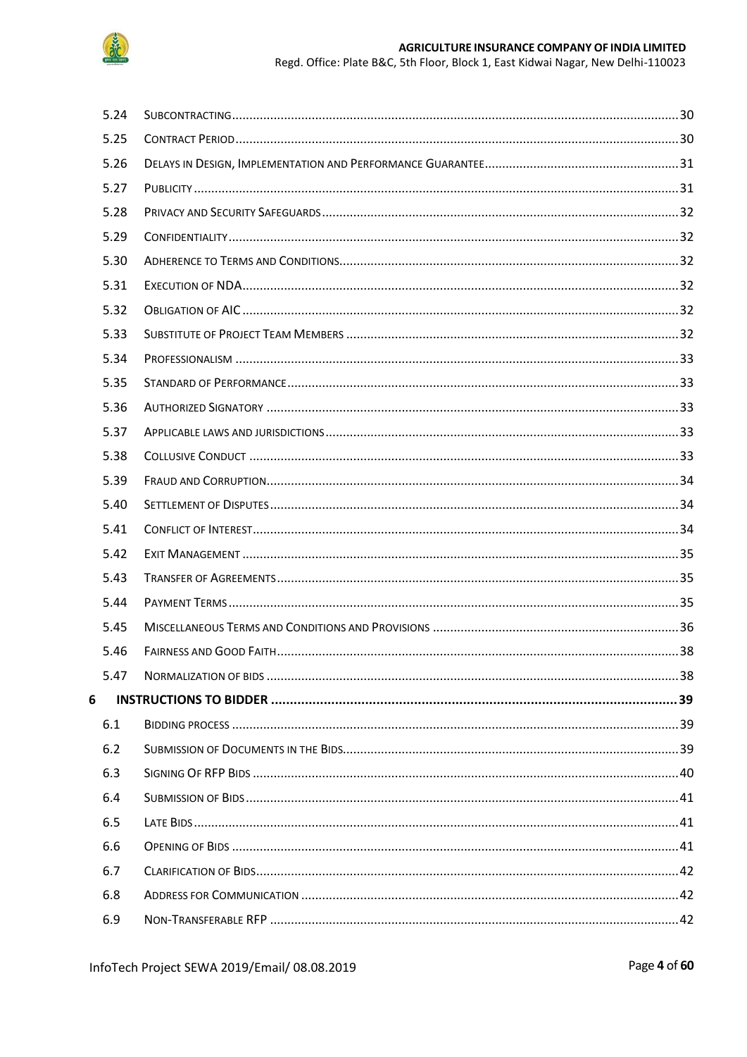| | | |
|---|---|---|
| 5.24 | Subcontracting | 30 |
| 5.25 | Contract Period | 30 |
| 5.26 | Delays in Design, Implementation and Performance Guarantee | 31 |
| 5.27 | Publicity | 31 |
| 5.28 | Privacy and Security Safeguards | 32 |
| 5.29 | Confidentiality | 32 |
| 5.30 | Adherence to Terms and Conditions | 32 |
| 5.31 | Execution of NDA | 32 |
| 5.32 | Obligation of AIC | 32 |
| 5.33 | Substitute of Project Team Members | 32 |
| 5.34 | Professionalism | 33 |
| 5.35 | Standard of Performance | 33 |
| 5.36 | Authorized Signatory | 33 |
| 5.37 | Applicable laws and jurisdictions | 33 |
| 5.38 | Collusive Conduct | 33 |
| 5.39 | Fraud and Corruption | 34 |
| 5.40 | Settlement of Disputes | 34 |
| 5.41 | Conflict of Interest | 34 |
| 5.42 | Exit Management | 35 |
| 5.43 | Transfer of Agreements | 35 |
| 5.44 | Payment Terms | 35 |
| 5.45 | Miscellaneous Terms and Conditions and Provisions | 36 |
| 5.46 | Fairness and Good Faith | 38 |
| 5.47 | Normalization of bids | 38 |
| **6** | **INSTRUCTIONS TO BIDDER** | **39** |
| 6.1 | Bidding process | 39 |
| 6.2 | Submission of Documents in the Bids | 39 |
| 6.3 | Signing Of RFP Bids | 40 |
| 6.4 | Submission of Bids | 41 |
| 6.5 | Late Bids | 41 |
| 6.6 | Opening of Bids | 41 |
| 6.7 | Clarification of Bids | 42 |
| 6.8 | Address for Communication | 42 |
| 6.9 | Non-Transferable RFP | 42 |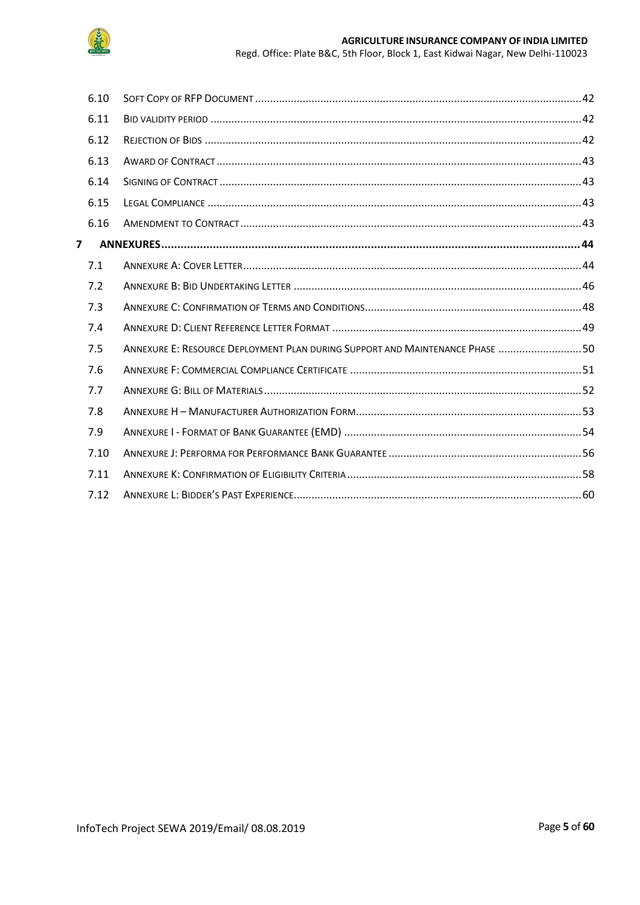| | | |
|---|---|---|
| 6.10 | SOFT COPY OF RFP DOCUMENT | 42 |
| 6.11 | BID VALIDITY PERIOD | 42 |
| 6.12 | REJECTION OF BIDS | 42 |
| 6.13 | AWARD OF CONTRACT | 43 |
| 6.14 | SIGNING OF CONTRACT | 43 |
| 6.15 | LEGAL COMPLIANCE | 43 |
| 6.16 | AMENDMENT TO CONTRACT | 43 |
| **7** | **ANNEXURES** | **44** |
| 7.1 | ANNEXURE A: COVER LETTER | 44 |
| 7.2 | ANNEXURE B: BID UNDERTAKING LETTER | 46 |
| 7.3 | ANNEXURE C: CONFIRMATION OF TERMS AND CONDITIONS | 48 |
| 7.4 | ANNEXURE D: CLIENT REFERENCE LETTER FORMAT | 49 |
| 7.5 | ANNEXURE E: RESOURCE DEPLOYMENT PLAN DURING SUPPORT AND MAINTENANCE PHASE | 50 |
| 7.6 | ANNEXURE F: COMMERCIAL COMPLIANCE CERTIFICATE | 51 |
| 7.7 | ANNEXURE G: BILL OF MATERIALS | 52 |
| 7.8 | ANNEXURE H – MANUFACTURER AUTHORIZATION FORM | 53 |
| 7.9 | ANNEXURE I - FORMAT OF BANK GUARANTEE (EMD) | 54 |
| 7.10 | ANNEXURE J: PERFORMA FOR PERFORMANCE BANK GUARANTEE | 56 |
| 7.11 | ANNEXURE K: CONFIRMATION OF ELIGIBILITY CRITERIA | 58 |
| 7.12 | ANNEXURE L: BIDDER'S PAST EXPERIENCE | 60 |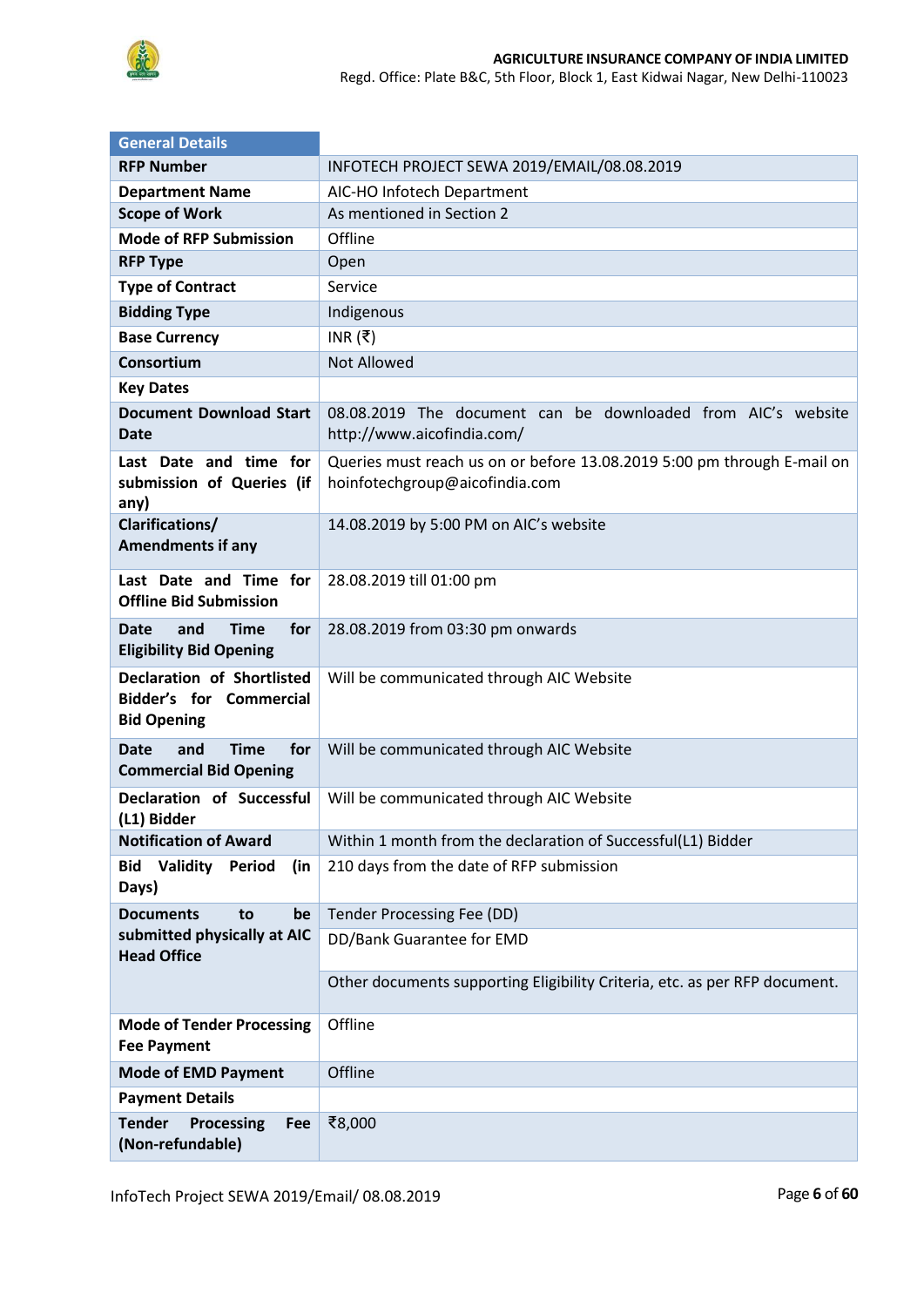| General Details | |
|---|---|
| **RFP Number** | INFOTECH PROJECT SEWA 2019/EMAIL/08.08.2019 |
| **Department Name** | AIC-HO Infotech Department |
| **Scope of Work** | As mentioned in Section 2 |
| **Mode of RFP Submission** | Offline |
| **RFP Type** | Open |
| **Type of Contract** | Service |
| **Bidding Type** | Indigenous |
| **Base Currency** | INR (₹) |
| **Consortium** | Not Allowed |
| **Key Dates** | |
| **Document Download Start Date** | 08.08.2019 The document can be downloaded from AIC's website http://www.aicofindia.com/ |
| **Last Date and time for submission of Queries (if any)** | Queries must reach us on or before 13.08.2019 5:00 pm through E-mail on hoinfotechgroup@aicofindia.com |
| **Clarifications/ Amendments if any** | 14.08.2019 by 5:00 PM on AIC's website |
| **Last Date and Time for Offline Bid Submission** | 28.08.2019 till 01:00 pm |
| **Date and Time for Eligibility Bid Opening** | 28.08.2019 from 03:30 pm onwards |
| **Declaration of Shortlisted Bidder's for Commercial Bid Opening** | Will be communicated through AIC Website |
| **Date and Time for Commercial Bid Opening** | Will be communicated through AIC Website |
| **Declaration of Successful (L1) Bidder** | Will be communicated through AIC Website |
| **Notification of Award** | Within 1 month from the declaration of Successful(L1) Bidder |
| **Bid Validity Period (in Days)** | 210 days from the date of RFP submission |
| **Documents to be submitted physically at AIC Head Office** | Tender Processing Fee (DD) |
| | DD/Bank Guarantee for EMD |
| | Other documents supporting Eligibility Criteria, etc. as per RFP document. |
| **Mode of Tender Processing Fee Payment** | Offline |
| **Mode of EMD Payment** | Offline |
| **Payment Details** | |
| **Tender Processing Fee (Non-refundable)** | ₹8,000 |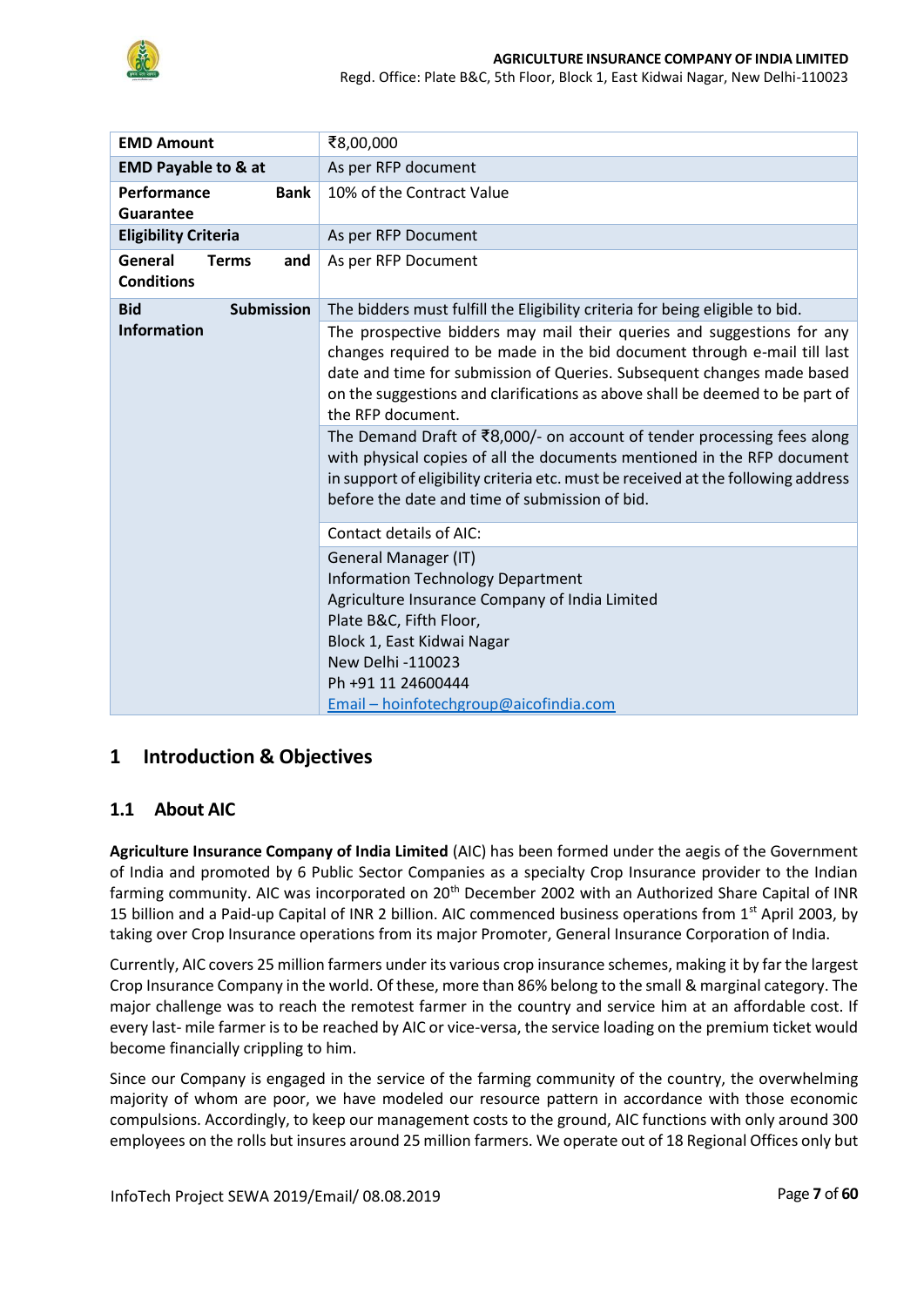| | |
|---|---|
| **EMD Amount** | ₹8,00,000 |
| **EMD Payable to & at** | As per RFP document |
| **Performance Bank Guarantee** | 10% of the Contract Value |
| **Eligibility Criteria** | As per RFP Document |
| **General Terms and Conditions** | As per RFP Document |
| **Bid Submission Information** | The bidders must fulfill the Eligibility criteria for being eligible to bid. |
| | The prospective bidders may mail their queries and suggestions for any changes required to be made in the bid document through e-mail till last date and time for submission of Queries. Subsequent changes made based on the suggestions and clarifications as above shall be deemed to be part of the RFP document. |
| | The Demand Draft of ₹8,000/- on account of tender processing fees along with physical copies of all the documents mentioned in the RFP document in support of eligibility criteria etc. must be received at the following address before the date and time of submission of bid. |
| | Contact details of AIC: |
| | General Manager (IT)<br>Information Technology Department<br>Agriculture Insurance Company of India Limited<br>Plate B&C, Fifth Floor,<br>Block 1, East Kidwai Nagar<br>New Delhi -110023<br>Ph +91 11 24600444<br>Email – hoinfotechgroup@aicofindia.com |

# 1 Introduction & Objectives

## 1.1 About AIC

**Agriculture Insurance Company of India Limited** (AIC) has been formed under the aegis of the Government of India and promoted by 6 Public Sector Companies as a specialty Crop Insurance provider to the Indian farming community. AIC was incorporated on 20th December 2002 with an Authorized Share Capital of INR 15 billion and a Paid-up Capital of INR 2 billion. AIC commenced business operations from 1st April 2003, by taking over Crop Insurance operations from its major Promoter, General Insurance Corporation of India.

Currently, AIC covers 25 million farmers under its various crop insurance schemes, making it by far the largest Crop Insurance Company in the world. Of these, more than 86% belong to the small & marginal category. The major challenge was to reach the remotest farmer in the country and service him at an affordable cost. If every last- mile farmer is to be reached by AIC or vice-versa, the service loading on the premium ticket would become financially crippling to him.

Since our Company is engaged in the service of the farming community of the country, the overwhelming majority of whom are poor, we have modeled our resource pattern in accordance with those economic compulsions. Accordingly, to keep our management costs to the ground, AIC functions with only around 300 employees on the rolls but insures around 25 million farmers. We operate out of 18 Regional Offices only but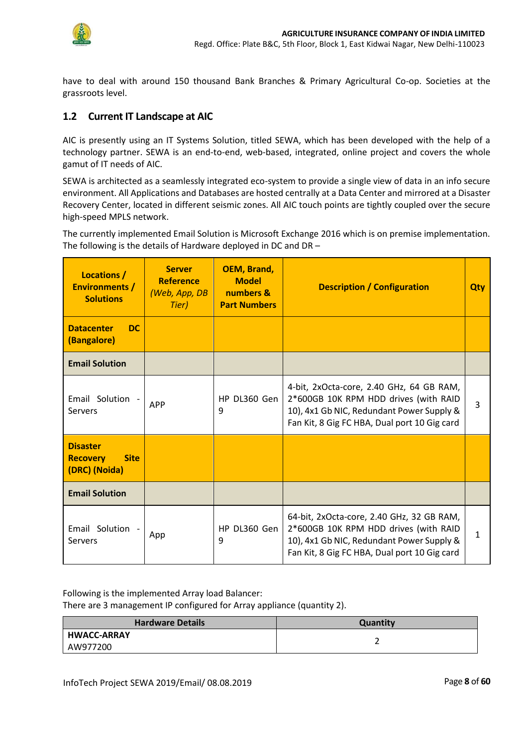have to deal with around 150 thousand Bank Branches & Primary Agricultural Co-op. Societies at the grassroots level.

## 1.2 Current IT Landscape at AIC

AIC is presently using an IT Systems Solution, titled SEWA, which has been developed with the help of a technology partner. SEWA is an end-to-end, web-based, integrated, online project and covers the whole gamut of IT needs of AIC.

SEWA is architected as a seamlessly integrated eco-system to provide a single view of data in an info secure environment. All Applications and Databases are hosted centrally at a Data Center and mirrored at a Disaster Recovery Center, located in different seismic zones. All AIC touch points are tightly coupled over the secure high-speed MPLS network.

The currently implemented Email Solution is Microsoft Exchange 2016 which is on premise implementation. The following is the details of Hardware deployed in DC and DR –

| Locations / Environments / Solutions | Server Reference *(Web, App, DB Tier)* | OEM, Brand, Model numbers & Part Numbers | Description / Configuration | Qty |
|---|---|---|---|---|
| **Datacenter DC (Bangalore)** | | | | |
| **Email Solution** | | | | |
| Email Solution - Servers | APP | HP DL360 Gen 9 | 4-bit, 2xOcta-core, 2.40 GHz, 64 GB RAM, 2*600GB 10K RPM HDD drives (with RAID 10), 4x1 Gb NIC, Redundant Power Supply & Fan Kit, 8 Gig FC HBA, Dual port 10 Gig card | 3 |
| **Disaster Recovery Site (DRC) (Noida)** | | | | |
| **Email Solution** | | | | |
| Email Solution - Servers | App | HP DL360 Gen 9 | 64-bit, 2xOcta-core, 2.40 GHz, 32 GB RAM, 2*600GB 10K RPM HDD drives (with RAID 10), 4x1 Gb NIC, Redundant Power Supply & Fan Kit, 8 Gig FC HBA, Dual port 10 Gig card | 1 |

Following is the implemented Array load Balancer:
There are 3 management IP configured for Array appliance (quantity 2).

| Hardware Details | Quantity |
|---|---|
| **HWACC-ARRAY** AW977200 | 2 |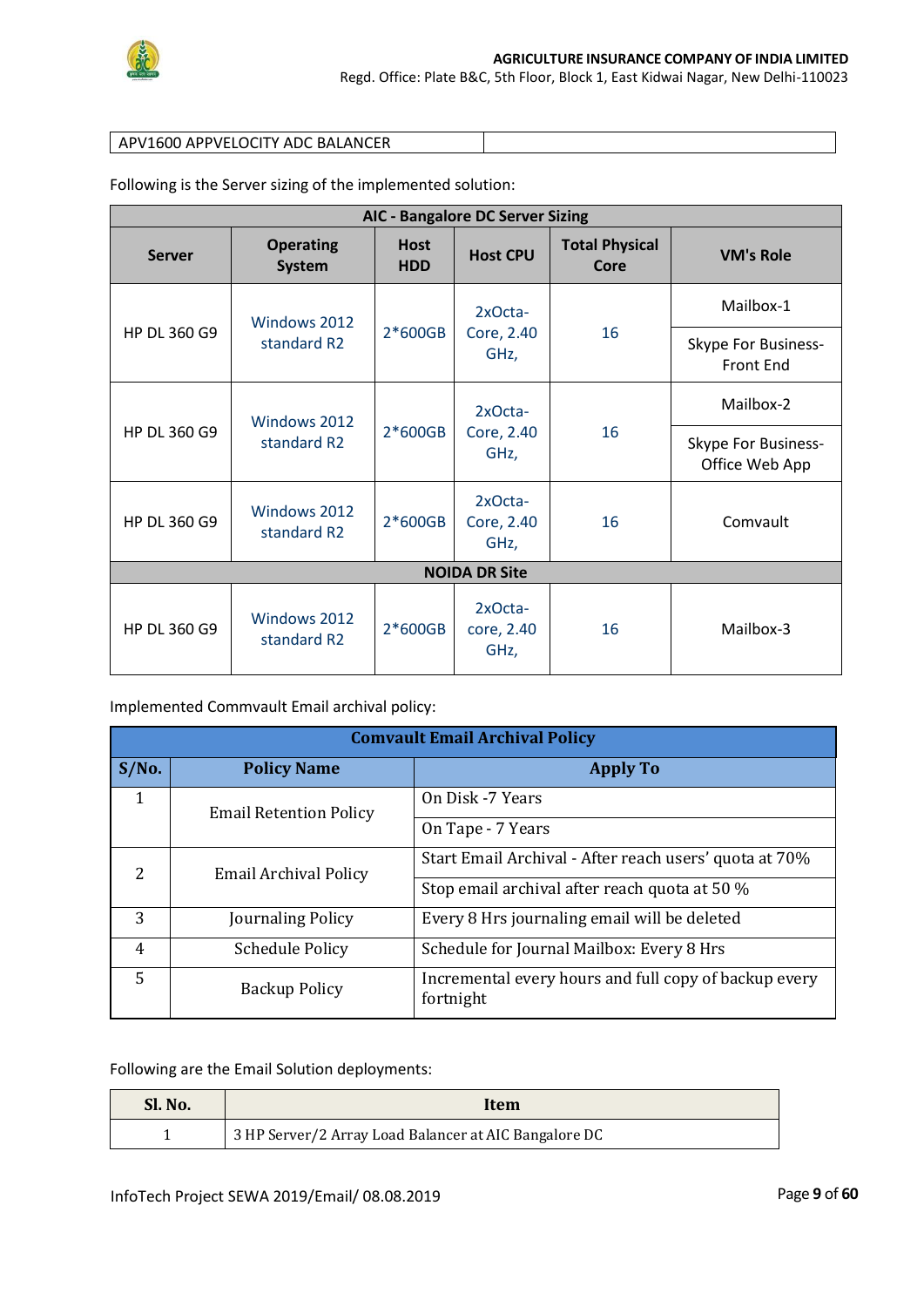| APV1600 APPVELOCITY ADC BALANCER | |
|---|---|

Following is the Server sizing of the implemented solution:

| AIC - Bangalore DC Server Sizing | | | | | |
|---|---|---|---|---|---|
| **Server** | **Operating System** | **Host HDD** | **Host CPU** | **Total Physical Core** | **VM's Role** |
| HP DL 360 G9 | Windows 2012 standard R2 | 2*600GB | 2xOcta-Core, 2.40 GHz, | 16 | Mailbox-1 |
| | | | | | Skype For Business-Front End |
| HP DL 360 G9 | Windows 2012 standard R2 | 2*600GB | 2xOcta-Core, 2.40 GHz, | 16 | Mailbox-2 |
| | | | | | Skype For Business-Office Web App |
| HP DL 360 G9 | Windows 2012 standard R2 | 2*600GB | 2xOcta-Core, 2.40 GHz, | 16 | Comvault |
| **NOIDA DR Site** | | | | | |
| HP DL 360 G9 | Windows 2012 standard R2 | 2*600GB | 2xOcta-core, 2.40 GHz, | 16 | Mailbox-3 |

Implemented Commvault Email archival policy:

| Comvault Email Archival Policy | | |
|---|---|---|
| **S/No.** | **Policy Name** | **Apply To** |
| 1 | Email Retention Policy | On Disk -7 Years |
| | | On Tape - 7 Years |
| 2 | Email Archival Policy | Start Email Archival - After reach users' quota at 70% |
| | | Stop email archival after reach quota at 50 % |
| 3 | Journaling Policy | Every 8 Hrs journaling email will be deleted |
| 4 | Schedule Policy | Schedule for Journal Mailbox: Every 8 Hrs |
| 5 | Backup Policy | Incremental every hours and full copy of backup every fortnight |

Following are the Email Solution deployments:

| Sl. No. | Item |
|---|---|
| 1 | 3 HP Server/2 Array Load Balancer at AIC Bangalore DC |

InfoTech Project SEWA 2019/Email/ 08.08.2019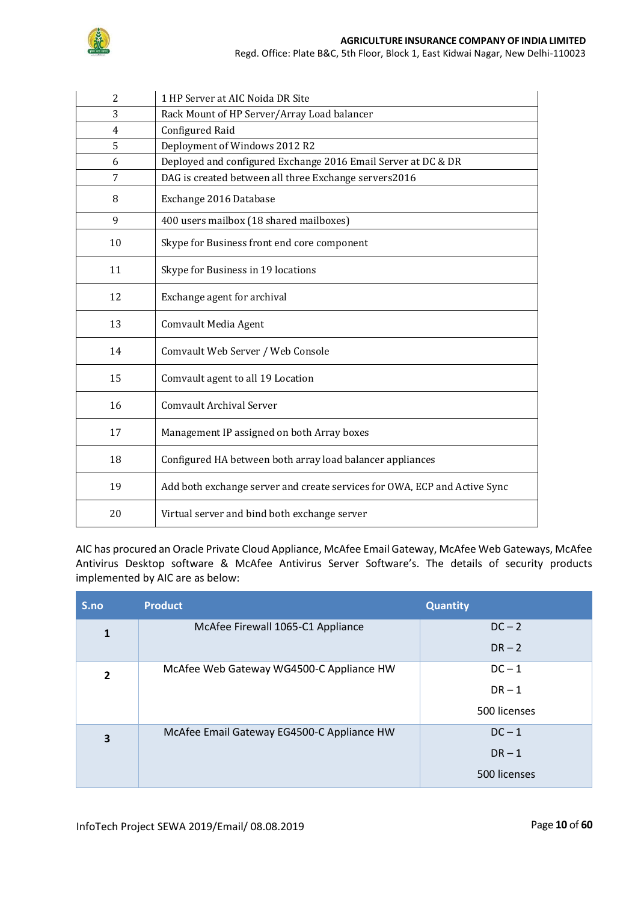| | |
|---|---|
| 2 | 1 HP Server at AIC Noida DR Site |
| 3 | Rack Mount of HP Server/Array Load balancer |
| 4 | Configured Raid |
| 5 | Deployment of Windows 2012 R2 |
| 6 | Deployed and configured Exchange 2016 Email Server at DC & DR |
| 7 | DAG is created between all three Exchange servers2016 |
| 8 | Exchange 2016 Database |
| 9 | 400 users mailbox (18 shared mailboxes) |
| 10 | Skype for Business front end core component |
| 11 | Skype for Business in 19 locations |
| 12 | Exchange agent for archival |
| 13 | Comvault Media Agent |
| 14 | Comvault Web Server / Web Console |
| 15 | Comvault agent to all 19 Location |
| 16 | Comvault Archival Server |
| 17 | Management IP assigned on both Array boxes |
| 18 | Configured HA between both array load balancer appliances |
| 19 | Add both exchange server and create services for OWA, ECP and Active Sync |
| 20 | Virtual server and bind both exchange server |

AIC has procured an Oracle Private Cloud Appliance, McAfee Email Gateway, McAfee Web Gateways, McAfee Antivirus Desktop software & McAfee Antivirus Server Software's. The details of security products implemented by AIC are as below:

| S.no | Product | Quantity |
|---|---|---|
| 1 | McAfee Firewall 1065-C1 Appliance | DC – 2<br>DR – 2 |
| 2 | McAfee Web Gateway WG4500-C Appliance HW | DC – 1<br>DR – 1<br>500 licenses |
| 3 | McAfee Email Gateway EG4500-C Appliance HW | DC – 1<br>DR – 1<br>500 licenses |

InfoTech Project SEWA 2019/Email/ 08.08.2019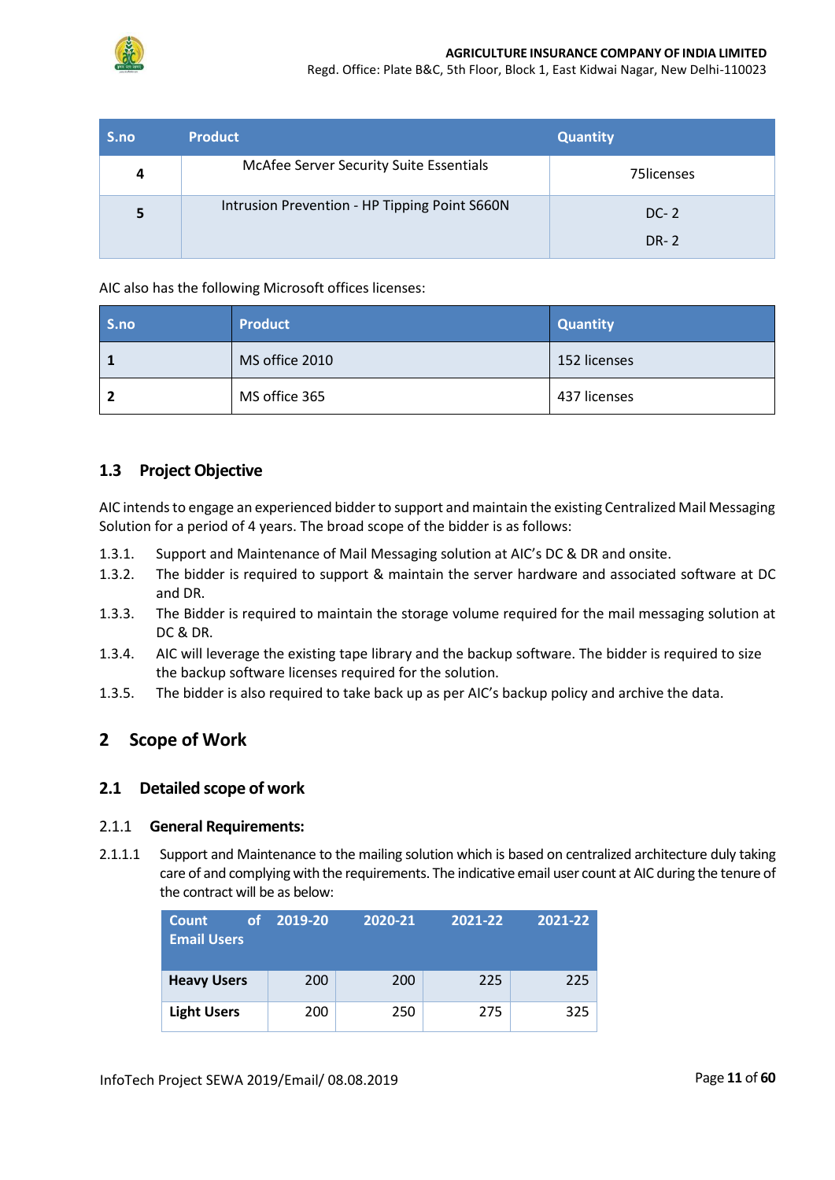| S.no | Product | Quantity |
|---|---|---|
| 4 | McAfee Server Security Suite Essentials | 75licenses |
| 5 | Intrusion Prevention - HP Tipping Point S660N | DC- 2<br>DR- 2 |

AIC also has the following Microsoft offices licenses:

| S.no | Product | Quantity |
|---|---|---|
| 1 | MS office 2010 | 152 licenses |
| 2 | MS office 365 | 437 licenses |

### 1.3 Project Objective

AIC intends to engage an experienced bidder to support and maintain the existing Centralized Mail Messaging Solution for a period of 4 years. The broad scope of the bidder is as follows:

1.3.1. Support and Maintenance of Mail Messaging solution at AIC's DC & DR and onsite.

1.3.2. The bidder is required to support & maintain the server hardware and associated software at DC and DR.

1.3.3. The Bidder is required to maintain the storage volume required for the mail messaging solution at DC & DR.

1.3.4. AIC will leverage the existing tape library and the backup software. The bidder is required to size the backup software licenses required for the solution.

1.3.5. The bidder is also required to take back up as per AIC's backup policy and archive the data.

## 2 Scope of Work

### 2.1 Detailed scope of work

#### 2.1.1 General Requirements:

2.1.1.1 Support and Maintenance to the mailing solution which is based on centralized architecture duly taking care of and complying with the requirements. The indicative email user count at AIC during the tenure of the contract will be as below:

| Count of Email Users | 2019-20 | 2020-21 | 2021-22 | 2021-22 |
|---|---|---|---|---|
| Heavy Users | 200 | 200 | 225 | 225 |
| Light Users | 200 | 250 | 275 | 325 |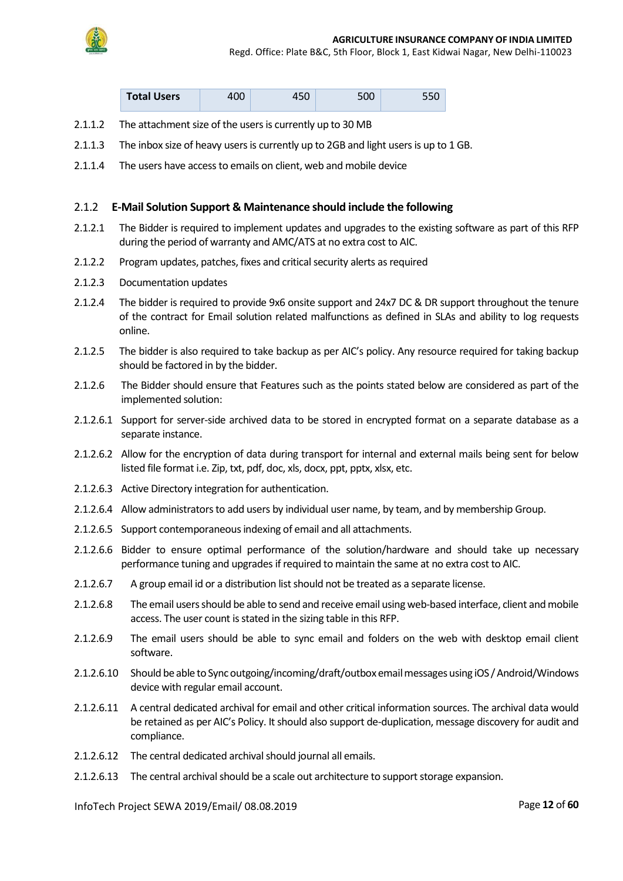| Total Users | 400 | 450 | 500 | 550 |
|---|---|---|---|---|

2.1.1.2 The attachment size of the users is currently up to 30 MB

2.1.1.3 The inbox size of heavy users is currently up to 2GB and light users is up to 1 GB.

2.1.1.4 The users have access to emails on client, web and mobile device

### 2.1.2 E-Mail Solution Support & Maintenance should include the following

2.1.2.1 The Bidder is required to implement updates and upgrades to the existing software as part of this RFP during the period of warranty and AMC/ATS at no extra cost to AIC.

2.1.2.2 Program updates, patches, fixes and critical security alerts as required

2.1.2.3 Documentation updates

2.1.2.4 The bidder is required to provide 9x6 onsite support and 24x7 DC & DR support throughout the tenure of the contract for Email solution related malfunctions as defined in SLAs and ability to log requests online.

2.1.2.5 The bidder is also required to take backup as per AIC's policy. Any resource required for taking backup should be factored in by the bidder.

2.1.2.6 The Bidder should ensure that Features such as the points stated below are considered as part of the implemented solution:

2.1.2.6.1 Support for server-side archived data to be stored in encrypted format on a separate database as a separate instance.

2.1.2.6.2 Allow for the encryption of data during transport for internal and external mails being sent for below listed file format i.e. Zip, txt, pdf, doc, xls, docx, ppt, pptx, xlsx, etc.

2.1.2.6.3 Active Directory integration for authentication.

2.1.2.6.4 Allow administrators to add users by individual user name, by team, and by membership Group.

2.1.2.6.5 Support contemporaneous indexing of email and all attachments.

2.1.2.6.6 Bidder to ensure optimal performance of the solution/hardware and should take up necessary performance tuning and upgrades if required to maintain the same at no extra cost to AIC.

2.1.2.6.7 A group email id or a distribution list should not be treated as a separate license.

2.1.2.6.8 The email users should be able to send and receive email using web-based interface, client and mobile access. The user count is stated in the sizing table in this RFP.

2.1.2.6.9 The email users should be able to sync email and folders on the web with desktop email client software.

2.1.2.6.10 Should be able to Sync outgoing/incoming/draft/outbox email messages using iOS / Android/Windows device with regular email account.

2.1.2.6.11 A central dedicated archival for email and other critical information sources. The archival data would be retained as per AIC's Policy. It should also support de-duplication, message discovery for audit and compliance.

2.1.2.6.12 The central dedicated archival should journal all emails.

2.1.2.6.13 The central archival should be a scale out architecture to support storage expansion.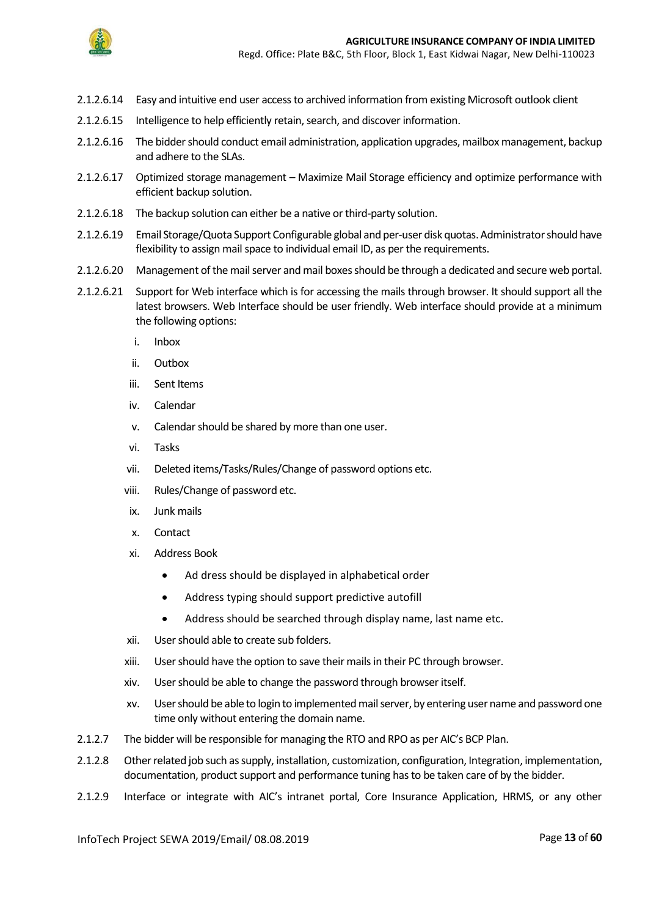2.1.2.6.14 Easy and intuitive end user access to archived information from existing Microsoft outlook client

2.1.2.6.15 Intelligence to help efficiently retain, search, and discover information.

2.1.2.6.16 The bidder should conduct email administration, application upgrades, mailbox management, backup and adhere to the SLAs.

2.1.2.6.17 Optimized storage management – Maximize Mail Storage efficiency and optimize performance with efficient backup solution.

2.1.2.6.18 The backup solution can either be a native or third-party solution.

2.1.2.6.19 Email Storage/Quota Support Configurable global and per-user disk quotas. Administrator should have flexibility to assign mail space to individual email ID, as per the requirements.

2.1.2.6.20 Management of the mail server and mail boxes should be through a dedicated and secure web portal.

2.1.2.6.21 Support for Web interface which is for accessing the mails through browser. It should support all the latest browsers. Web Interface should be user friendly. Web interface should provide at a minimum the following options:

i. Inbox

ii. Outbox

iii. Sent Items

iv. Calendar

v. Calendar should be shared by more than one user.

vi. Tasks

vii. Deleted items/Tasks/Rules/Change of password options etc.

viii. Rules/Change of password etc.

ix. Junk mails

x. Contact

xi. Address Book

- Ad dress should be displayed in alphabetical order
- Address typing should support predictive autofill
- Address should be searched through display name, last name etc.

xii. User should able to create sub folders.

xiii. User should have the option to save their mails in their PC through browser.

xiv. User should be able to change the password through browser itself.

xv. User should be able to login to implemented mail server, by entering user name and password one time only without entering the domain name.

2.1.2.7 The bidder will be responsible for managing the RTO and RPO as per AIC's BCP Plan.

2.1.2.8 Other related job such as supply, installation, customization, configuration, Integration, implementation, documentation, product support and performance tuning has to be taken care of by the bidder.

2.1.2.9 Interface or integrate with AIC's intranet portal, Core Insurance Application, HRMS, or any other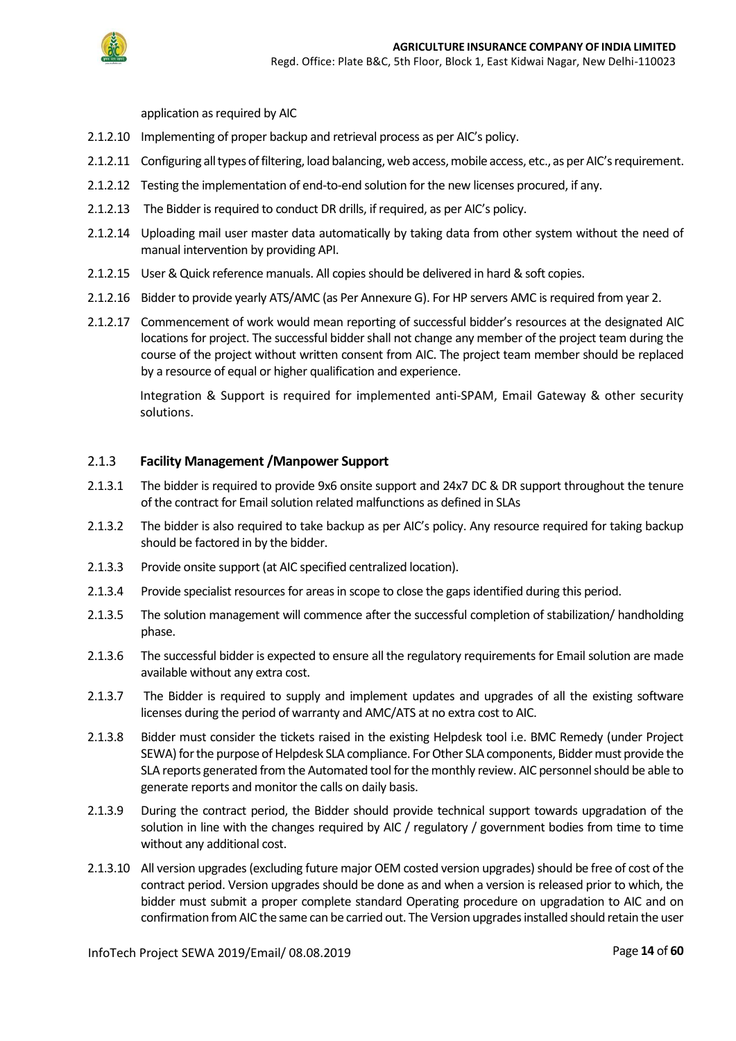application as required by AIC

2.1.2.10 Implementing of proper backup and retrieval process as per AIC's policy.

2.1.2.11 Configuring all types of filtering, load balancing, web access, mobile access, etc., as per AIC's requirement.

2.1.2.12 Testing the implementation of end-to-end solution for the new licenses procured, if any.

2.1.2.13 The Bidder is required to conduct DR drills, if required, as per AIC's policy.

2.1.2.14 Uploading mail user master data automatically by taking data from other system without the need of manual intervention by providing API.

2.1.2.15 User & Quick reference manuals. All copies should be delivered in hard & soft copies.

2.1.2.16 Bidder to provide yearly ATS/AMC (as Per Annexure G). For HP servers AMC is required from year 2.

2.1.2.17 Commencement of work would mean reporting of successful bidder's resources at the designated AIC locations for project. The successful bidder shall not change any member of the project team during the course of the project without written consent from AIC. The project team member should be replaced by a resource of equal or higher qualification and experience.

Integration & Support is required for implemented anti-SPAM, Email Gateway & other security solutions.

### 2.1.3 Facility Management /Manpower Support

2.1.3.1 The bidder is required to provide 9x6 onsite support and 24x7 DC & DR support throughout the tenure of the contract for Email solution related malfunctions as defined in SLAs

2.1.3.2 The bidder is also required to take backup as per AIC's policy. Any resource required for taking backup should be factored in by the bidder.

2.1.3.3 Provide onsite support (at AIC specified centralized location).

2.1.3.4 Provide specialist resources for areas in scope to close the gaps identified during this period.

2.1.3.5 The solution management will commence after the successful completion of stabilization/ handholding phase.

2.1.3.6 The successful bidder is expected to ensure all the regulatory requirements for Email solution are made available without any extra cost.

2.1.3.7 The Bidder is required to supply and implement updates and upgrades of all the existing software licenses during the period of warranty and AMC/ATS at no extra cost to AIC.

2.1.3.8 Bidder must consider the tickets raised in the existing Helpdesk tool i.e. BMC Remedy (under Project SEWA) for the purpose of Helpdesk SLA compliance. For Other SLA components, Bidder must provide the SLA reports generated from the Automated tool for the monthly review. AIC personnel should be able to generate reports and monitor the calls on daily basis.

2.1.3.9 During the contract period, the Bidder should provide technical support towards upgradation of the solution in line with the changes required by AIC / regulatory / government bodies from time to time without any additional cost.

2.1.3.10 All version upgrades (excluding future major OEM costed version upgrades) should be free of cost of the contract period. Version upgrades should be done as and when a version is released prior to which, the bidder must submit a proper complete standard Operating procedure on upgradation to AIC and on confirmation from AIC the same can be carried out. The Version upgrades installed should retain the user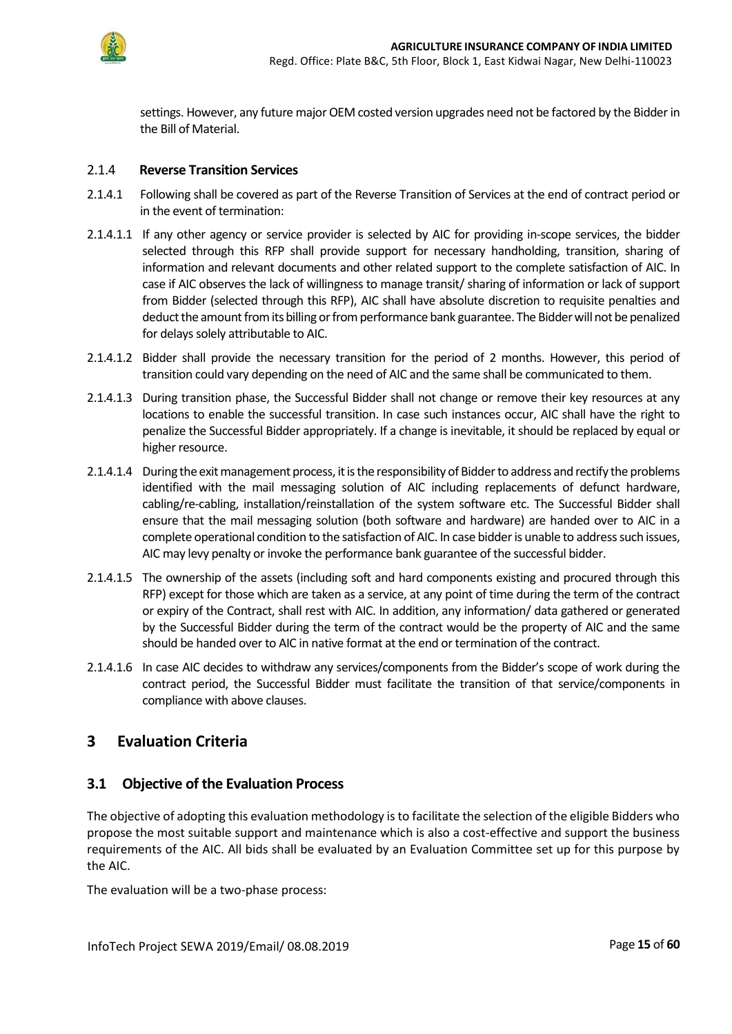settings. However, any future major OEM costed version upgrades need not be factored by the Bidder in the Bill of Material.

### 2.1.4 Reverse Transition Services

2.1.4.1 Following shall be covered as part of the Reverse Transition of Services at the end of contract period or in the event of termination:

2.1.4.1.1 If any other agency or service provider is selected by AIC for providing in-scope services, the bidder selected through this RFP shall provide support for necessary handholding, transition, sharing of information and relevant documents and other related support to the complete satisfaction of AIC. In case if AIC observes the lack of willingness to manage transit/ sharing of information or lack of support from Bidder (selected through this RFP), AIC shall have absolute discretion to requisite penalties and deduct the amount from its billing or from performance bank guarantee. The Bidder will not be penalized for delays solely attributable to AIC.

2.1.4.1.2 Bidder shall provide the necessary transition for the period of 2 months. However, this period of transition could vary depending on the need of AIC and the same shall be communicated to them.

2.1.4.1.3 During transition phase, the Successful Bidder shall not change or remove their key resources at any locations to enable the successful transition. In case such instances occur, AIC shall have the right to penalize the Successful Bidder appropriately. If a change is inevitable, it should be replaced by equal or higher resource.

2.1.4.1.4 During the exit management process, it is the responsibility of Bidder to address and rectify the problems identified with the mail messaging solution of AIC including replacements of defunct hardware, cabling/re-cabling, installation/reinstallation of the system software etc. The Successful Bidder shall ensure that the mail messaging solution (both software and hardware) are handed over to AIC in a complete operational condition to the satisfaction of AIC. In case bidder is unable to address such issues, AIC may levy penalty or invoke the performance bank guarantee of the successful bidder.

2.1.4.1.5 The ownership of the assets (including soft and hard components existing and procured through this RFP) except for those which are taken as a service, at any point of time during the term of the contract or expiry of the Contract, shall rest with AIC. In addition, any information/ data gathered or generated by the Successful Bidder during the term of the contract would be the property of AIC and the same should be handed over to AIC in native format at the end or termination of the contract.

2.1.4.1.6 In case AIC decides to withdraw any services/components from the Bidder's scope of work during the contract period, the Successful Bidder must facilitate the transition of that service/components in compliance with above clauses.

# 3 Evaluation Criteria

## 3.1 Objective of the Evaluation Process

The objective of adopting this evaluation methodology is to facilitate the selection of the eligible Bidders who propose the most suitable support and maintenance which is also a cost-effective and support the business requirements of the AIC. All bids shall be evaluated by an Evaluation Committee set up for this purpose by the AIC.

The evaluation will be a two-phase process: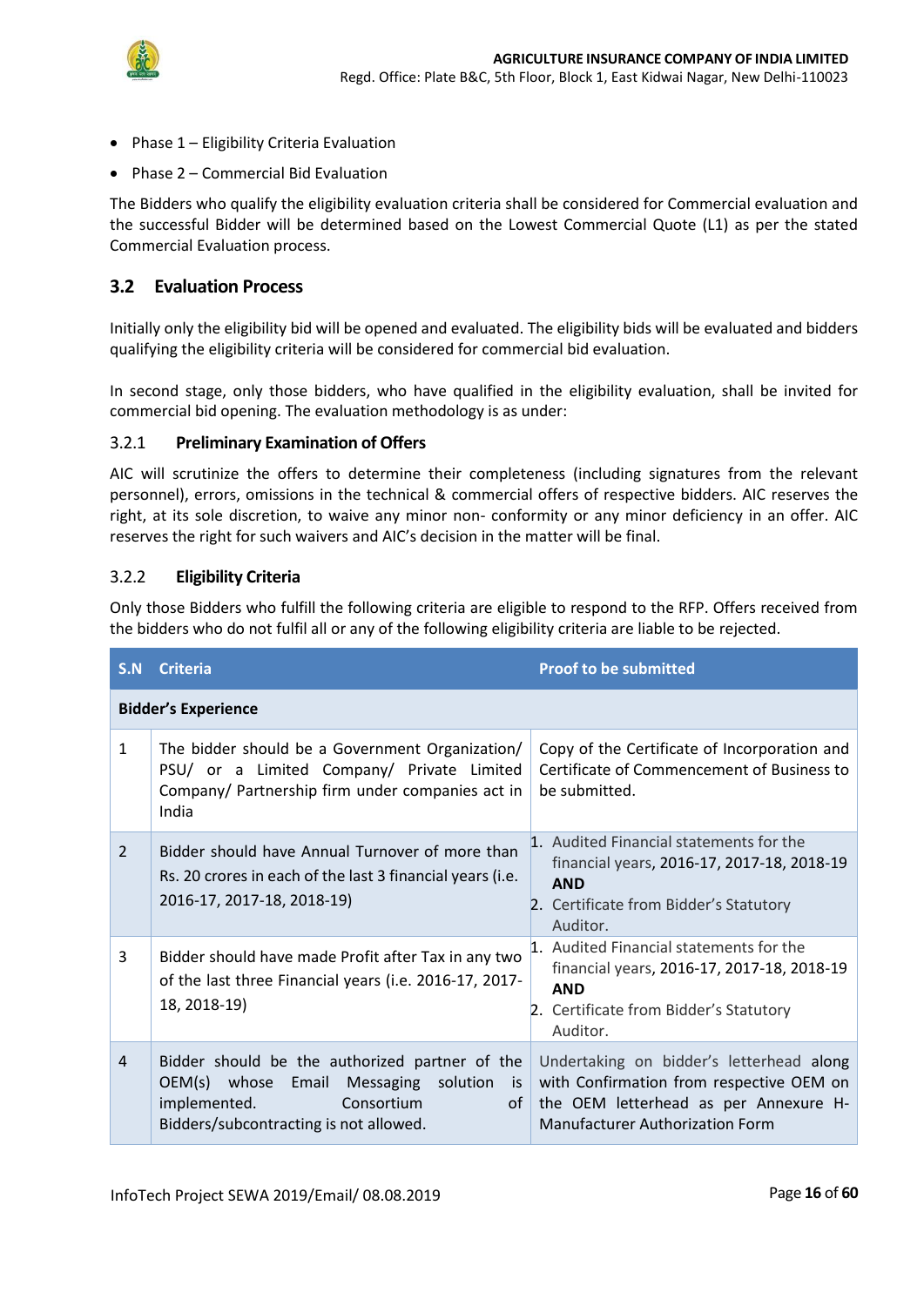- Phase 1 – Eligibility Criteria Evaluation
- Phase 2 – Commercial Bid Evaluation

The Bidders who qualify the eligibility evaluation criteria shall be considered for Commercial evaluation and the successful Bidder will be determined based on the Lowest Commercial Quote (L1) as per the stated Commercial Evaluation process.

## 3.2 Evaluation Process

Initially only the eligibility bid will be opened and evaluated. The eligibility bids will be evaluated and bidders qualifying the eligibility criteria will be considered for commercial bid evaluation.

In second stage, only those bidders, who have qualified in the eligibility evaluation, shall be invited for commercial bid opening. The evaluation methodology is as under:

### 3.2.1 Preliminary Examination of Offers

AIC will scrutinize the offers to determine their completeness (including signatures from the relevant personnel), errors, omissions in the technical & commercial offers of respective bidders. AIC reserves the right, at its sole discretion, to waive any minor non- conformity or any minor deficiency in an offer. AIC reserves the right for such waivers and AIC's decision in the matter will be final.

### 3.2.2 Eligibility Criteria

Only those Bidders who fulfill the following criteria are eligible to respond to the RFP. Offers received from the bidders who do not fulfil all or any of the following eligibility criteria are liable to be rejected.

| S.N | Criteria | Proof to be submitted |
|---|---|---|
| **Bidder's Experience** | | |
| 1 | The bidder should be a Government Organization/ PSU/ or a Limited Company/ Private Limited Company/ Partnership firm under companies act in India | Copy of the Certificate of Incorporation and Certificate of Commencement of Business to be submitted. |
| 2 | Bidder should have Annual Turnover of more than Rs. 20 crores in each of the last 3 financial years (i.e. 2016-17, 2017-18, 2018-19) | 1. Audited Financial statements for the financial years, 2016-17, 2017-18, 2018-19 **AND** 2. Certificate from Bidder's Statutory Auditor. |
| 3 | Bidder should have made Profit after Tax in any two of the last three Financial years (i.e. 2016-17, 2017-18, 2018-19) | 1. Audited Financial statements for the financial years, 2016-17, 2017-18, 2018-19 **AND** 2. Certificate from Bidder's Statutory Auditor. |
| 4 | Bidder should be the authorized partner of the OEM(s) whose Email Messaging solution is implemented. Consortium of Bidders/subcontracting is not allowed. | Undertaking on bidder's letterhead along with Confirmation from respective OEM on the OEM letterhead as per Annexure H- Manufacturer Authorization Form |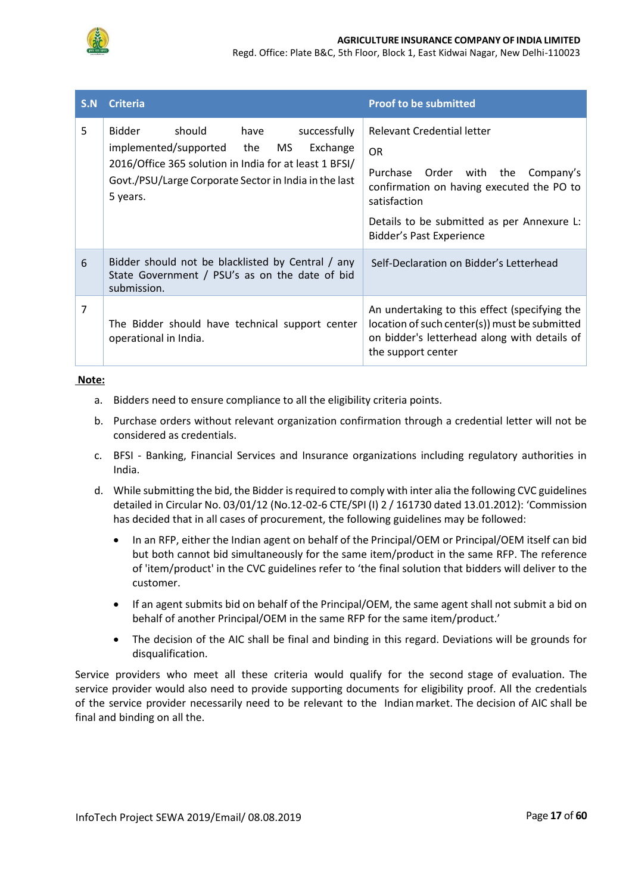| S.N | Criteria | Proof to be submitted |
|---|---|---|
| 5 | Bidder should have successfully implemented/supported the MS Exchange 2016/Office 365 solution in India for at least 1 BFSI/ Govt./PSU/Large Corporate Sector in India in the last 5 years. | Relevant Credential letter<br>OR<br>Purchase Order with the Company's confirmation on having executed the PO to satisfaction<br>Details to be submitted as per Annexure L: Bidder's Past Experience |
| 6 | Bidder should not be blacklisted by Central / any State Government / PSU's as on the date of bid submission. | Self-Declaration on Bidder's Letterhead |
| 7 | The Bidder should have technical support center operational in India. | An undertaking to this effect (specifying the location of such center(s)) must be submitted on bidder's letterhead along with details of the support center |

**Note:**

a. Bidders need to ensure compliance to all the eligibility criteria points.

b. Purchase orders without relevant organization confirmation through a credential letter will not be considered as credentials.

c. BFSI - Banking, Financial Services and Insurance organizations including regulatory authorities in India.

d. While submitting the bid, the Bidder is required to comply with inter alia the following CVC guidelines detailed in Circular No. 03/01/12 (No.12-02-6 CTE/SPI (I) 2 / 161730 dated 13.01.2012): 'Commission has decided that in all cases of procurement, the following guidelines may be followed:

- In an RFP, either the Indian agent on behalf of the Principal/OEM or Principal/OEM itself can bid but both cannot bid simultaneously for the same item/product in the same RFP. The reference of 'item/product' in the CVC guidelines refer to 'the final solution that bidders will deliver to the customer.
- If an agent submits bid on behalf of the Principal/OEM, the same agent shall not submit a bid on behalf of another Principal/OEM in the same RFP for the same item/product.'
- The decision of the AIC shall be final and binding in this regard. Deviations will be grounds for disqualification.

Service providers who meet all these criteria would qualify for the second stage of evaluation. The service provider would also need to provide supporting documents for eligibility proof. All the credentials of the service provider necessarily need to be relevant to the Indian market. The decision of AIC shall be final and binding on all the.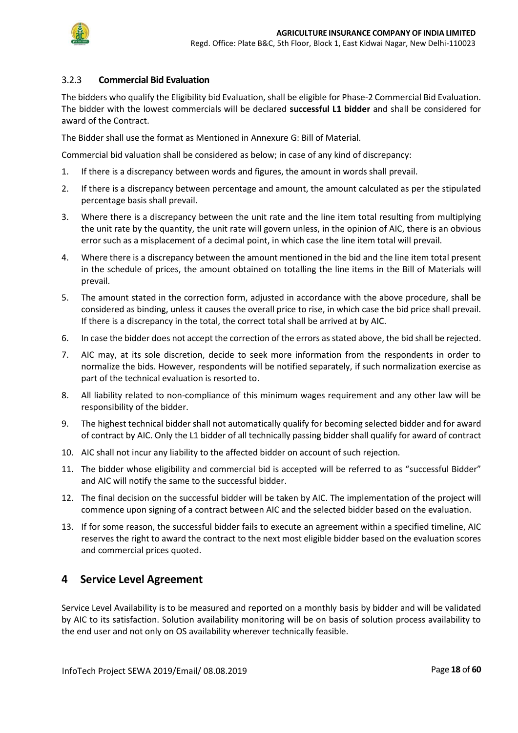### 3.2.3 Commercial Bid Evaluation

The bidders who qualify the Eligibility bid Evaluation, shall be eligible for Phase-2 Commercial Bid Evaluation. The bidder with the lowest commercials will be declared **successful L1 bidder** and shall be considered for award of the Contract.

The Bidder shall use the format as Mentioned in Annexure G: Bill of Material.

Commercial bid valuation shall be considered as below; in case of any kind of discrepancy:

1. If there is a discrepancy between words and figures, the amount in words shall prevail.
2. If there is a discrepancy between percentage and amount, the amount calculated as per the stipulated percentage basis shall prevail.
3. Where there is a discrepancy between the unit rate and the line item total resulting from multiplying the unit rate by the quantity, the unit rate will govern unless, in the opinion of AIC, there is an obvious error such as a misplacement of a decimal point, in which case the line item total will prevail.
4. Where there is a discrepancy between the amount mentioned in the bid and the line item total present in the schedule of prices, the amount obtained on totalling the line items in the Bill of Materials will prevail.
5. The amount stated in the correction form, adjusted in accordance with the above procedure, shall be considered as binding, unless it causes the overall price to rise, in which case the bid price shall prevail. If there is a discrepancy in the total, the correct total shall be arrived at by AIC.
6. In case the bidder does not accept the correction of the errors as stated above, the bid shall be rejected.
7. AIC may, at its sole discretion, decide to seek more information from the respondents in order to normalize the bids. However, respondents will be notified separately, if such normalization exercise as part of the technical evaluation is resorted to.
8. All liability related to non-compliance of this minimum wages requirement and any other law will be responsibility of the bidder.
9. The highest technical bidder shall not automatically qualify for becoming selected bidder and for award of contract by AIC. Only the L1 bidder of all technically passing bidder shall qualify for award of contract
10. AIC shall not incur any liability to the affected bidder on account of such rejection.
11. The bidder whose eligibility and commercial bid is accepted will be referred to as "successful Bidder" and AIC will notify the same to the successful bidder.
12. The final decision on the successful bidder will be taken by AIC. The implementation of the project will commence upon signing of a contract between AIC and the selected bidder based on the evaluation.
13. If for some reason, the successful bidder fails to execute an agreement within a specified timeline, AIC reserves the right to award the contract to the next most eligible bidder based on the evaluation scores and commercial prices quoted.

# 4 Service Level Agreement

Service Level Availability is to be measured and reported on a monthly basis by bidder and will be validated by AIC to its satisfaction. Solution availability monitoring will be on basis of solution process availability to the end user and not only on OS availability wherever technically feasible.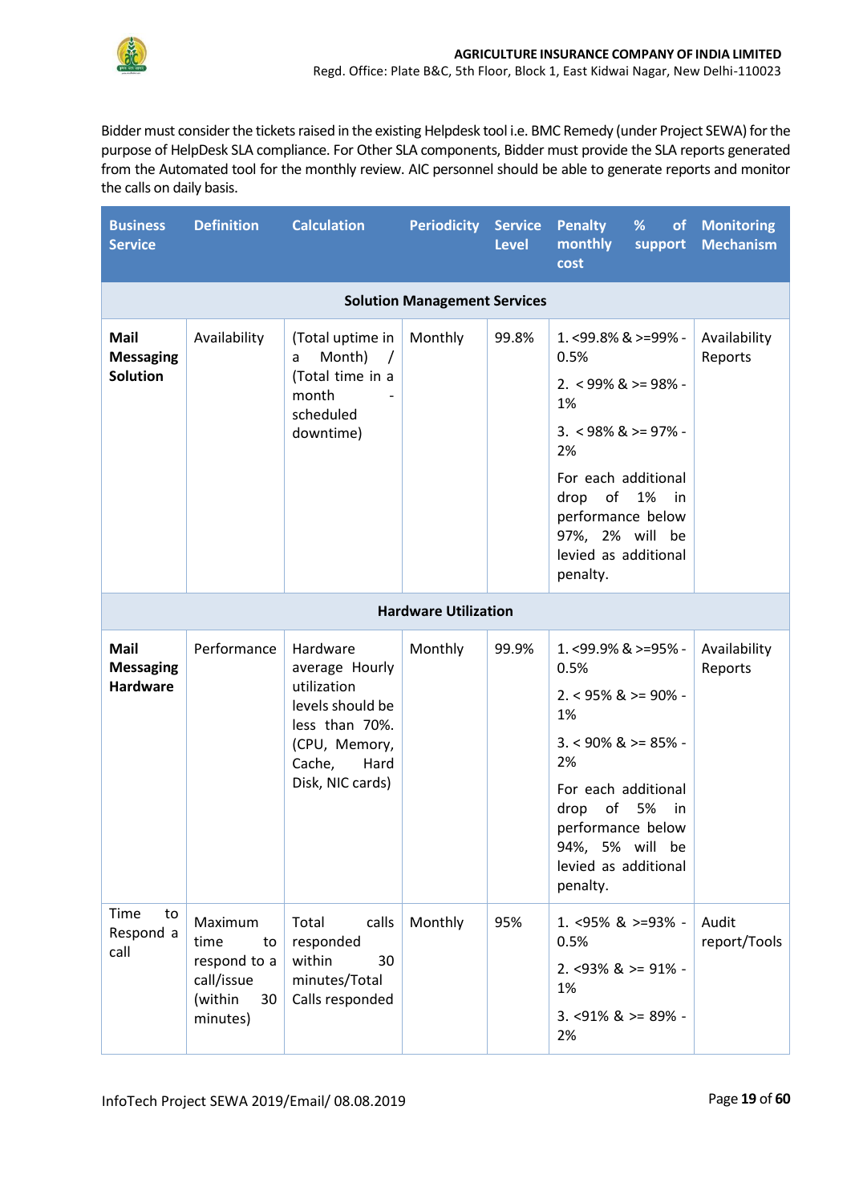Bidder must consider the tickets raised in the existing Helpdesk tool i.e. BMC Remedy (under Project SEWA) for the purpose of HelpDesk SLA compliance. For Other SLA components, Bidder must provide the SLA reports generated from the Automated tool for the monthly review. AIC personnel should be able to generate reports and monitor the calls on daily basis.

| Business Service | Definition | Calculation | Periodicity | Service Level | Penalty % of monthly support cost | Monitoring Mechanism |
|---|---|---|---|---|---|---|
| **Solution Management Services** | | | | | | |
| **Mail Messaging Solution** | Availability | (Total uptime in a Month) / (Total time in a month - scheduled downtime) | Monthly | 99.8% | 1. <99.8% & >=99% - 0.5%<br>2. < 99% & >= 98% - 1%<br>3. < 98% & >= 97% - 2%<br>For each additional drop of 1% in performance below 97%, 2% will be levied as additional penalty. | Availability Reports |
| **Hardware Utilization** | | | | | | |
| **Mail Messaging Hardware** | Performance | Hardware average Hourly utilization levels should be less than 70%. (CPU, Memory, Cache, Hard Disk, NIC cards) | Monthly | 99.9% | 1. <99.9% & >=95% - 0.5%<br>2. < 95% & >= 90% - 1%<br>3. < 90% & >= 85% - 2%<br>For each additional drop of 5% in performance below 94%, 5% will be levied as additional penalty. | Availability Reports |
| Time to Respond a call | Maximum time to respond to a call/issue (within 30 minutes) | Total calls responded within 30 minutes/Total Calls responded | Monthly | 95% | 1. <95% & >=93% - 0.5%<br>2. <93% & >= 91% - 1%<br>3. <91% & >= 89% - 2% | Audit report/Tools |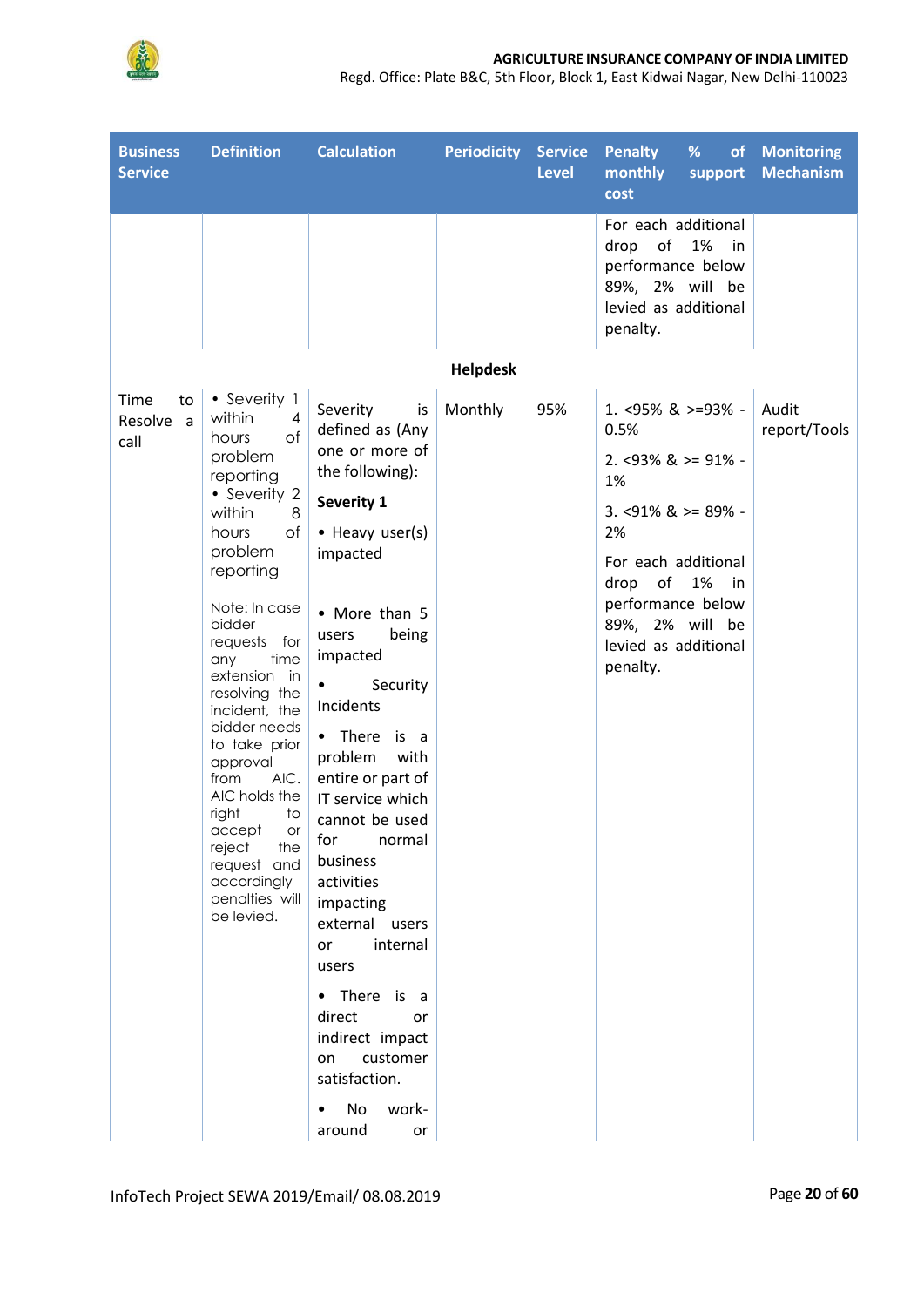| Business Service | Definition | Calculation | Periodicity | Service Level | Penalty % of monthly support cost | Monitoring Mechanism |
|---|---|---|---|---|---|---|
| | | | | | For each additional drop of 1% in performance below 89%, 2% will be levied as additional penalty. | |
| | | | **Helpdesk** | | | |
| Time to Resolve a call | • Severity 1 within 4 hours of problem reporting<br>• Severity 2 within 8 hours of problem reporting<br><br>Note: In case bidder requests for any time extension in resolving the incident, the bidder needs to take prior approval from AIC. AIC holds the right to accept or reject the request and accordingly penalties will be levied. | Severity is defined as (Any one or more of the following):<br>**Severity 1**<br>• Heavy user(s) impacted<br>• More than 5 users being impacted<br>• Security Incidents<br>• There is a problem with entire or part of IT service which cannot be used for normal business activities impacting external users or internal users<br>• There is a direct or indirect impact on customer satisfaction.<br>• No work-around or | Monthly | 95% | 1. <95% & >=93% - 0.5%<br>2. <93% & >= 91% - 1%<br>3. <91% & >= 89% - 2%<br>For each additional drop of 1% in performance below 89%, 2% will be levied as additional penalty. | Audit report/Tools |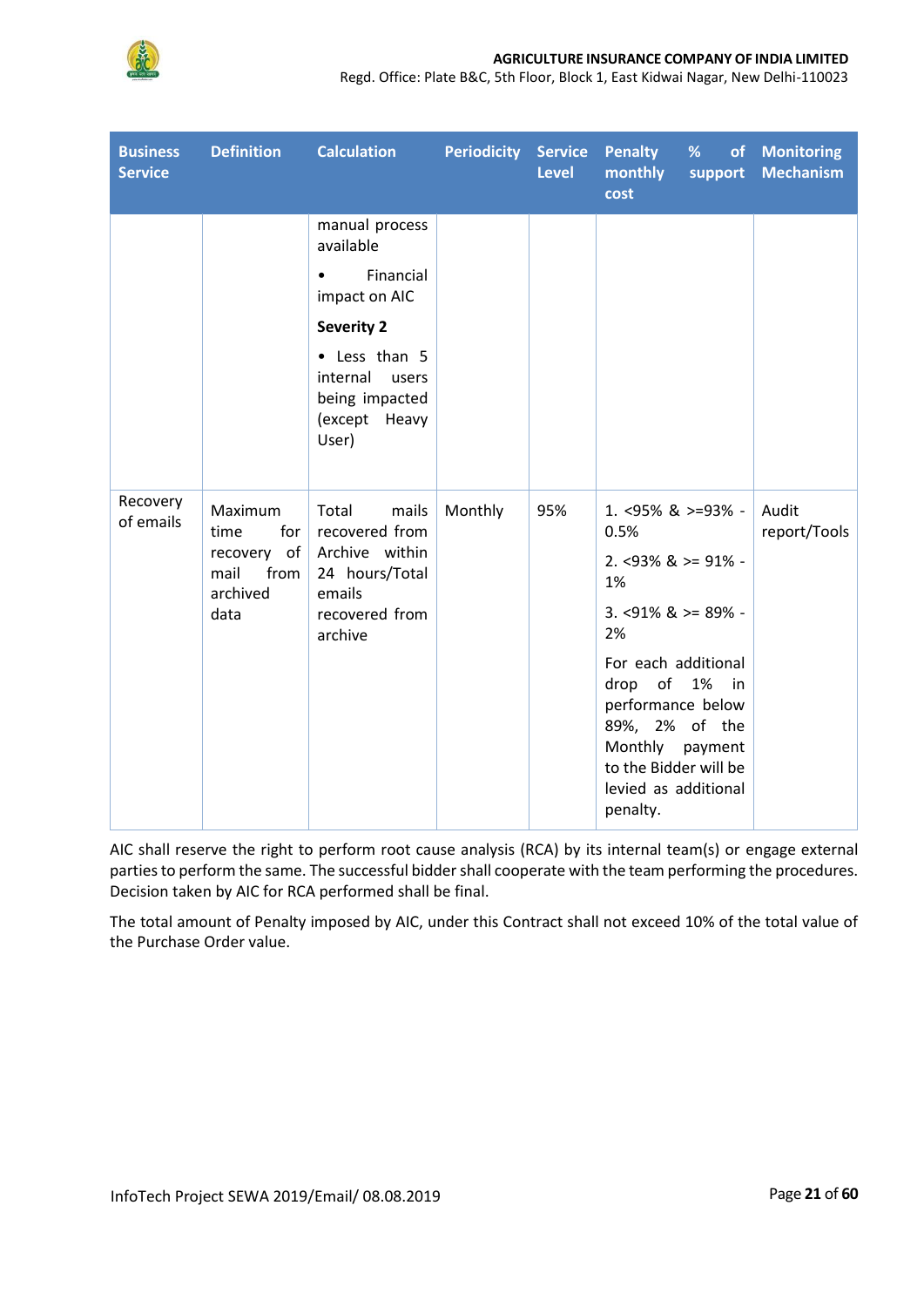| Business Service | Definition | Calculation | Periodicity | Service Level | Penalty % of monthly support cost | Monitoring Mechanism |
|---|---|---|---|---|---|---|
| | | manual process available<br>• Financial impact on AIC<br>**Severity 2**<br>• Less than 5 internal users being impacted (except Heavy User) | | | | |
| Recovery of emails | Maximum time for recovery of mail from archived data | Total mails recovered from Archive within 24 hours/Total emails recovered from archive | Monthly | 95% | 1. <95% & >=93% - 0.5%<br>2. <93% & >= 91% - 1%<br>3. <91% & >= 89% - 2%<br>For each additional drop of 1% in performance below 89%, 2% of the Monthly payment to the Bidder will be levied as additional penalty. | Audit report/Tools |

AIC shall reserve the right to perform root cause analysis (RCA) by its internal team(s) or engage external parties to perform the same. The successful bidder shall cooperate with the team performing the procedures. Decision taken by AIC for RCA performed shall be final.

The total amount of Penalty imposed by AIC, under this Contract shall not exceed 10% of the total value of the Purchase Order value.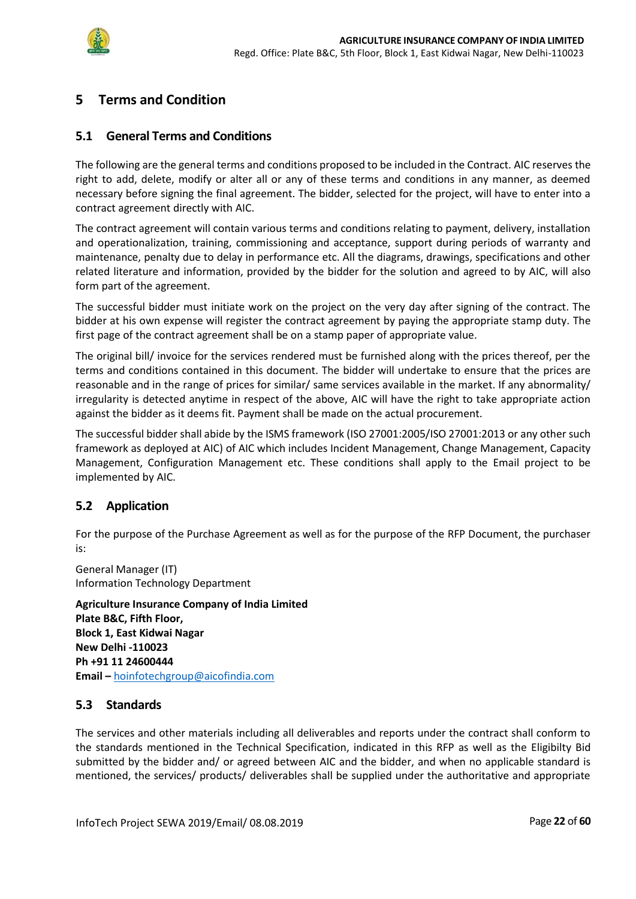# 5 Terms and Condition

## 5.1 General Terms and Conditions

The following are the general terms and conditions proposed to be included in the Contract. AIC reserves the right to add, delete, modify or alter all or any of these terms and conditions in any manner, as deemed necessary before signing the final agreement. The bidder, selected for the project, will have to enter into a contract agreement directly with AIC.

The contract agreement will contain various terms and conditions relating to payment, delivery, installation and operationalization, training, commissioning and acceptance, support during periods of warranty and maintenance, penalty due to delay in performance etc. All the diagrams, drawings, specifications and other related literature and information, provided by the bidder for the solution and agreed to by AIC, will also form part of the agreement.

The successful bidder must initiate work on the project on the very day after signing of the contract. The bidder at his own expense will register the contract agreement by paying the appropriate stamp duty. The first page of the contract agreement shall be on a stamp paper of appropriate value.

The original bill/ invoice for the services rendered must be furnished along with the prices thereof, per the terms and conditions contained in this document. The bidder will undertake to ensure that the prices are reasonable and in the range of prices for similar/ same services available in the market. If any abnormality/ irregularity is detected anytime in respect of the above, AIC will have the right to take appropriate action against the bidder as it deems fit. Payment shall be made on the actual procurement.

The successful bidder shall abide by the ISMS framework (ISO 27001:2005/ISO 27001:2013 or any other such framework as deployed at AIC) of AIC which includes Incident Management, Change Management, Capacity Management, Configuration Management etc. These conditions shall apply to the Email project to be implemented by AIC.

## 5.2 Application

For the purpose of the Purchase Agreement as well as for the purpose of the RFP Document, the purchaser is:

General Manager (IT)
Information Technology Department

**Agriculture Insurance Company of India Limited**
**Plate B&C, Fifth Floor,**
**Block 1, East Kidwai Nagar**
**New Delhi -110023**
**Ph +91 11 24600444**
**Email –** hoinfotechgroup@aicofindia.com

## 5.3 Standards

The services and other materials including all deliverables and reports under the contract shall conform to the standards mentioned in the Technical Specification, indicated in this RFP as well as the Eligibilty Bid submitted by the bidder and/ or agreed between AIC and the bidder, and when no applicable standard is mentioned, the services/ products/ deliverables shall be supplied under the authoritative and appropriate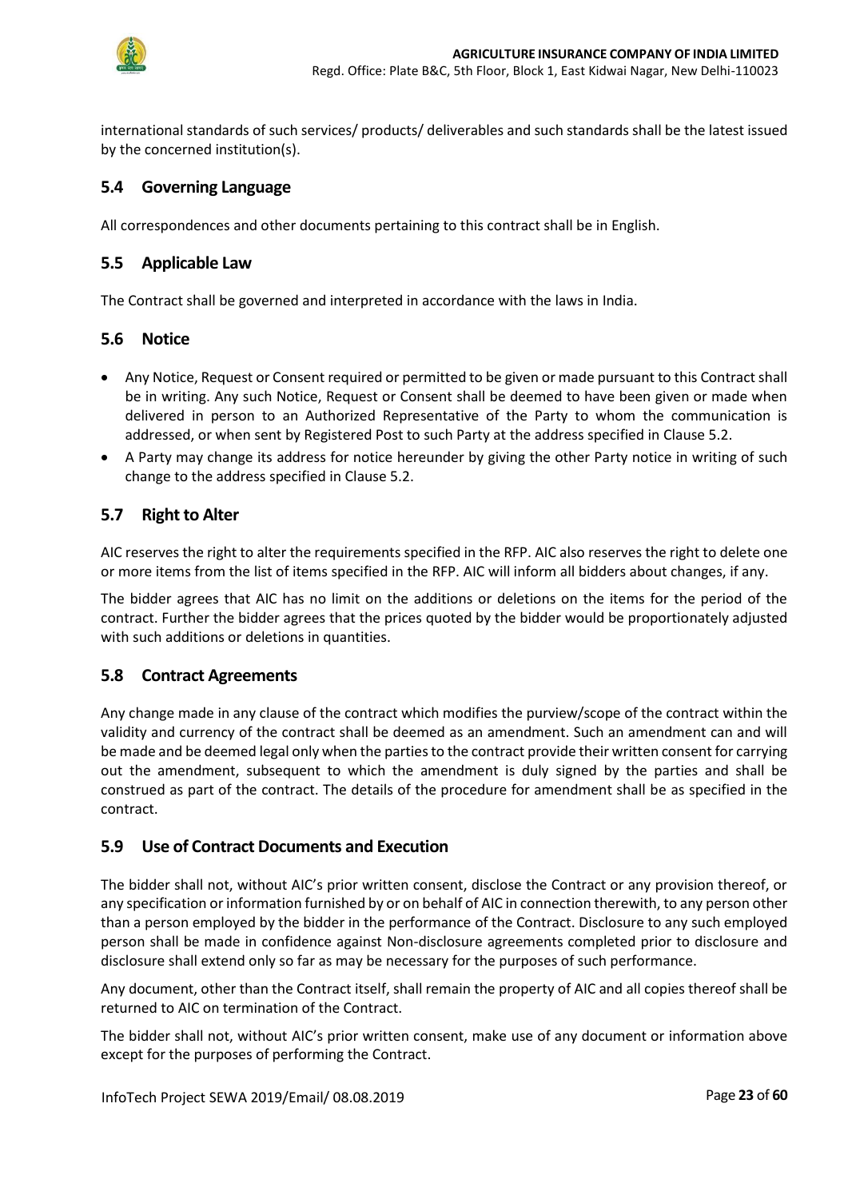international standards of such services/ products/ deliverables and such standards shall be the latest issued by the concerned institution(s).

## 5.4 Governing Language

All correspondences and other documents pertaining to this contract shall be in English.

## 5.5 Applicable Law

The Contract shall be governed and interpreted in accordance with the laws in India.

## 5.6 Notice

- Any Notice, Request or Consent required or permitted to be given or made pursuant to this Contract shall be in writing. Any such Notice, Request or Consent shall be deemed to have been given or made when delivered in person to an Authorized Representative of the Party to whom the communication is addressed, or when sent by Registered Post to such Party at the address specified in Clause 5.2.
- A Party may change its address for notice hereunder by giving the other Party notice in writing of such change to the address specified in Clause 5.2.

## 5.7 Right to Alter

AIC reserves the right to alter the requirements specified in the RFP. AIC also reserves the right to delete one or more items from the list of items specified in the RFP. AIC will inform all bidders about changes, if any.

The bidder agrees that AIC has no limit on the additions or deletions on the items for the period of the contract. Further the bidder agrees that the prices quoted by the bidder would be proportionately adjusted with such additions or deletions in quantities.

## 5.8 Contract Agreements

Any change made in any clause of the contract which modifies the purview/scope of the contract within the validity and currency of the contract shall be deemed as an amendment. Such an amendment can and will be made and be deemed legal only when the parties to the contract provide their written consent for carrying out the amendment, subsequent to which the amendment is duly signed by the parties and shall be construed as part of the contract. The details of the procedure for amendment shall be as specified in the contract.

## 5.9 Use of Contract Documents and Execution

The bidder shall not, without AIC's prior written consent, disclose the Contract or any provision thereof, or any specification or information furnished by or on behalf of AIC in connection therewith, to any person other than a person employed by the bidder in the performance of the Contract. Disclosure to any such employed person shall be made in confidence against Non-disclosure agreements completed prior to disclosure and disclosure shall extend only so far as may be necessary for the purposes of such performance.

Any document, other than the Contract itself, shall remain the property of AIC and all copies thereof shall be returned to AIC on termination of the Contract.

The bidder shall not, without AIC's prior written consent, make use of any document or information above except for the purposes of performing the Contract.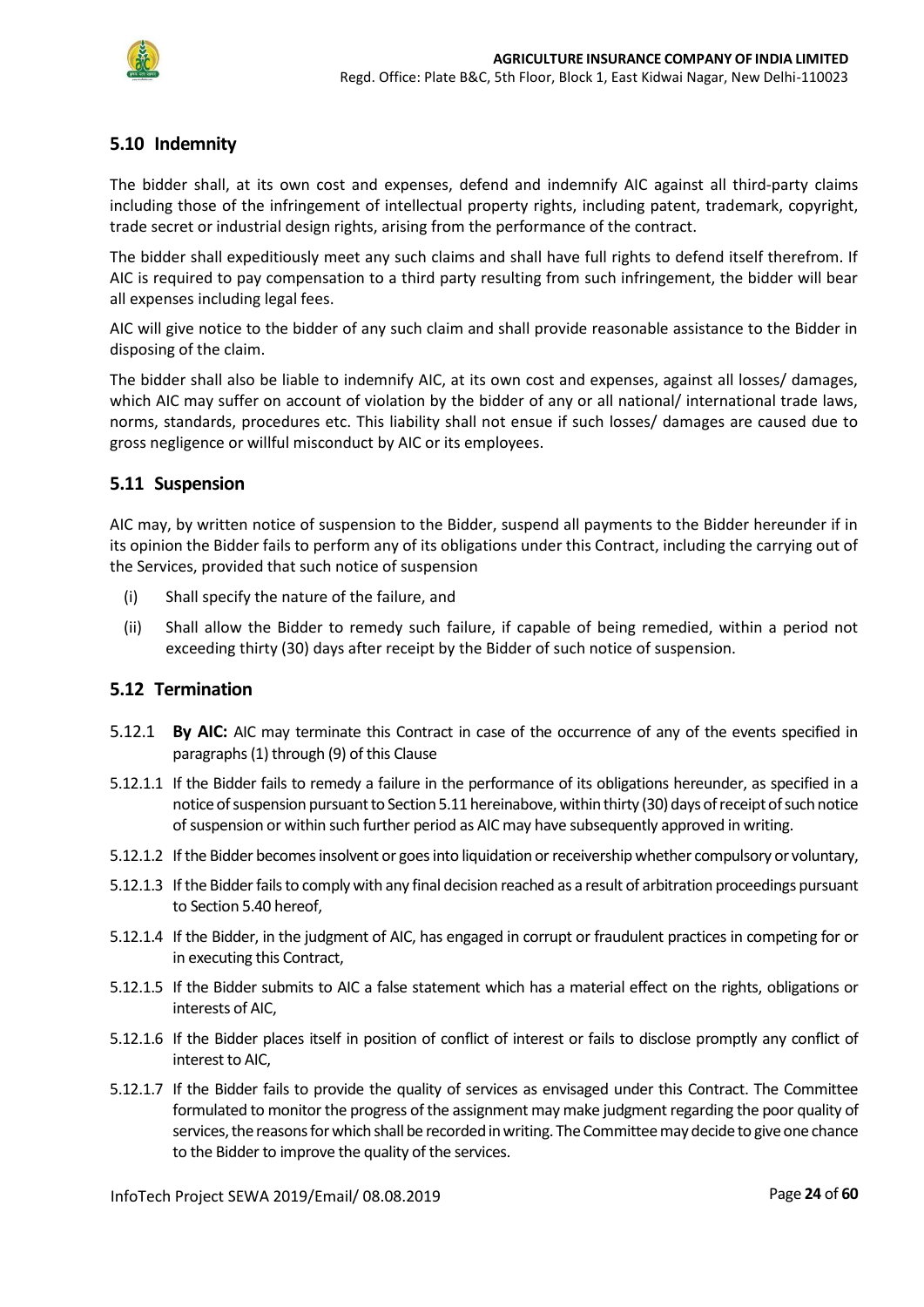## 5.10 Indemnity

The bidder shall, at its own cost and expenses, defend and indemnify AIC against all third-party claims including those of the infringement of intellectual property rights, including patent, trademark, copyright, trade secret or industrial design rights, arising from the performance of the contract.

The bidder shall expeditiously meet any such claims and shall have full rights to defend itself therefrom. If AIC is required to pay compensation to a third party resulting from such infringement, the bidder will bear all expenses including legal fees.

AIC will give notice to the bidder of any such claim and shall provide reasonable assistance to the Bidder in disposing of the claim.

The bidder shall also be liable to indemnify AIC, at its own cost and expenses, against all losses/ damages, which AIC may suffer on account of violation by the bidder of any or all national/ international trade laws, norms, standards, procedures etc. This liability shall not ensue if such losses/ damages are caused due to gross negligence or willful misconduct by AIC or its employees.

## 5.11 Suspension

AIC may, by written notice of suspension to the Bidder, suspend all payments to the Bidder hereunder if in its opinion the Bidder fails to perform any of its obligations under this Contract, including the carrying out of the Services, provided that such notice of suspension

(i) Shall specify the nature of the failure, and

(ii) Shall allow the Bidder to remedy such failure, if capable of being remedied, within a period not exceeding thirty (30) days after receipt by the Bidder of such notice of suspension.

## 5.12 Termination

5.12.1 **By AIC:** AIC may terminate this Contract in case of the occurrence of any of the events specified in paragraphs (1) through (9) of this Clause

5.12.1.1 If the Bidder fails to remedy a failure in the performance of its obligations hereunder, as specified in a notice of suspension pursuant to Section 5.11 hereinabove, within thirty (30) days of receipt of such notice of suspension or within such further period as AIC may have subsequently approved in writing.

5.12.1.2 If the Bidder becomes insolvent or goes into liquidation or receivership whether compulsory or voluntary,

5.12.1.3 If the Bidder fails to comply with any final decision reached as a result of arbitration proceedings pursuant to Section 5.40 hereof,

5.12.1.4 If the Bidder, in the judgment of AIC, has engaged in corrupt or fraudulent practices in competing for or in executing this Contract,

5.12.1.5 If the Bidder submits to AIC a false statement which has a material effect on the rights, obligations or interests of AIC,

5.12.1.6 If the Bidder places itself in position of conflict of interest or fails to disclose promptly any conflict of interest to AIC,

5.12.1.7 If the Bidder fails to provide the quality of services as envisaged under this Contract. The Committee formulated to monitor the progress of the assignment may make judgment regarding the poor quality of services, the reasons for which shall be recorded in writing. The Committee may decide to give one chance to the Bidder to improve the quality of the services.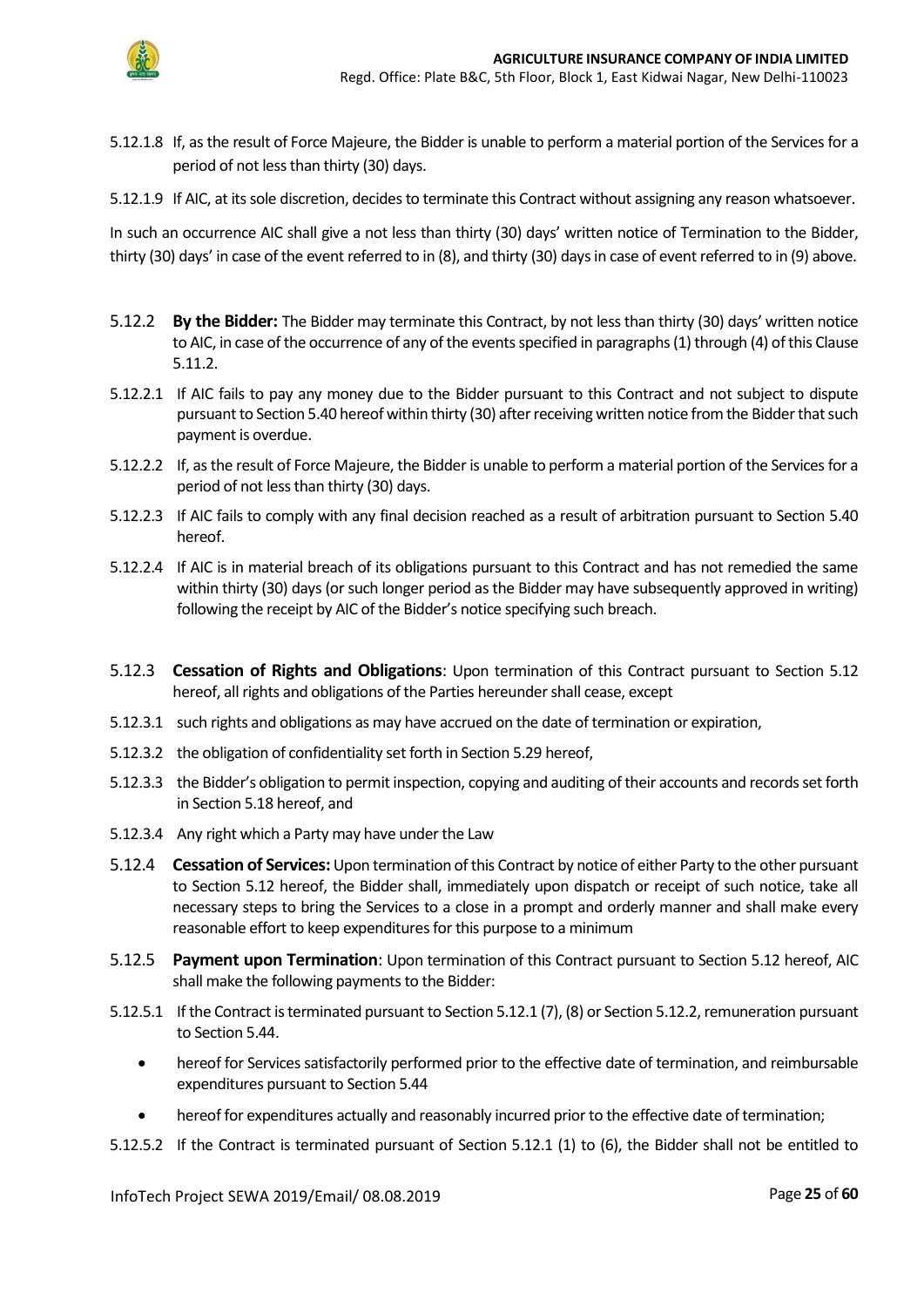5.12.1.8 If, as the result of Force Majeure, the Bidder is unable to perform a material portion of the Services for a period of not less than thirty (30) days.

5.12.1.9 If AIC, at its sole discretion, decides to terminate this Contract without assigning any reason whatsoever.

In such an occurrence AIC shall give a not less than thirty (30) days' written notice of Termination to the Bidder, thirty (30) days' in case of the event referred to in (8), and thirty (30) days in case of event referred to in (9) above.

5.12.2 **By the Bidder:** The Bidder may terminate this Contract, by not less than thirty (30) days' written notice to AIC, in case of the occurrence of any of the events specified in paragraphs (1) through (4) of this Clause 5.11.2.

5.12.2.1 If AIC fails to pay any money due to the Bidder pursuant to this Contract and not subject to dispute pursuant to Section 5.40 hereof within thirty (30) after receiving written notice from the Bidder that such payment is overdue.

5.12.2.2 If, as the result of Force Majeure, the Bidder is unable to perform a material portion of the Services for a period of not less than thirty (30) days.

5.12.2.3 If AIC fails to comply with any final decision reached as a result of arbitration pursuant to Section 5.40 hereof.

5.12.2.4 If AIC is in material breach of its obligations pursuant to this Contract and has not remedied the same within thirty (30) days (or such longer period as the Bidder may have subsequently approved in writing) following the receipt by AIC of the Bidder's notice specifying such breach.

5.12.3 **Cessation of Rights and Obligations**: Upon termination of this Contract pursuant to Section 5.12 hereof, all rights and obligations of the Parties hereunder shall cease, except

5.12.3.1 such rights and obligations as may have accrued on the date of termination or expiration,

5.12.3.2 the obligation of confidentiality set forth in Section 5.29 hereof,

5.12.3.3 the Bidder's obligation to permit inspection, copying and auditing of their accounts and records set forth in Section 5.18 hereof, and

5.12.3.4 Any right which a Party may have under the Law

5.12.4 **Cessation of Services:** Upon termination of this Contract by notice of either Party to the other pursuant to Section 5.12 hereof, the Bidder shall, immediately upon dispatch or receipt of such notice, take all necessary steps to bring the Services to a close in a prompt and orderly manner and shall make every reasonable effort to keep expenditures for this purpose to a minimum

5.12.5 **Payment upon Termination**: Upon termination of this Contract pursuant to Section 5.12 hereof, AIC shall make the following payments to the Bidder:

5.12.5.1 If the Contract is terminated pursuant to Section 5.12.1 (7), (8) or Section 5.12.2, remuneration pursuant to Section 5.44.

- hereof for Services satisfactorily performed prior to the effective date of termination, and reimbursable expenditures pursuant to Section 5.44
- hereof for expenditures actually and reasonably incurred prior to the effective date of termination;

5.12.5.2 If the Contract is terminated pursuant of Section 5.12.1 (1) to (6), the Bidder shall not be entitled to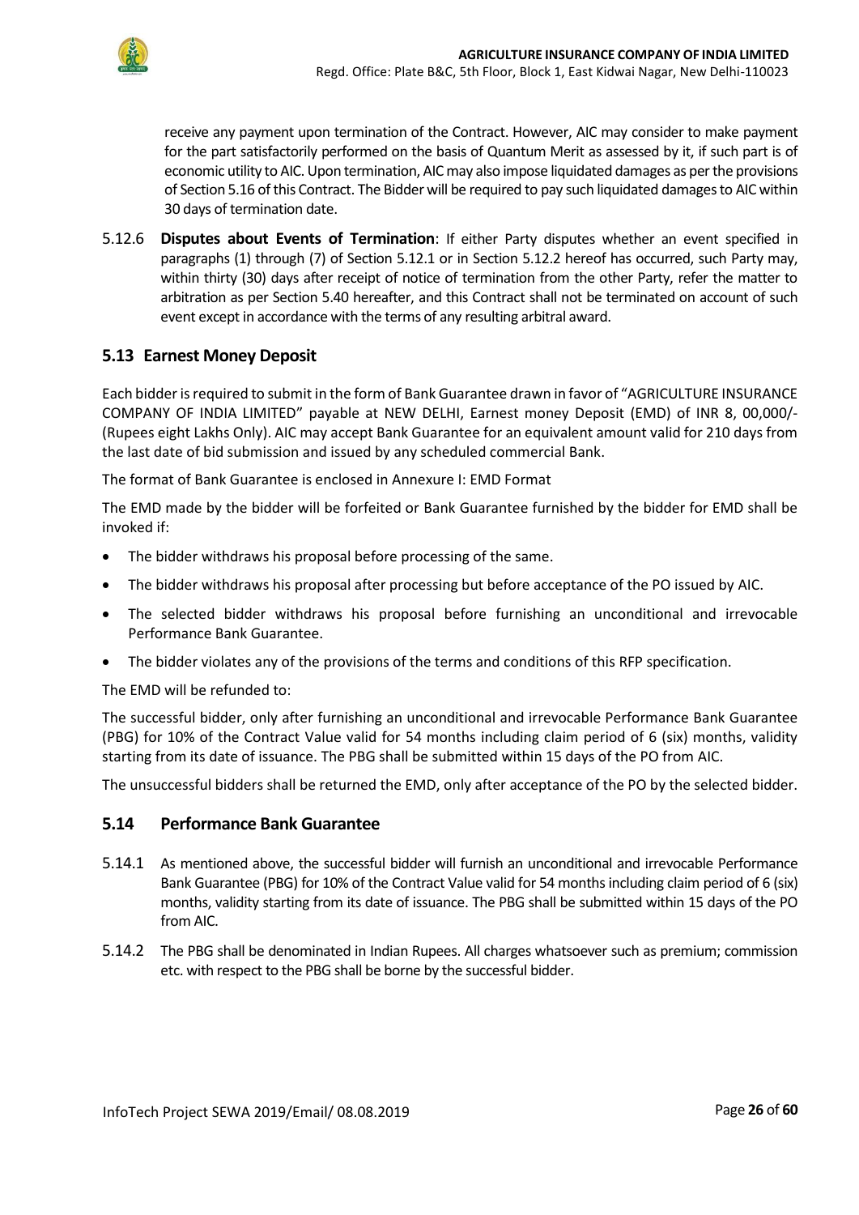receive any payment upon termination of the Contract. However, AIC may consider to make payment for the part satisfactorily performed on the basis of Quantum Merit as assessed by it, if such part is of economic utility to AIC. Upon termination, AIC may also impose liquidated damages as per the provisions of Section 5.16 of this Contract. The Bidder will be required to pay such liquidated damages to AIC within 30 days of termination date.

5.12.6 **Disputes about Events of Termination**: If either Party disputes whether an event specified in paragraphs (1) through (7) of Section 5.12.1 or in Section 5.12.2 hereof has occurred, such Party may, within thirty (30) days after receipt of notice of termination from the other Party, refer the matter to arbitration as per Section 5.40 hereafter, and this Contract shall not be terminated on account of such event except in accordance with the terms of any resulting arbitral award.

## 5.13 Earnest Money Deposit

Each bidder is required to submit in the form of Bank Guarantee drawn in favor of "AGRICULTURE INSURANCE COMPANY OF INDIA LIMITED" payable at NEW DELHI, Earnest money Deposit (EMD) of INR 8, 00,000/- (Rupees eight Lakhs Only). AIC may accept Bank Guarantee for an equivalent amount valid for 210 days from the last date of bid submission and issued by any scheduled commercial Bank.

The format of Bank Guarantee is enclosed in Annexure I: EMD Format

The EMD made by the bidder will be forfeited or Bank Guarantee furnished by the bidder for EMD shall be invoked if:

- The bidder withdraws his proposal before processing of the same.
- The bidder withdraws his proposal after processing but before acceptance of the PO issued by AIC.
- The selected bidder withdraws his proposal before furnishing an unconditional and irrevocable Performance Bank Guarantee.
- The bidder violates any of the provisions of the terms and conditions of this RFP specification.

The EMD will be refunded to:

The successful bidder, only after furnishing an unconditional and irrevocable Performance Bank Guarantee (PBG) for 10% of the Contract Value valid for 54 months including claim period of 6 (six) months, validity starting from its date of issuance. The PBG shall be submitted within 15 days of the PO from AIC.

The unsuccessful bidders shall be returned the EMD, only after acceptance of the PO by the selected bidder.

## 5.14 Performance Bank Guarantee

5.14.1 As mentioned above, the successful bidder will furnish an unconditional and irrevocable Performance Bank Guarantee (PBG) for 10% of the Contract Value valid for 54 months including claim period of 6 (six) months, validity starting from its date of issuance. The PBG shall be submitted within 15 days of the PO from AIC.

5.14.2 The PBG shall be denominated in Indian Rupees. All charges whatsoever such as premium; commission etc. with respect to the PBG shall be borne by the successful bidder.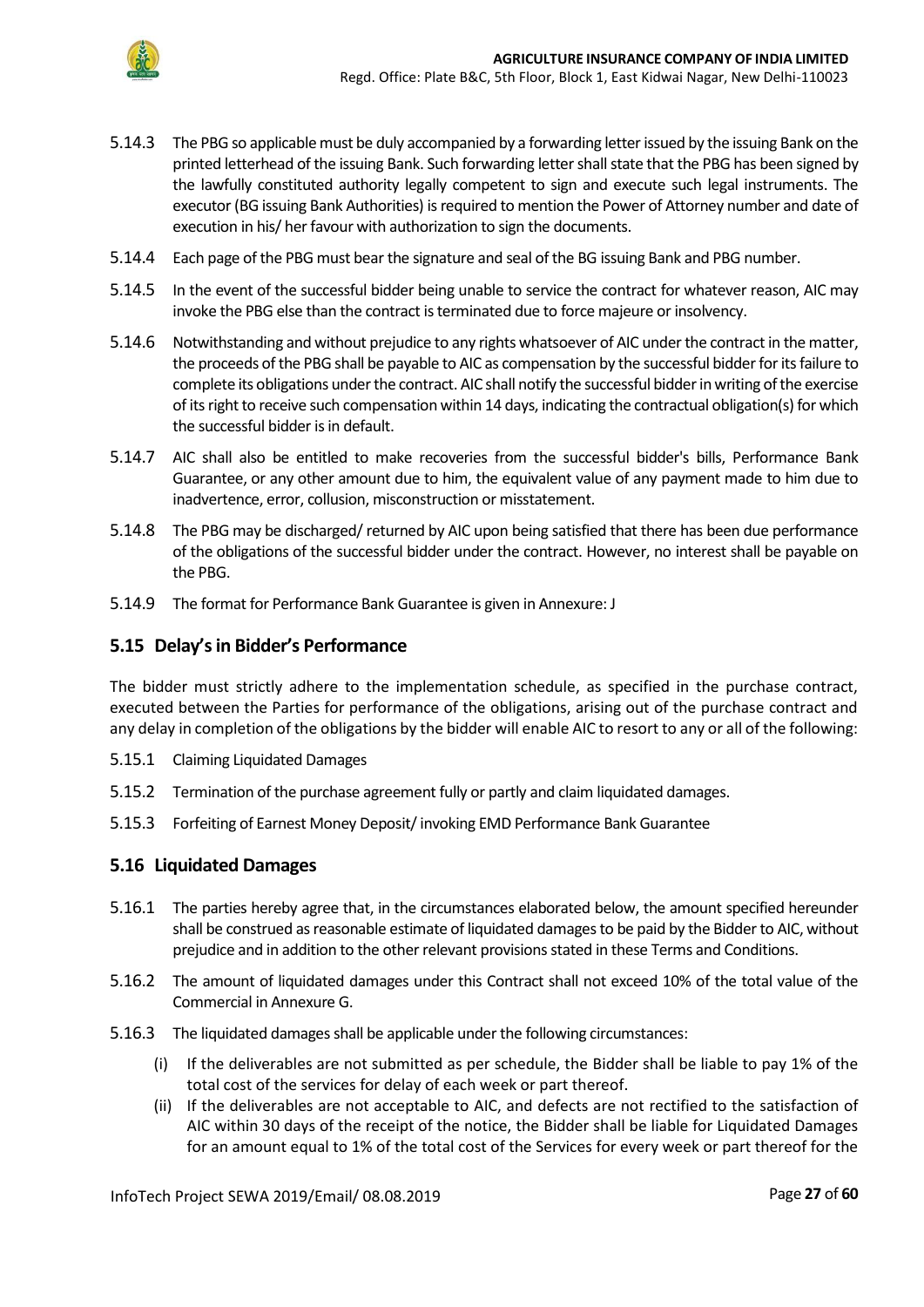5.14.3 The PBG so applicable must be duly accompanied by a forwarding letter issued by the issuing Bank on the printed letterhead of the issuing Bank. Such forwarding letter shall state that the PBG has been signed by the lawfully constituted authority legally competent to sign and execute such legal instruments. The executor (BG issuing Bank Authorities) is required to mention the Power of Attorney number and date of execution in his/ her favour with authorization to sign the documents.

5.14.4 Each page of the PBG must bear the signature and seal of the BG issuing Bank and PBG number.

5.14.5 In the event of the successful bidder being unable to service the contract for whatever reason, AIC may invoke the PBG else than the contract is terminated due to force majeure or insolvency.

5.14.6 Notwithstanding and without prejudice to any rights whatsoever of AIC under the contract in the matter, the proceeds of the PBG shall be payable to AIC as compensation by the successful bidder for its failure to complete its obligations under the contract. AIC shall notify the successful bidder in writing of the exercise of its right to receive such compensation within 14 days, indicating the contractual obligation(s) for which the successful bidder is in default.

5.14.7 AIC shall also be entitled to make recoveries from the successful bidder's bills, Performance Bank Guarantee, or any other amount due to him, the equivalent value of any payment made to him due to inadvertence, error, collusion, misconstruction or misstatement.

5.14.8 The PBG may be discharged/ returned by AIC upon being satisfied that there has been due performance of the obligations of the successful bidder under the contract. However, no interest shall be payable on the PBG.

5.14.9 The format for Performance Bank Guarantee is given in Annexure: J

## 5.15 Delay's in Bidder's Performance

The bidder must strictly adhere to the implementation schedule, as specified in the purchase contract, executed between the Parties for performance of the obligations, arising out of the purchase contract and any delay in completion of the obligations by the bidder will enable AIC to resort to any or all of the following:

5.15.1 Claiming Liquidated Damages

5.15.2 Termination of the purchase agreement fully or partly and claim liquidated damages.

5.15.3 Forfeiting of Earnest Money Deposit/ invoking EMD Performance Bank Guarantee

## 5.16 Liquidated Damages

5.16.1 The parties hereby agree that, in the circumstances elaborated below, the amount specified hereunder shall be construed as reasonable estimate of liquidated damages to be paid by the Bidder to AIC, without prejudice and in addition to the other relevant provisions stated in these Terms and Conditions.

5.16.2 The amount of liquidated damages under this Contract shall not exceed 10% of the total value of the Commercial in Annexure G.

5.16.3 The liquidated damages shall be applicable under the following circumstances:

(i) If the deliverables are not submitted as per schedule, the Bidder shall be liable to pay 1% of the total cost of the services for delay of each week or part thereof.

(ii) If the deliverables are not acceptable to AIC, and defects are not rectified to the satisfaction of AIC within 30 days of the receipt of the notice, the Bidder shall be liable for Liquidated Damages for an amount equal to 1% of the total cost of the Services for every week or part thereof for the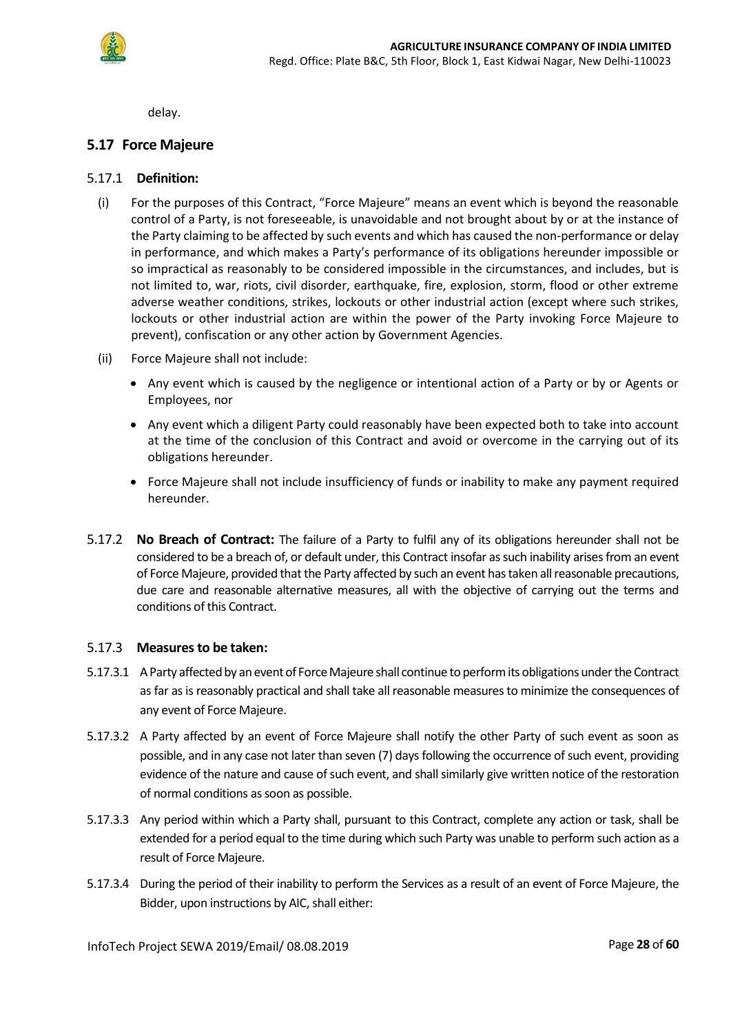delay.

## 5.17 Force Majeure

### 5.17.1 Definition:

(i) For the purposes of this Contract, "Force Majeure" means an event which is beyond the reasonable control of a Party, is not foreseeable, is unavoidable and not brought about by or at the instance of the Party claiming to be affected by such events and which has caused the non-performance or delay in performance, and which makes a Party's performance of its obligations hereunder impossible or so impractical as reasonably to be considered impossible in the circumstances, and includes, but is not limited to, war, riots, civil disorder, earthquake, fire, explosion, storm, flood or other extreme adverse weather conditions, strikes, lockouts or other industrial action (except where such strikes, lockouts or other industrial action are within the power of the Party invoking Force Majeure to prevent), confiscation or any other action by Government Agencies.

(ii) Force Majeure shall not include:

- Any event which is caused by the negligence or intentional action of a Party or by or Agents or Employees, nor
- Any event which a diligent Party could reasonably have been expected both to take into account at the time of the conclusion of this Contract and avoid or overcome in the carrying out of its obligations hereunder.
- Force Majeure shall not include insufficiency of funds or inability to make any payment required hereunder.

5.17.2 **No Breach of Contract:** The failure of a Party to fulfil any of its obligations hereunder shall not be considered to be a breach of, or default under, this Contract insofar as such inability arises from an event of Force Majeure, provided that the Party affected by such an event has taken all reasonable precautions, due care and reasonable alternative measures, all with the objective of carrying out the terms and conditions of this Contract.

### 5.17.3 Measures to be taken:

5.17.3.1 A Party affected by an event of Force Majeure shall continue to perform its obligations under the Contract as far as is reasonably practical and shall take all reasonable measures to minimize the consequences of any event of Force Majeure.

5.17.3.2 A Party affected by an event of Force Majeure shall notify the other Party of such event as soon as possible, and in any case not later than seven (7) days following the occurrence of such event, providing evidence of the nature and cause of such event, and shall similarly give written notice of the restoration of normal conditions as soon as possible.

5.17.3.3 Any period within which a Party shall, pursuant to this Contract, complete any action or task, shall be extended for a period equal to the time during which such Party was unable to perform such action as a result of Force Majeure.

5.17.3.4 During the period of their inability to perform the Services as a result of an event of Force Majeure, the Bidder, upon instructions by AIC, shall either: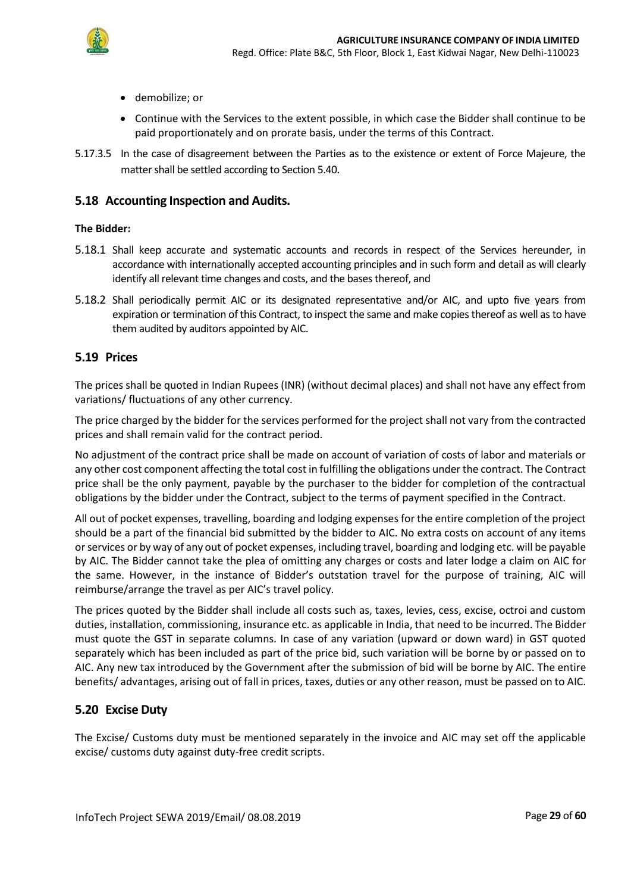- demobilize; or
- Continue with the Services to the extent possible, in which case the Bidder shall continue to be paid proportionately and on prorate basis, under the terms of this Contract.

5.17.3.5 In the case of disagreement between the Parties as to the existence or extent of Force Majeure, the matter shall be settled according to Section 5.40.

## 5.18 Accounting Inspection and Audits.

**The Bidder:**

5.18.1 Shall keep accurate and systematic accounts and records in respect of the Services hereunder, in accordance with internationally accepted accounting principles and in such form and detail as will clearly identify all relevant time changes and costs, and the bases thereof, and

5.18.2 Shall periodically permit AIC or its designated representative and/or AIC, and upto five years from expiration or termination of this Contract, to inspect the same and make copies thereof as well as to have them audited by auditors appointed by AIC.

## 5.19 Prices

The prices shall be quoted in Indian Rupees (INR) (without decimal places) and shall not have any effect from variations/ fluctuations of any other currency.

The price charged by the bidder for the services performed for the project shall not vary from the contracted prices and shall remain valid for the contract period.

No adjustment of the contract price shall be made on account of variation of costs of labor and materials or any other cost component affecting the total cost in fulfilling the obligations under the contract. The Contract price shall be the only payment, payable by the purchaser to the bidder for completion of the contractual obligations by the bidder under the Contract, subject to the terms of payment specified in the Contract.

All out of pocket expenses, travelling, boarding and lodging expenses for the entire completion of the project should be a part of the financial bid submitted by the bidder to AIC. No extra costs on account of any items or services or by way of any out of pocket expenses, including travel, boarding and lodging etc. will be payable by AIC. The Bidder cannot take the plea of omitting any charges or costs and later lodge a claim on AIC for the same. However, in the instance of Bidder's outstation travel for the purpose of training, AIC will reimburse/arrange the travel as per AIC's travel policy.

The prices quoted by the Bidder shall include all costs such as, taxes, levies, cess, excise, octroi and custom duties, installation, commissioning, insurance etc. as applicable in India, that need to be incurred. The Bidder must quote the GST in separate columns. In case of any variation (upward or down ward) in GST quoted separately which has been included as part of the price bid, such variation will be borne by or passed on to AIC. Any new tax introduced by the Government after the submission of bid will be borne by AIC. The entire benefits/ advantages, arising out of fall in prices, taxes, duties or any other reason, must be passed on to AIC.

## 5.20 Excise Duty

The Excise/ Customs duty must be mentioned separately in the invoice and AIC may set off the applicable excise/ customs duty against duty-free credit scripts.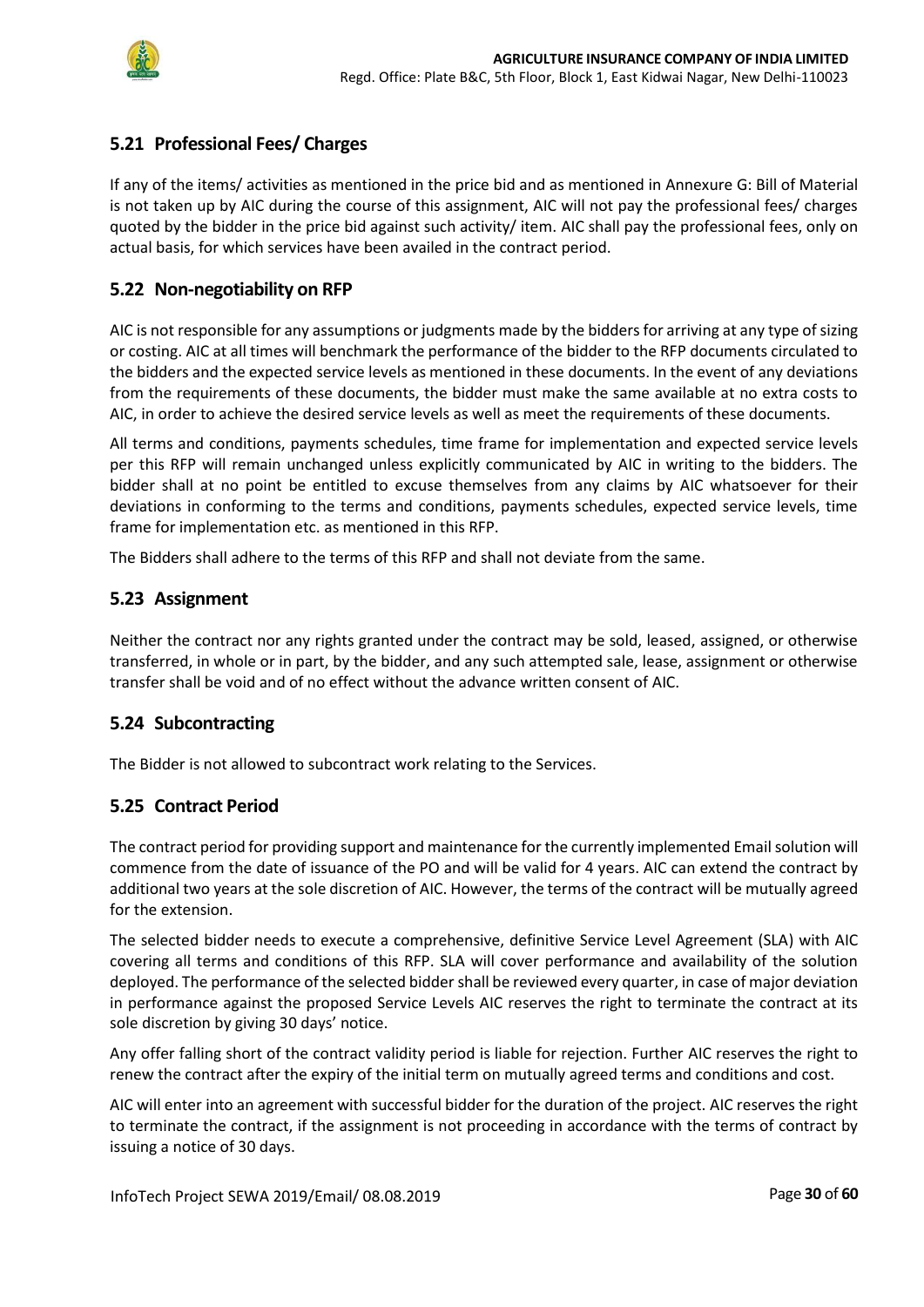## 5.21 Professional Fees/ Charges

If any of the items/ activities as mentioned in the price bid and as mentioned in Annexure G: Bill of Material is not taken up by AIC during the course of this assignment, AIC will not pay the professional fees/ charges quoted by the bidder in the price bid against such activity/ item. AIC shall pay the professional fees, only on actual basis, for which services have been availed in the contract period.

## 5.22 Non-negotiability on RFP

AIC is not responsible for any assumptions or judgments made by the bidders for arriving at any type of sizing or costing. AIC at all times will benchmark the performance of the bidder to the RFP documents circulated to the bidders and the expected service levels as mentioned in these documents. In the event of any deviations from the requirements of these documents, the bidder must make the same available at no extra costs to AIC, in order to achieve the desired service levels as well as meet the requirements of these documents.

All terms and conditions, payments schedules, time frame for implementation and expected service levels per this RFP will remain unchanged unless explicitly communicated by AIC in writing to the bidders. The bidder shall at no point be entitled to excuse themselves from any claims by AIC whatsoever for their deviations in conforming to the terms and conditions, payments schedules, expected service levels, time frame for implementation etc. as mentioned in this RFP.

The Bidders shall adhere to the terms of this RFP and shall not deviate from the same.

## 5.23 Assignment

Neither the contract nor any rights granted under the contract may be sold, leased, assigned, or otherwise transferred, in whole or in part, by the bidder, and any such attempted sale, lease, assignment or otherwise transfer shall be void and of no effect without the advance written consent of AIC.

## 5.24 Subcontracting

The Bidder is not allowed to subcontract work relating to the Services.

## 5.25 Contract Period

The contract period for providing support and maintenance for the currently implemented Email solution will commence from the date of issuance of the PO and will be valid for 4 years. AIC can extend the contract by additional two years at the sole discretion of AIC. However, the terms of the contract will be mutually agreed for the extension.

The selected bidder needs to execute a comprehensive, definitive Service Level Agreement (SLA) with AIC covering all terms and conditions of this RFP. SLA will cover performance and availability of the solution deployed. The performance of the selected bidder shall be reviewed every quarter, in case of major deviation in performance against the proposed Service Levels AIC reserves the right to terminate the contract at its sole discretion by giving 30 days' notice.

Any offer falling short of the contract validity period is liable for rejection. Further AIC reserves the right to renew the contract after the expiry of the initial term on mutually agreed terms and conditions and cost.

AIC will enter into an agreement with successful bidder for the duration of the project. AIC reserves the right to terminate the contract, if the assignment is not proceeding in accordance with the terms of contract by issuing a notice of 30 days.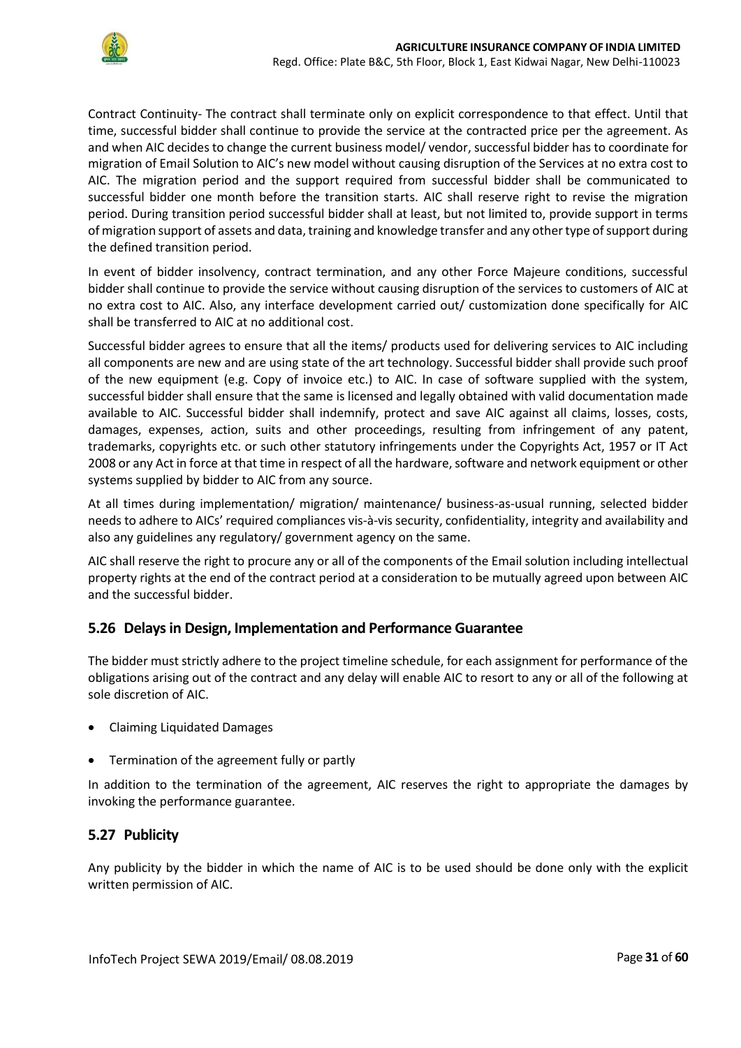Contract Continuity- The contract shall terminate only on explicit correspondence to that effect. Until that time, successful bidder shall continue to provide the service at the contracted price per the agreement. As and when AIC decides to change the current business model/ vendor, successful bidder has to coordinate for migration of Email Solution to AIC's new model without causing disruption of the Services at no extra cost to AIC. The migration period and the support required from successful bidder shall be communicated to successful bidder one month before the transition starts. AIC shall reserve right to revise the migration period. During transition period successful bidder shall at least, but not limited to, provide support in terms of migration support of assets and data, training and knowledge transfer and any other type of support during the defined transition period.

In event of bidder insolvency, contract termination, and any other Force Majeure conditions, successful bidder shall continue to provide the service without causing disruption of the services to customers of AIC at no extra cost to AIC. Also, any interface development carried out/ customization done specifically for AIC shall be transferred to AIC at no additional cost.

Successful bidder agrees to ensure that all the items/ products used for delivering services to AIC including all components are new and are using state of the art technology. Successful bidder shall provide such proof of the new equipment (e.g. Copy of invoice etc.) to AIC. In case of software supplied with the system, successful bidder shall ensure that the same is licensed and legally obtained with valid documentation made available to AIC. Successful bidder shall indemnify, protect and save AIC against all claims, losses, costs, damages, expenses, action, suits and other proceedings, resulting from infringement of any patent, trademarks, copyrights etc. or such other statutory infringements under the Copyrights Act, 1957 or IT Act 2008 or any Act in force at that time in respect of all the hardware, software and network equipment or other systems supplied by bidder to AIC from any source.

At all times during implementation/ migration/ maintenance/ business-as-usual running, selected bidder needs to adhere to AICs' required compliances vis-à-vis security, confidentiality, integrity and availability and also any guidelines any regulatory/ government agency on the same.

AIC shall reserve the right to procure any or all of the components of the Email solution including intellectual property rights at the end of the contract period at a consideration to be mutually agreed upon between AIC and the successful bidder.

## 5.26 Delays in Design, Implementation and Performance Guarantee

The bidder must strictly adhere to the project timeline schedule, for each assignment for performance of the obligations arising out of the contract and any delay will enable AIC to resort to any or all of the following at sole discretion of AIC.

- Claiming Liquidated Damages
- Termination of the agreement fully or partly

In addition to the termination of the agreement, AIC reserves the right to appropriate the damages by invoking the performance guarantee.

## 5.27 Publicity

Any publicity by the bidder in which the name of AIC is to be used should be done only with the explicit written permission of AIC.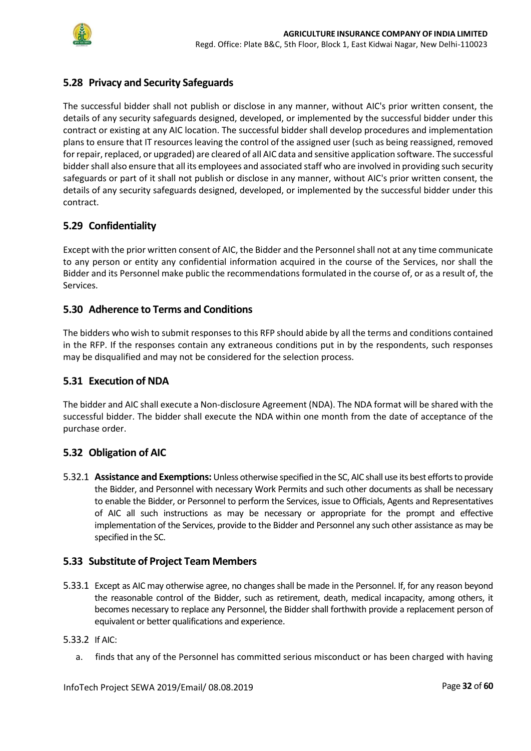## 5.28 Privacy and Security Safeguards

The successful bidder shall not publish or disclose in any manner, without AIC's prior written consent, the details of any security safeguards designed, developed, or implemented by the successful bidder under this contract or existing at any AIC location. The successful bidder shall develop procedures and implementation plans to ensure that IT resources leaving the control of the assigned user (such as being reassigned, removed for repair, replaced, or upgraded) are cleared of all AIC data and sensitive application software. The successful bidder shall also ensure that all its employees and associated staff who are involved in providing such security safeguards or part of it shall not publish or disclose in any manner, without AIC's prior written consent, the details of any security safeguards designed, developed, or implemented by the successful bidder under this contract.

## 5.29 Confidentiality

Except with the prior written consent of AIC, the Bidder and the Personnel shall not at any time communicate to any person or entity any confidential information acquired in the course of the Services, nor shall the Bidder and its Personnel make public the recommendations formulated in the course of, or as a result of, the Services.

## 5.30 Adherence to Terms and Conditions

The bidders who wish to submit responses to this RFP should abide by all the terms and conditions contained in the RFP. If the responses contain any extraneous conditions put in by the respondents, such responses may be disqualified and may not be considered for the selection process.

## 5.31 Execution of NDA

The bidder and AIC shall execute a Non-disclosure Agreement (NDA). The NDA format will be shared with the successful bidder. The bidder shall execute the NDA within one month from the date of acceptance of the purchase order.

## 5.32 Obligation of AIC

5.32.1 **Assistance and Exemptions:** Unless otherwise specified in the SC, AIC shall use its best efforts to provide the Bidder, and Personnel with necessary Work Permits and such other documents as shall be necessary to enable the Bidder, or Personnel to perform the Services, issue to Officials, Agents and Representatives of AIC all such instructions as may be necessary or appropriate for the prompt and effective implementation of the Services, provide to the Bidder and Personnel any such other assistance as may be specified in the SC.

## 5.33 Substitute of Project Team Members

5.33.1 Except as AIC may otherwise agree, no changes shall be made in the Personnel. If, for any reason beyond the reasonable control of the Bidder, such as retirement, death, medical incapacity, among others, it becomes necessary to replace any Personnel, the Bidder shall forthwith provide a replacement person of equivalent or better qualifications and experience.

5.33.2 If AIC:

a. finds that any of the Personnel has committed serious misconduct or has been charged with having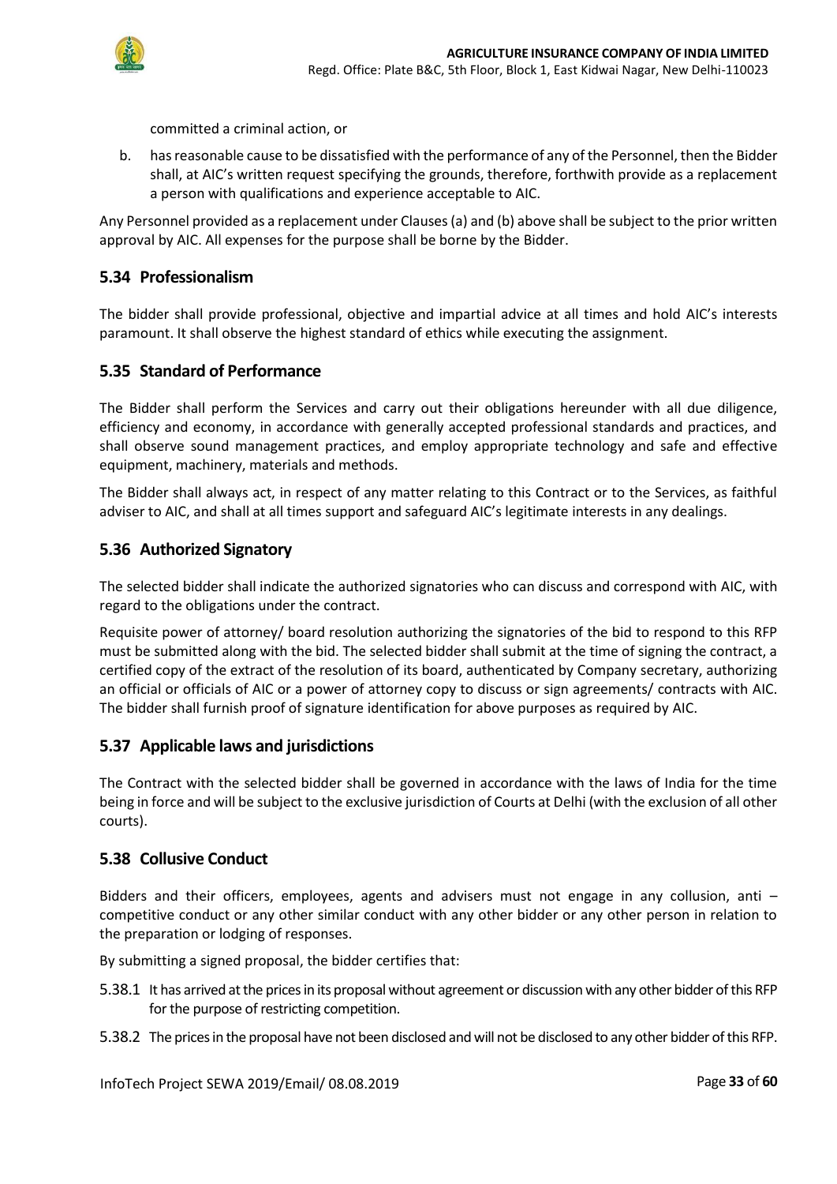committed a criminal action, or

b. has reasonable cause to be dissatisfied with the performance of any of the Personnel, then the Bidder shall, at AIC's written request specifying the grounds, therefore, forthwith provide as a replacement a person with qualifications and experience acceptable to AIC.

Any Personnel provided as a replacement under Clauses (a) and (b) above shall be subject to the prior written approval by AIC. All expenses for the purpose shall be borne by the Bidder.

## 5.34 Professionalism

The bidder shall provide professional, objective and impartial advice at all times and hold AIC's interests paramount. It shall observe the highest standard of ethics while executing the assignment.

## 5.35 Standard of Performance

The Bidder shall perform the Services and carry out their obligations hereunder with all due diligence, efficiency and economy, in accordance with generally accepted professional standards and practices, and shall observe sound management practices, and employ appropriate technology and safe and effective equipment, machinery, materials and methods.

The Bidder shall always act, in respect of any matter relating to this Contract or to the Services, as faithful adviser to AIC, and shall at all times support and safeguard AIC's legitimate interests in any dealings.

## 5.36 Authorized Signatory

The selected bidder shall indicate the authorized signatories who can discuss and correspond with AIC, with regard to the obligations under the contract.

Requisite power of attorney/ board resolution authorizing the signatories of the bid to respond to this RFP must be submitted along with the bid. The selected bidder shall submit at the time of signing the contract, a certified copy of the extract of the resolution of its board, authenticated by Company secretary, authorizing an official or officials of AIC or a power of attorney copy to discuss or sign agreements/ contracts with AIC. The bidder shall furnish proof of signature identification for above purposes as required by AIC.

## 5.37 Applicable laws and jurisdictions

The Contract with the selected bidder shall be governed in accordance with the laws of India for the time being in force and will be subject to the exclusive jurisdiction of Courts at Delhi (with the exclusion of all other courts).

## 5.38 Collusive Conduct

Bidders and their officers, employees, agents and advisers must not engage in any collusion, anti – competitive conduct or any other similar conduct with any other bidder or any other person in relation to the preparation or lodging of responses.

By submitting a signed proposal, the bidder certifies that:

5.38.1 It has arrived at the prices in its proposal without agreement or discussion with any other bidder of this RFP for the purpose of restricting competition.

5.38.2 The prices in the proposal have not been disclosed and will not be disclosed to any other bidder of this RFP.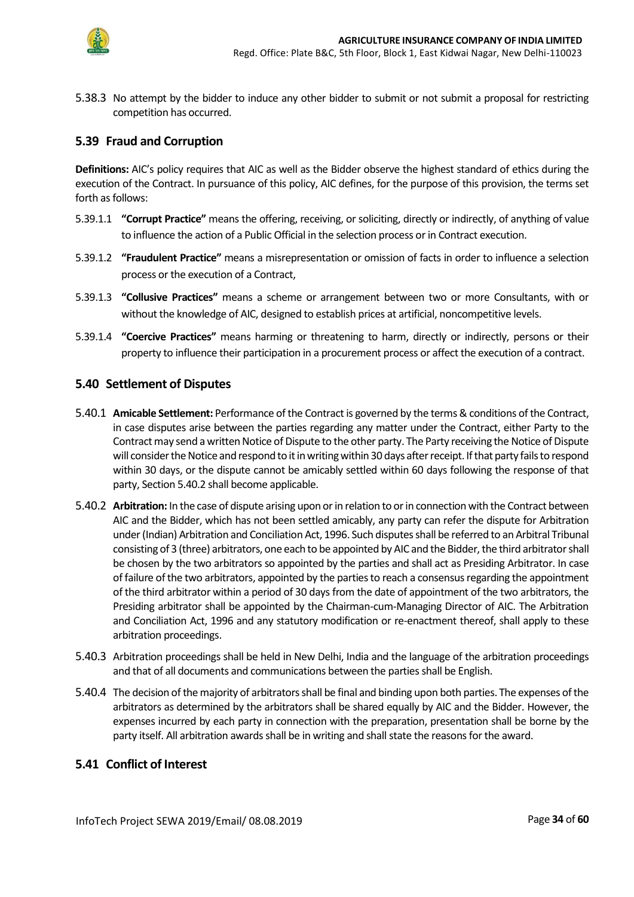5.38.3 No attempt by the bidder to induce any other bidder to submit or not submit a proposal for restricting competition has occurred.

## 5.39 Fraud and Corruption

**Definitions:** AIC's policy requires that AIC as well as the Bidder observe the highest standard of ethics during the execution of the Contract. In pursuance of this policy, AIC defines, for the purpose of this provision, the terms set forth as follows:

5.39.1.1 **"Corrupt Practice"** means the offering, receiving, or soliciting, directly or indirectly, of anything of value to influence the action of a Public Official in the selection process or in Contract execution.

5.39.1.2 **"Fraudulent Practice"** means a misrepresentation or omission of facts in order to influence a selection process or the execution of a Contract,

5.39.1.3 **"Collusive Practices"** means a scheme or arrangement between two or more Consultants, with or without the knowledge of AIC, designed to establish prices at artificial, noncompetitive levels.

5.39.1.4 **"Coercive Practices"** means harming or threatening to harm, directly or indirectly, persons or their property to influence their participation in a procurement process or affect the execution of a contract.

## 5.40 Settlement of Disputes

5.40.1 **Amicable Settlement:** Performance of the Contract is governed by the terms & conditions of the Contract, in case disputes arise between the parties regarding any matter under the Contract, either Party to the Contract may send a written Notice of Dispute to the other party. The Party receiving the Notice of Dispute will consider the Notice and respond to it in writing within 30 days after receipt. If that party fails to respond within 30 days, or the dispute cannot be amicably settled within 60 days following the response of that party, Section 5.40.2 shall become applicable.

5.40.2 **Arbitration:** In the case of dispute arising upon or in relation to or in connection with the Contract between AIC and the Bidder, which has not been settled amicably, any party can refer the dispute for Arbitration under (Indian) Arbitration and Conciliation Act, 1996. Such disputes shall be referred to an Arbitral Tribunal consisting of 3 (three) arbitrators, one each to be appointed by AIC and the Bidder, the third arbitrator shall be chosen by the two arbitrators so appointed by the parties and shall act as Presiding Arbitrator. In case of failure of the two arbitrators, appointed by the parties to reach a consensus regarding the appointment of the third arbitrator within a period of 30 days from the date of appointment of the two arbitrators, the Presiding arbitrator shall be appointed by the Chairman-cum-Managing Director of AIC. The Arbitration and Conciliation Act, 1996 and any statutory modification or re-enactment thereof, shall apply to these arbitration proceedings.

5.40.3 Arbitration proceedings shall be held in New Delhi, India and the language of the arbitration proceedings and that of all documents and communications between the parties shall be English.

5.40.4 The decision of the majority of arbitrators shall be final and binding upon both parties. The expenses of the arbitrators as determined by the arbitrators shall be shared equally by AIC and the Bidder. However, the expenses incurred by each party in connection with the preparation, presentation shall be borne by the party itself. All arbitration awards shall be in writing and shall state the reasons for the award.

## 5.41 Conflict of Interest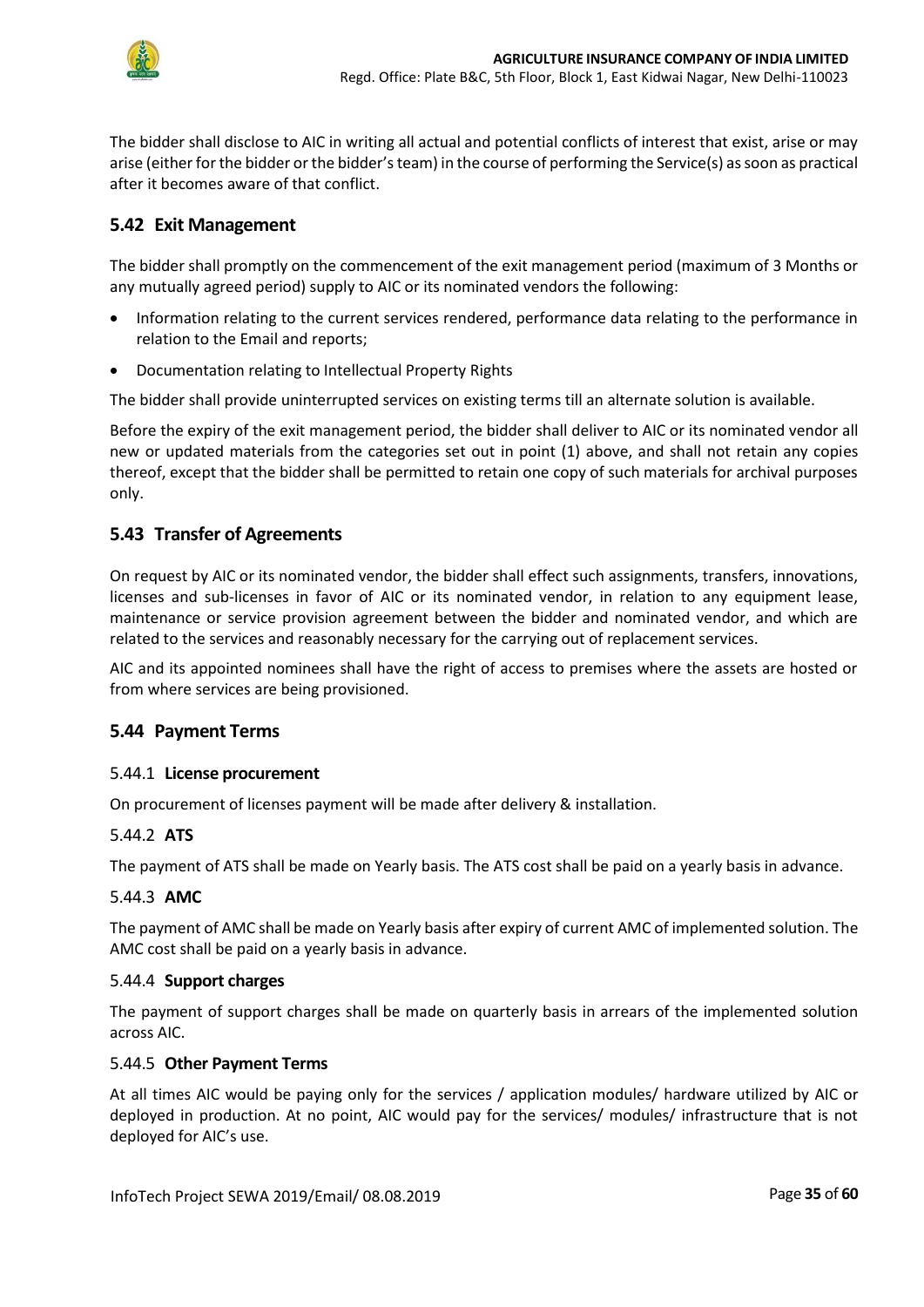The bidder shall disclose to AIC in writing all actual and potential conflicts of interest that exist, arise or may arise (either for the bidder or the bidder's team) in the course of performing the Service(s) as soon as practical after it becomes aware of that conflict.

## 5.42 Exit Management

The bidder shall promptly on the commencement of the exit management period (maximum of 3 Months or any mutually agreed period) supply to AIC or its nominated vendors the following:

- Information relating to the current services rendered, performance data relating to the performance in relation to the Email and reports;
- Documentation relating to Intellectual Property Rights

The bidder shall provide uninterrupted services on existing terms till an alternate solution is available.

Before the expiry of the exit management period, the bidder shall deliver to AIC or its nominated vendor all new or updated materials from the categories set out in point (1) above, and shall not retain any copies thereof, except that the bidder shall be permitted to retain one copy of such materials for archival purposes only.

## 5.43 Transfer of Agreements

On request by AIC or its nominated vendor, the bidder shall effect such assignments, transfers, innovations, licenses and sub-licenses in favor of AIC or its nominated vendor, in relation to any equipment lease, maintenance or service provision agreement between the bidder and nominated vendor, and which are related to the services and reasonably necessary for the carrying out of replacement services.

AIC and its appointed nominees shall have the right of access to premises where the assets are hosted or from where services are being provisioned.

## 5.44 Payment Terms

### 5.44.1 **License procurement**

On procurement of licenses payment will be made after delivery & installation.

### 5.44.2 **ATS**

The payment of ATS shall be made on Yearly basis. The ATS cost shall be paid on a yearly basis in advance.

### 5.44.3 **AMC**

The payment of AMC shall be made on Yearly basis after expiry of current AMC of implemented solution. The AMC cost shall be paid on a yearly basis in advance.

### 5.44.4 **Support charges**

The payment of support charges shall be made on quarterly basis in arrears of the implemented solution across AIC.

### 5.44.5 **Other Payment Terms**

At all times AIC would be paying only for the services / application modules/ hardware utilized by AIC or deployed in production. At no point, AIC would pay for the services/ modules/ infrastructure that is not deployed for AIC's use.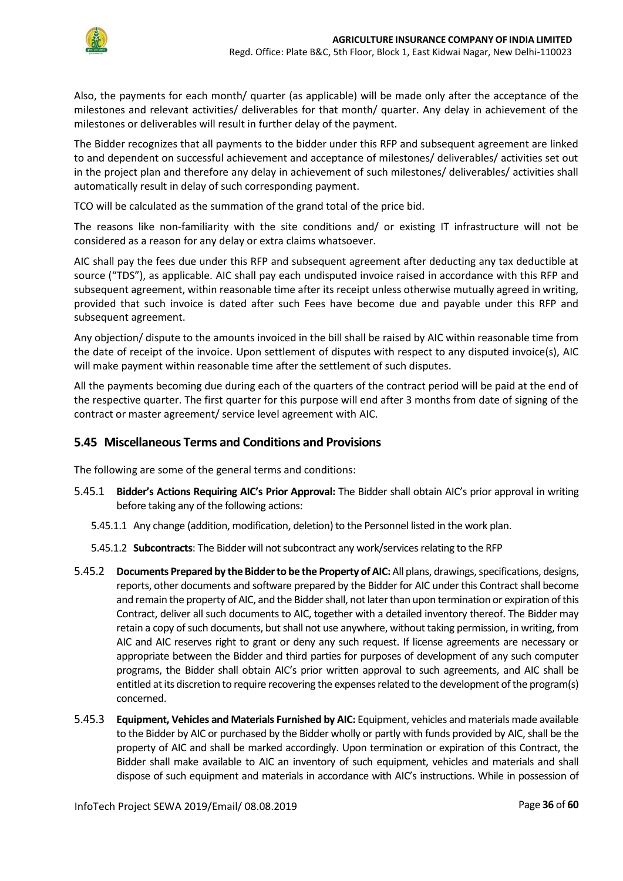Also, the payments for each month/ quarter (as applicable) will be made only after the acceptance of the milestones and relevant activities/ deliverables for that month/ quarter. Any delay in achievement of the milestones or deliverables will result in further delay of the payment.

The Bidder recognizes that all payments to the bidder under this RFP and subsequent agreement are linked to and dependent on successful achievement and acceptance of milestones/ deliverables/ activities set out in the project plan and therefore any delay in achievement of such milestones/ deliverables/ activities shall automatically result in delay of such corresponding payment.

TCO will be calculated as the summation of the grand total of the price bid.

The reasons like non-familiarity with the site conditions and/ or existing IT infrastructure will not be considered as a reason for any delay or extra claims whatsoever.

AIC shall pay the fees due under this RFP and subsequent agreement after deducting any tax deductible at source ("TDS"), as applicable. AIC shall pay each undisputed invoice raised in accordance with this RFP and subsequent agreement, within reasonable time after its receipt unless otherwise mutually agreed in writing, provided that such invoice is dated after such Fees have become due and payable under this RFP and subsequent agreement.

Any objection/ dispute to the amounts invoiced in the bill shall be raised by AIC within reasonable time from the date of receipt of the invoice. Upon settlement of disputes with respect to any disputed invoice(s), AIC will make payment within reasonable time after the settlement of such disputes.

All the payments becoming due during each of the quarters of the contract period will be paid at the end of the respective quarter. The first quarter for this purpose will end after 3 months from date of signing of the contract or master agreement/ service level agreement with AIC.

## 5.45 Miscellaneous Terms and Conditions and Provisions

The following are some of the general terms and conditions:

5.45.1 **Bidder's Actions Requiring AIC's Prior Approval:** The Bidder shall obtain AIC's prior approval in writing before taking any of the following actions:

5.45.1.1 Any change (addition, modification, deletion) to the Personnel listed in the work plan.

5.45.1.2 **Subcontracts**: The Bidder will not subcontract any work/services relating to the RFP

5.45.2 **Documents Prepared by the Bidder to be the Property of AIC:** All plans, drawings, specifications, designs, reports, other documents and software prepared by the Bidder for AIC under this Contract shall become and remain the property of AIC, and the Bidder shall, not later than upon termination or expiration of this Contract, deliver all such documents to AIC, together with a detailed inventory thereof. The Bidder may retain a copy of such documents, but shall not use anywhere, without taking permission, in writing, from AIC and AIC reserves right to grant or deny any such request. If license agreements are necessary or appropriate between the Bidder and third parties for purposes of development of any such computer programs, the Bidder shall obtain AIC's prior written approval to such agreements, and AIC shall be entitled at its discretion to require recovering the expenses related to the development of the program(s) concerned.

5.45.3 **Equipment, Vehicles and Materials Furnished by AIC:** Equipment, vehicles and materials made available to the Bidder by AIC or purchased by the Bidder wholly or partly with funds provided by AIC, shall be the property of AIC and shall be marked accordingly. Upon termination or expiration of this Contract, the Bidder shall make available to AIC an inventory of such equipment, vehicles and materials and shall dispose of such equipment and materials in accordance with AIC's instructions. While in possession of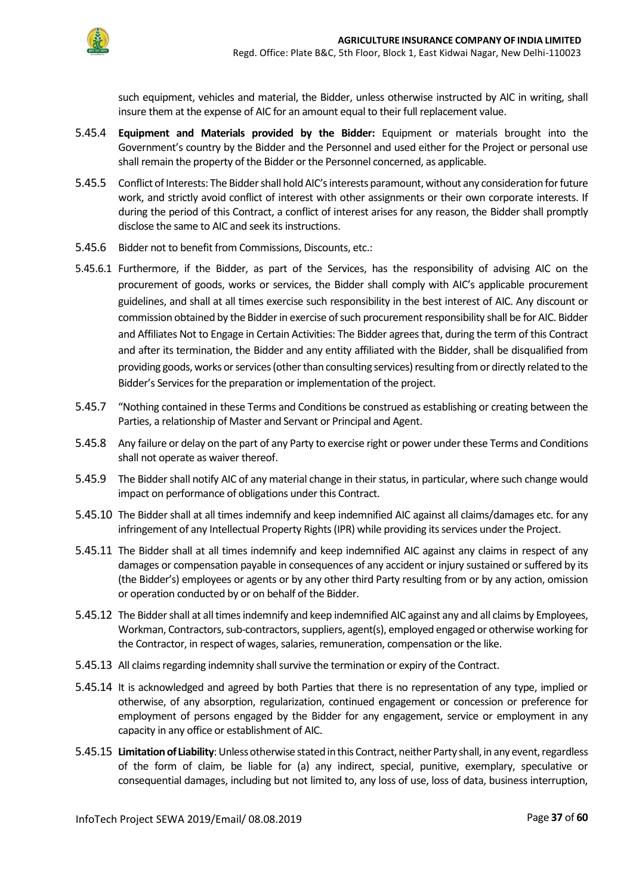such equipment, vehicles and material, the Bidder, unless otherwise instructed by AIC in writing, shall insure them at the expense of AIC for an amount equal to their full replacement value.

5.45.4 **Equipment and Materials provided by the Bidder:** Equipment or materials brought into the Government's country by the Bidder and the Personnel and used either for the Project or personal use shall remain the property of the Bidder or the Personnel concerned, as applicable.

5.45.5 Conflict of Interests: The Bidder shall hold AIC's interests paramount, without any consideration for future work, and strictly avoid conflict of interest with other assignments or their own corporate interests. If during the period of this Contract, a conflict of interest arises for any reason, the Bidder shall promptly disclose the same to AIC and seek its instructions.

5.45.6 Bidder not to benefit from Commissions, Discounts, etc.:

5.45.6.1 Furthermore, if the Bidder, as part of the Services, has the responsibility of advising AIC on the procurement of goods, works or services, the Bidder shall comply with AIC's applicable procurement guidelines, and shall at all times exercise such responsibility in the best interest of AIC. Any discount or commission obtained by the Bidder in exercise of such procurement responsibility shall be for AIC. Bidder and Affiliates Not to Engage in Certain Activities: The Bidder agrees that, during the term of this Contract and after its termination, the Bidder and any entity affiliated with the Bidder, shall be disqualified from providing goods, works or services (other than consulting services) resulting from or directly related to the Bidder's Services for the preparation or implementation of the project.

5.45.7 "Nothing contained in these Terms and Conditions be construed as establishing or creating between the Parties, a relationship of Master and Servant or Principal and Agent.

5.45.8 Any failure or delay on the part of any Party to exercise right or power under these Terms and Conditions shall not operate as waiver thereof.

5.45.9 The Bidder shall notify AIC of any material change in their status, in particular, where such change would impact on performance of obligations under this Contract.

5.45.10 The Bidder shall at all times indemnify and keep indemnified AIC against all claims/damages etc. for any infringement of any Intellectual Property Rights (IPR) while providing its services under the Project.

5.45.11 The Bidder shall at all times indemnify and keep indemnified AIC against any claims in respect of any damages or compensation payable in consequences of any accident or injury sustained or suffered by its (the Bidder's) employees or agents or by any other third Party resulting from or by any action, omission or operation conducted by or on behalf of the Bidder.

5.45.12 The Bidder shall at all times indemnify and keep indemnified AIC against any and all claims by Employees, Workman, Contractors, sub-contractors, suppliers, agent(s), employed engaged or otherwise working for the Contractor, in respect of wages, salaries, remuneration, compensation or the like.

5.45.13 All claims regarding indemnity shall survive the termination or expiry of the Contract.

5.45.14 It is acknowledged and agreed by both Parties that there is no representation of any type, implied or otherwise, of any absorption, regularization, continued engagement or concession or preference for employment of persons engaged by the Bidder for any engagement, service or employment in any capacity in any office or establishment of AIC.

5.45.15 **Limitation of Liability**: Unless otherwise stated in this Contract, neither Party shall, in any event, regardless of the form of claim, be liable for (a) any indirect, special, punitive, exemplary, speculative or consequential damages, including but not limited to, any loss of use, loss of data, business interruption,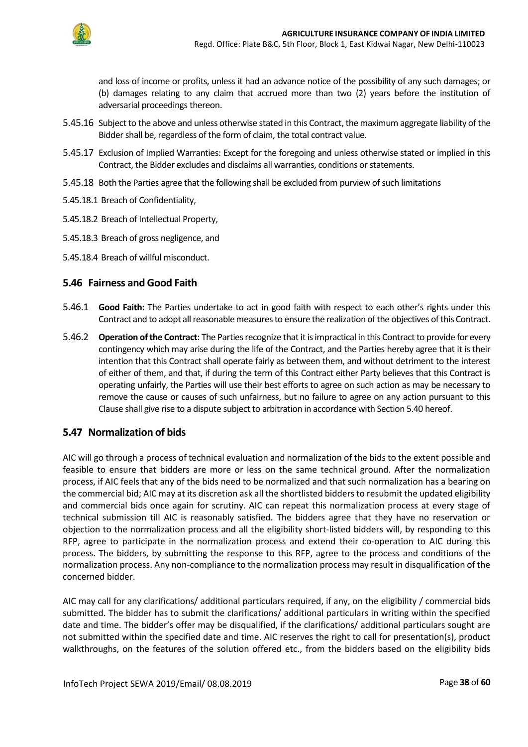and loss of income or profits, unless it had an advance notice of the possibility of any such damages; or (b) damages relating to any claim that accrued more than two (2) years before the institution of adversarial proceedings thereon.

5.45.16 Subject to the above and unless otherwise stated in this Contract, the maximum aggregate liability of the Bidder shall be, regardless of the form of claim, the total contract value.

5.45.17 Exclusion of Implied Warranties: Except for the foregoing and unless otherwise stated or implied in this Contract, the Bidder excludes and disclaims all warranties, conditions or statements.

5.45.18 Both the Parties agree that the following shall be excluded from purview of such limitations

5.45.18.1 Breach of Confidentiality,

5.45.18.2 Breach of Intellectual Property,

5.45.18.3 Breach of gross negligence, and

5.45.18.4 Breach of willful misconduct.

## 5.46 Fairness and Good Faith

5.46.1 **Good Faith:** The Parties undertake to act in good faith with respect to each other's rights under this Contract and to adopt all reasonable measures to ensure the realization of the objectives of this Contract.

5.46.2 **Operation of the Contract:** The Parties recognize that it is impractical in this Contract to provide for every contingency which may arise during the life of the Contract, and the Parties hereby agree that it is their intention that this Contract shall operate fairly as between them, and without detriment to the interest of either of them, and that, if during the term of this Contract either Party believes that this Contract is operating unfairly, the Parties will use their best efforts to agree on such action as may be necessary to remove the cause or causes of such unfairness, but no failure to agree on any action pursuant to this Clause shall give rise to a dispute subject to arbitration in accordance with Section 5.40 hereof.

## 5.47 Normalization of bids

AIC will go through a process of technical evaluation and normalization of the bids to the extent possible and feasible to ensure that bidders are more or less on the same technical ground. After the normalization process, if AIC feels that any of the bids need to be normalized and that such normalization has a bearing on the commercial bid; AIC may at its discretion ask all the shortlisted bidders to resubmit the updated eligibility and commercial bids once again for scrutiny. AIC can repeat this normalization process at every stage of technical submission till AIC is reasonably satisfied. The bidders agree that they have no reservation or objection to the normalization process and all the eligibility short-listed bidders will, by responding to this RFP, agree to participate in the normalization process and extend their co-operation to AIC during this process. The bidders, by submitting the response to this RFP, agree to the process and conditions of the normalization process. Any non-compliance to the normalization process may result in disqualification of the concerned bidder.

AIC may call for any clarifications/ additional particulars required, if any, on the eligibility / commercial bids submitted. The bidder has to submit the clarifications/ additional particulars in writing within the specified date and time. The bidder's offer may be disqualified, if the clarifications/ additional particulars sought are not submitted within the specified date and time. AIC reserves the right to call for presentation(s), product walkthroughs, on the features of the solution offered etc., from the bidders based on the eligibility bids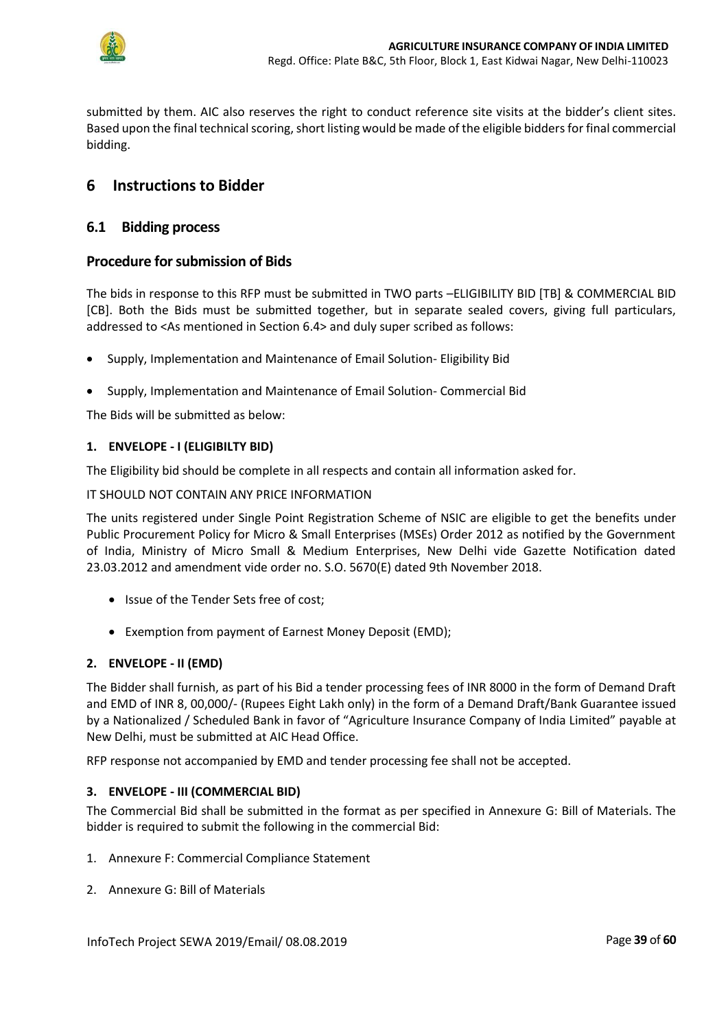submitted by them. AIC also reserves the right to conduct reference site visits at the bidder's client sites. Based upon the final technical scoring, short listing would be made of the eligible bidders for final commercial bidding.

# 6 Instructions to Bidder

## 6.1 Bidding process

### Procedure for submission of Bids

The bids in response to this RFP must be submitted in TWO parts –ELIGIBILITY BID [TB] & COMMERCIAL BID [CB]. Both the Bids must be submitted together, but in separate sealed covers, giving full particulars, addressed to <As mentioned in Section 6.4> and duly super scribed as follows:

- Supply, Implementation and Maintenance of Email Solution- Eligibility Bid
- Supply, Implementation and Maintenance of Email Solution- Commercial Bid

The Bids will be submitted as below:

**1. ENVELOPE - I (ELIGIBILTY BID)**

The Eligibility bid should be complete in all respects and contain all information asked for.

IT SHOULD NOT CONTAIN ANY PRICE INFORMATION

The units registered under Single Point Registration Scheme of NSIC are eligible to get the benefits under Public Procurement Policy for Micro & Small Enterprises (MSEs) Order 2012 as notified by the Government of India, Ministry of Micro Small & Medium Enterprises, New Delhi vide Gazette Notification dated 23.03.2012 and amendment vide order no. S.O. 5670(E) dated 9th November 2018.

- Issue of the Tender Sets free of cost;
- Exemption from payment of Earnest Money Deposit (EMD);

**2. ENVELOPE - II (EMD)**

The Bidder shall furnish, as part of his Bid a tender processing fees of INR 8000 in the form of Demand Draft and EMD of INR 8, 00,000/- (Rupees Eight Lakh only) in the form of a Demand Draft/Bank Guarantee issued by a Nationalized / Scheduled Bank in favor of "Agriculture Insurance Company of India Limited" payable at New Delhi, must be submitted at AIC Head Office.

RFP response not accompanied by EMD and tender processing fee shall not be accepted.

**3. ENVELOPE - III (COMMERCIAL BID)**

The Commercial Bid shall be submitted in the format as per specified in Annexure G: Bill of Materials. The bidder is required to submit the following in the commercial Bid:

1. Annexure F: Commercial Compliance Statement
2. Annexure G: Bill of Materials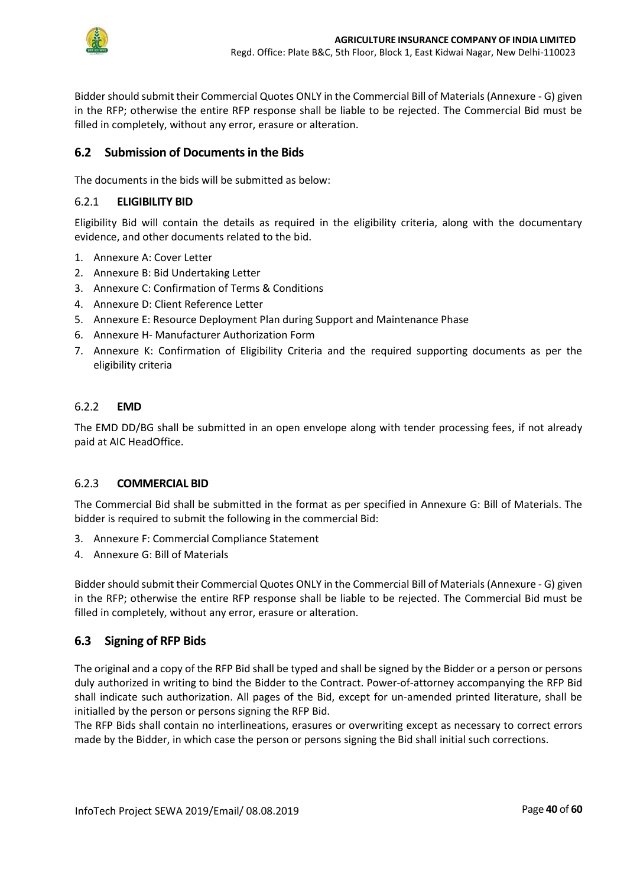Bidder should submit their Commercial Quotes ONLY in the Commercial Bill of Materials (Annexure - G) given in the RFP; otherwise the entire RFP response shall be liable to be rejected. The Commercial Bid must be filled in completely, without any error, erasure or alteration.

## 6.2 Submission of Documents in the Bids

The documents in the bids will be submitted as below:

### 6.2.1 ELIGIBILITY BID

Eligibility Bid will contain the details as required in the eligibility criteria, along with the documentary evidence, and other documents related to the bid.

1. Annexure A: Cover Letter
2. Annexure B: Bid Undertaking Letter
3. Annexure C: Confirmation of Terms & Conditions
4. Annexure D: Client Reference Letter
5. Annexure E: Resource Deployment Plan during Support and Maintenance Phase
6. Annexure H- Manufacturer Authorization Form
7. Annexure K: Confirmation of Eligibility Criteria and the required supporting documents as per the eligibility criteria

### 6.2.2 EMD

The EMD DD/BG shall be submitted in an open envelope along with tender processing fees, if not already paid at AIC HeadOffice.

### 6.2.3 COMMERCIAL BID

The Commercial Bid shall be submitted in the format as per specified in Annexure G: Bill of Materials. The bidder is required to submit the following in the commercial Bid:

3. Annexure F: Commercial Compliance Statement
4. Annexure G: Bill of Materials

Bidder should submit their Commercial Quotes ONLY in the Commercial Bill of Materials (Annexure - G) given in the RFP; otherwise the entire RFP response shall be liable to be rejected. The Commercial Bid must be filled in completely, without any error, erasure or alteration.

## 6.3 Signing of RFP Bids

The original and a copy of the RFP Bid shall be typed and shall be signed by the Bidder or a person or persons duly authorized in writing to bind the Bidder to the Contract. Power-of-attorney accompanying the RFP Bid shall indicate such authorization. All pages of the Bid, except for un-amended printed literature, shall be initialled by the person or persons signing the RFP Bid.

The RFP Bids shall contain no interlineations, erasures or overwriting except as necessary to correct errors made by the Bidder, in which case the person or persons signing the Bid shall initial such corrections.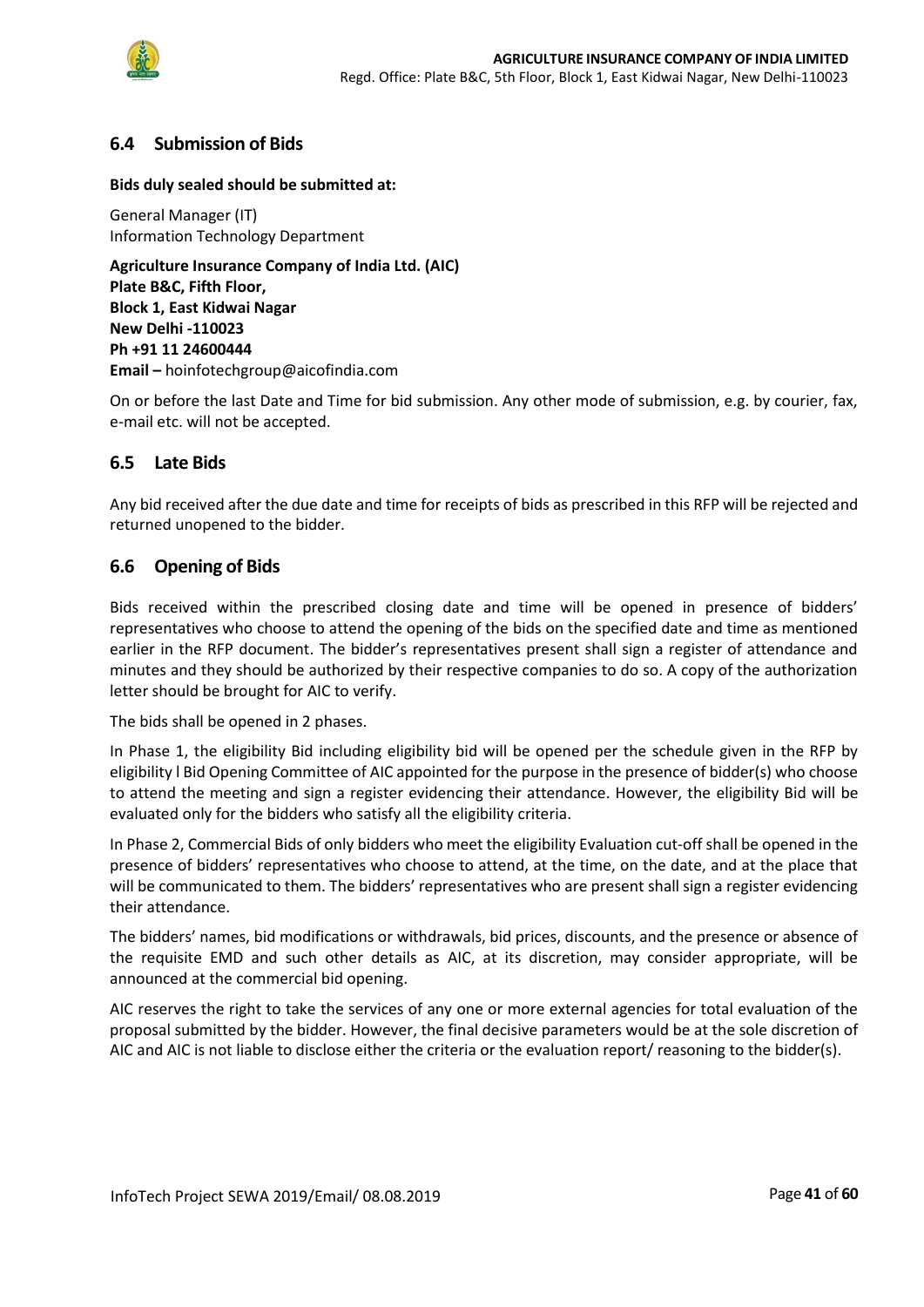## 6.4 Submission of Bids

**Bids duly sealed should be submitted at:**

General Manager (IT)
Information Technology Department

**Agriculture Insurance Company of India Ltd. (AIC)**
**Plate B&C, Fifth Floor,**
**Block 1, East Kidwai Nagar**
**New Delhi -110023**
**Ph +91 11 24600444**
**Email –** hoinfotechgroup@aicofindia.com

On or before the last Date and Time for bid submission. Any other mode of submission, e.g. by courier, fax, e-mail etc. will not be accepted.

## 6.5 Late Bids

Any bid received after the due date and time for receipts of bids as prescribed in this RFP will be rejected and returned unopened to the bidder.

## 6.6 Opening of Bids

Bids received within the prescribed closing date and time will be opened in presence of bidders' representatives who choose to attend the opening of the bids on the specified date and time as mentioned earlier in the RFP document. The bidder's representatives present shall sign a register of attendance and minutes and they should be authorized by their respective companies to do so. A copy of the authorization letter should be brought for AIC to verify.

The bids shall be opened in 2 phases.

In Phase 1, the eligibility Bid including eligibility bid will be opened per the schedule given in the RFP by eligibility l Bid Opening Committee of AIC appointed for the purpose in the presence of bidder(s) who choose to attend the meeting and sign a register evidencing their attendance. However, the eligibility Bid will be evaluated only for the bidders who satisfy all the eligibility criteria.

In Phase 2, Commercial Bids of only bidders who meet the eligibility Evaluation cut-off shall be opened in the presence of bidders' representatives who choose to attend, at the time, on the date, and at the place that will be communicated to them. The bidders' representatives who are present shall sign a register evidencing their attendance.

The bidders' names, bid modifications or withdrawals, bid prices, discounts, and the presence or absence of the requisite EMD and such other details as AIC, at its discretion, may consider appropriate, will be announced at the commercial bid opening.

AIC reserves the right to take the services of any one or more external agencies for total evaluation of the proposal submitted by the bidder. However, the final decisive parameters would be at the sole discretion of AIC and AIC is not liable to disclose either the criteria or the evaluation report/ reasoning to the bidder(s).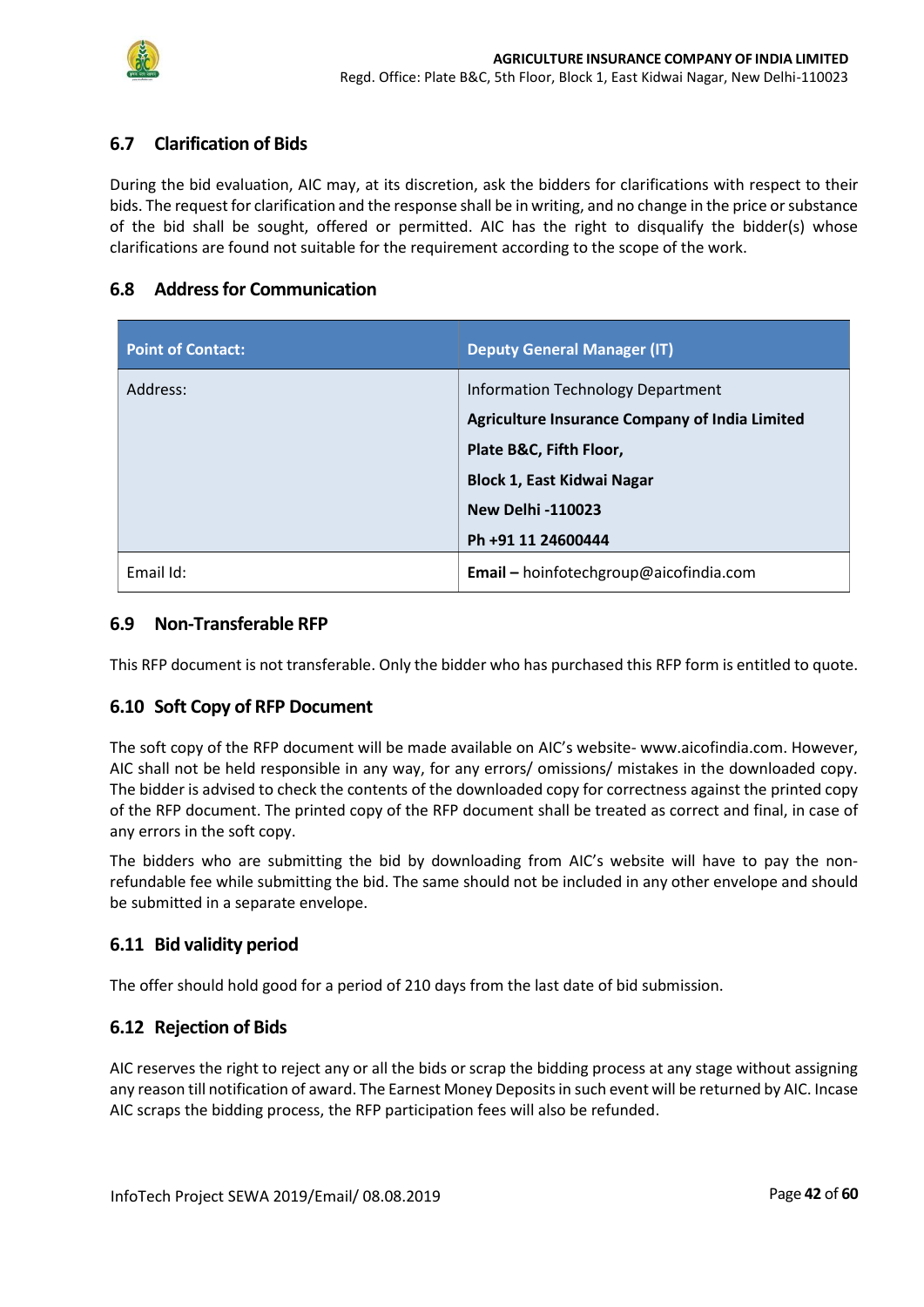### 6.7 Clarification of Bids

During the bid evaluation, AIC may, at its discretion, ask the bidders for clarifications with respect to their bids. The request for clarification and the response shall be in writing, and no change in the price or substance of the bid shall be sought, offered or permitted. AIC has the right to disqualify the bidder(s) whose clarifications are found not suitable for the requirement according to the scope of the work.

### 6.8 Address for Communication

| Point of Contact: | Deputy General Manager (IT) |
|---|---|
| Address: | Information Technology Department<br>**Agriculture Insurance Company of India Limited**<br>**Plate B&C, Fifth Floor,**<br>**Block 1, East Kidwai Nagar**<br>**New Delhi -110023**<br>**Ph +91 11 24600444** |
| Email Id: | **Email –** hoinfotechgroup@aicofindia.com |

### 6.9 Non-Transferable RFP

This RFP document is not transferable. Only the bidder who has purchased this RFP form is entitled to quote.

### 6.10 Soft Copy of RFP Document

The soft copy of the RFP document will be made available on AIC's website- www.aicofindia.com. However, AIC shall not be held responsible in any way, for any errors/ omissions/ mistakes in the downloaded copy. The bidder is advised to check the contents of the downloaded copy for correctness against the printed copy of the RFP document. The printed copy of the RFP document shall be treated as correct and final, in case of any errors in the soft copy.

The bidders who are submitting the bid by downloading from AIC's website will have to pay the non-refundable fee while submitting the bid. The same should not be included in any other envelope and should be submitted in a separate envelope.

### 6.11 Bid validity period

The offer should hold good for a period of 210 days from the last date of bid submission.

### 6.12 Rejection of Bids

AIC reserves the right to reject any or all the bids or scrap the bidding process at any stage without assigning any reason till notification of award. The Earnest Money Deposits in such event will be returned by AIC. Incase AIC scraps the bidding process, the RFP participation fees will also be refunded.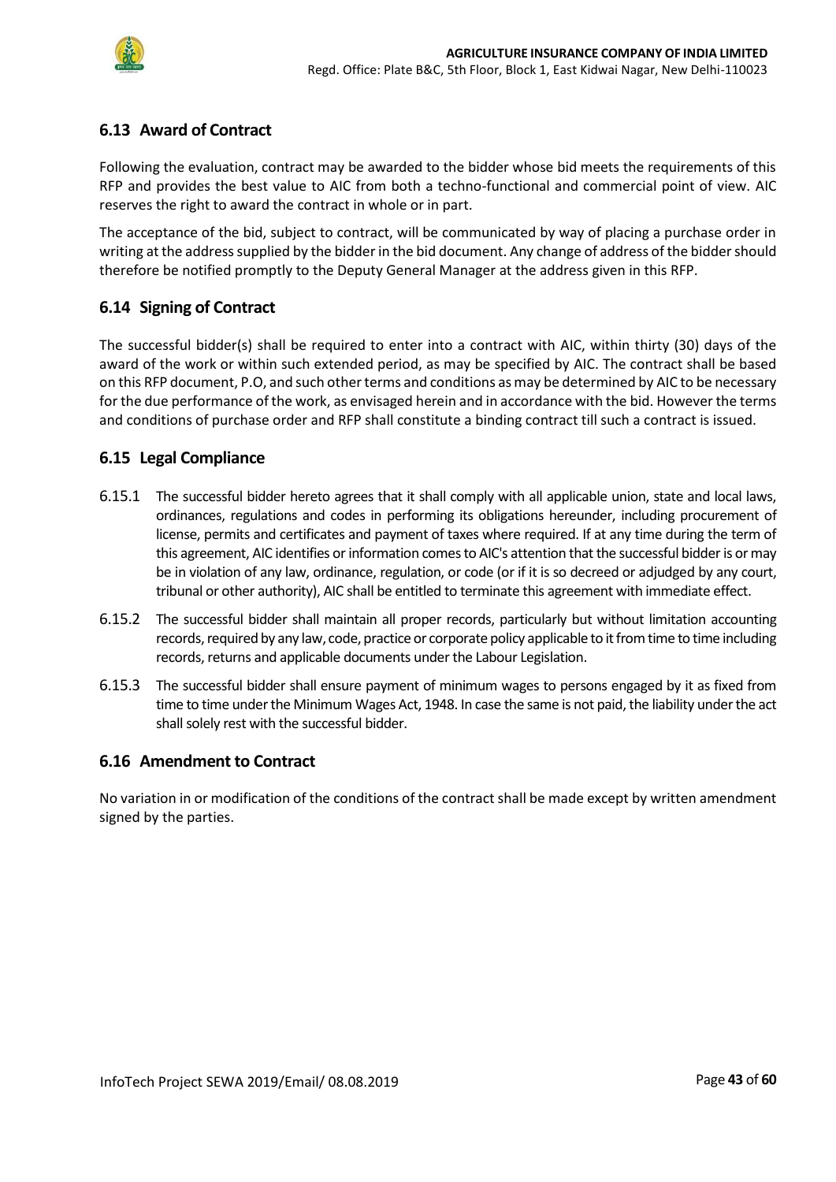## 6.13 Award of Contract

Following the evaluation, contract may be awarded to the bidder whose bid meets the requirements of this RFP and provides the best value to AIC from both a techno-functional and commercial point of view. AIC reserves the right to award the contract in whole or in part.

The acceptance of the bid, subject to contract, will be communicated by way of placing a purchase order in writing at the address supplied by the bidder in the bid document. Any change of address of the bidder should therefore be notified promptly to the Deputy General Manager at the address given in this RFP.

## 6.14 Signing of Contract

The successful bidder(s) shall be required to enter into a contract with AIC, within thirty (30) days of the award of the work or within such extended period, as may be specified by AIC. The contract shall be based on this RFP document, P.O, and such other terms and conditions as may be determined by AIC to be necessary for the due performance of the work, as envisaged herein and in accordance with the bid. However the terms and conditions of purchase order and RFP shall constitute a binding contract till such a contract is issued.

## 6.15 Legal Compliance

6.15.1 The successful bidder hereto agrees that it shall comply with all applicable union, state and local laws, ordinances, regulations and codes in performing its obligations hereunder, including procurement of license, permits and certificates and payment of taxes where required. If at any time during the term of this agreement, AIC identifies or information comes to AIC's attention that the successful bidder is or may be in violation of any law, ordinance, regulation, or code (or if it is so decreed or adjudged by any court, tribunal or other authority), AIC shall be entitled to terminate this agreement with immediate effect.

6.15.2 The successful bidder shall maintain all proper records, particularly but without limitation accounting records, required by any law, code, practice or corporate policy applicable to it from time to time including records, returns and applicable documents under the Labour Legislation.

6.15.3 The successful bidder shall ensure payment of minimum wages to persons engaged by it as fixed from time to time under the Minimum Wages Act, 1948. In case the same is not paid, the liability under the act shall solely rest with the successful bidder.

## 6.16 Amendment to Contract

No variation in or modification of the conditions of the contract shall be made except by written amendment signed by the parties.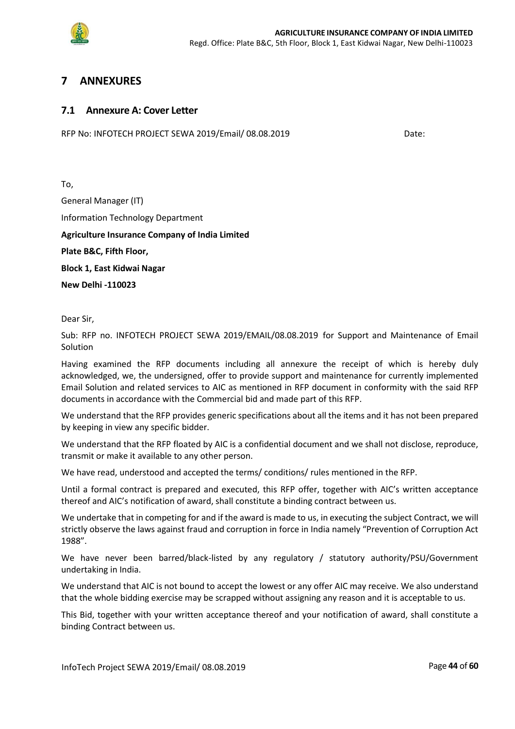# 7 ANNEXURES

## 7.1 Annexure A: Cover Letter

RFP No: INFOTECH PROJECT SEWA 2019/Email/ 08.08.2019 Date:

To,

General Manager (IT)

Information Technology Department

**Agriculture Insurance Company of India Limited**

**Plate B&C, Fifth Floor,**

**Block 1, East Kidwai Nagar**

**New Delhi -110023**

Dear Sir,

Sub: RFP no. INFOTECH PROJECT SEWA 2019/EMAIL/08.08.2019 for Support and Maintenance of Email Solution

Having examined the RFP documents including all annexure the receipt of which is hereby duly acknowledged, we, the undersigned, offer to provide support and maintenance for currently implemented Email Solution and related services to AIC as mentioned in RFP document in conformity with the said RFP documents in accordance with the Commercial bid and made part of this RFP.

We understand that the RFP provides generic specifications about all the items and it has not been prepared by keeping in view any specific bidder.

We understand that the RFP floated by AIC is a confidential document and we shall not disclose, reproduce, transmit or make it available to any other person.

We have read, understood and accepted the terms/ conditions/ rules mentioned in the RFP.

Until a formal contract is prepared and executed, this RFP offer, together with AIC's written acceptance thereof and AIC's notification of award, shall constitute a binding contract between us.

We undertake that in competing for and if the award is made to us, in executing the subject Contract, we will strictly observe the laws against fraud and corruption in force in India namely "Prevention of Corruption Act 1988".

We have never been barred/black-listed by any regulatory / statutory authority/PSU/Government undertaking in India.

We understand that AIC is not bound to accept the lowest or any offer AIC may receive. We also understand that the whole bidding exercise may be scrapped without assigning any reason and it is acceptable to us.

This Bid, together with your written acceptance thereof and your notification of award, shall constitute a binding Contract between us.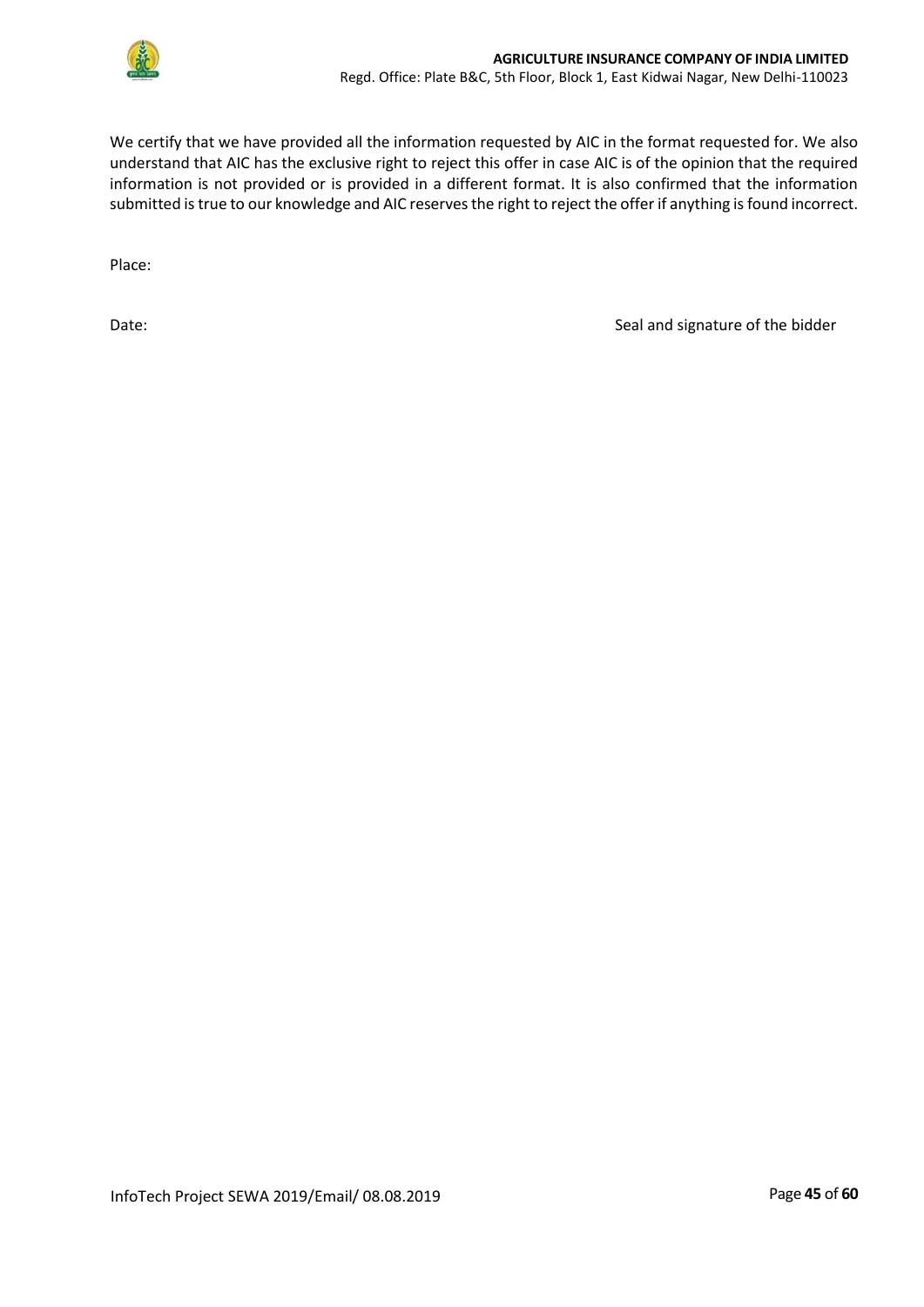We certify that we have provided all the information requested by AIC in the format requested for. We also understand that AIC has the exclusive right to reject this offer in case AIC is of the opinion that the required information is not provided or is provided in a different format. It is also confirmed that the information submitted is true to our knowledge and AIC reserves the right to reject the offer if anything is found incorrect.

Place:

Date: Seal and signature of the bidder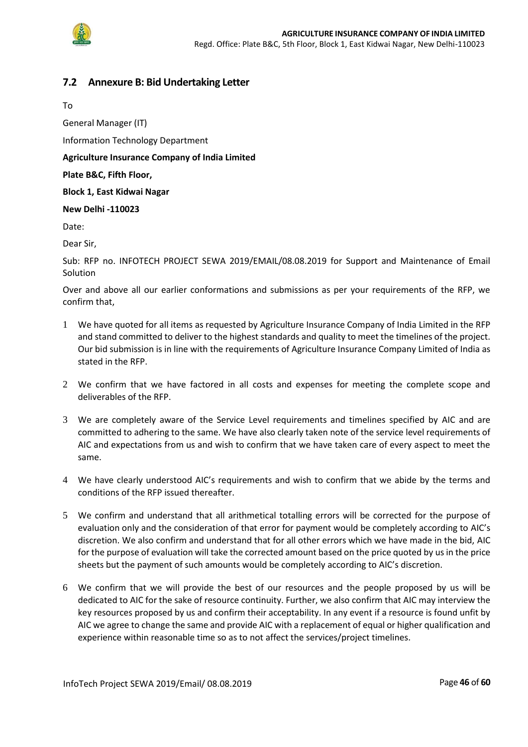## 7.2 Annexure B: Bid Undertaking Letter

To

General Manager (IT)

Information Technology Department

**Agriculture Insurance Company of India Limited**

**Plate B&C, Fifth Floor,**

**Block 1, East Kidwai Nagar**

**New Delhi -110023**

Date:

Dear Sir,

Sub: RFP no. INFOTECH PROJECT SEWA 2019/EMAIL/08.08.2019 for Support and Maintenance of Email Solution

Over and above all our earlier conformations and submissions as per your requirements of the RFP, we confirm that,

1. We have quoted for all items as requested by Agriculture Insurance Company of India Limited in the RFP and stand committed to deliver to the highest standards and quality to meet the timelines of the project. Our bid submission is in line with the requirements of Agriculture Insurance Company Limited of India as stated in the RFP.
2. We confirm that we have factored in all costs and expenses for meeting the complete scope and deliverables of the RFP.
3. We are completely aware of the Service Level requirements and timelines specified by AIC and are committed to adhering to the same. We have also clearly taken note of the service level requirements of AIC and expectations from us and wish to confirm that we have taken care of every aspect to meet the same.
4. We have clearly understood AIC's requirements and wish to confirm that we abide by the terms and conditions of the RFP issued thereafter.
5. We confirm and understand that all arithmetical totalling errors will be corrected for the purpose of evaluation only and the consideration of that error for payment would be completely according to AIC's discretion. We also confirm and understand that for all other errors which we have made in the bid, AIC for the purpose of evaluation will take the corrected amount based on the price quoted by us in the price sheets but the payment of such amounts would be completely according to AIC's discretion.
6. We confirm that we will provide the best of our resources and the people proposed by us will be dedicated to AIC for the sake of resource continuity. Further, we also confirm that AIC may interview the key resources proposed by us and confirm their acceptability. In any event if a resource is found unfit by AIC we agree to change the same and provide AIC with a replacement of equal or higher qualification and experience within reasonable time so as to not affect the services/project timelines.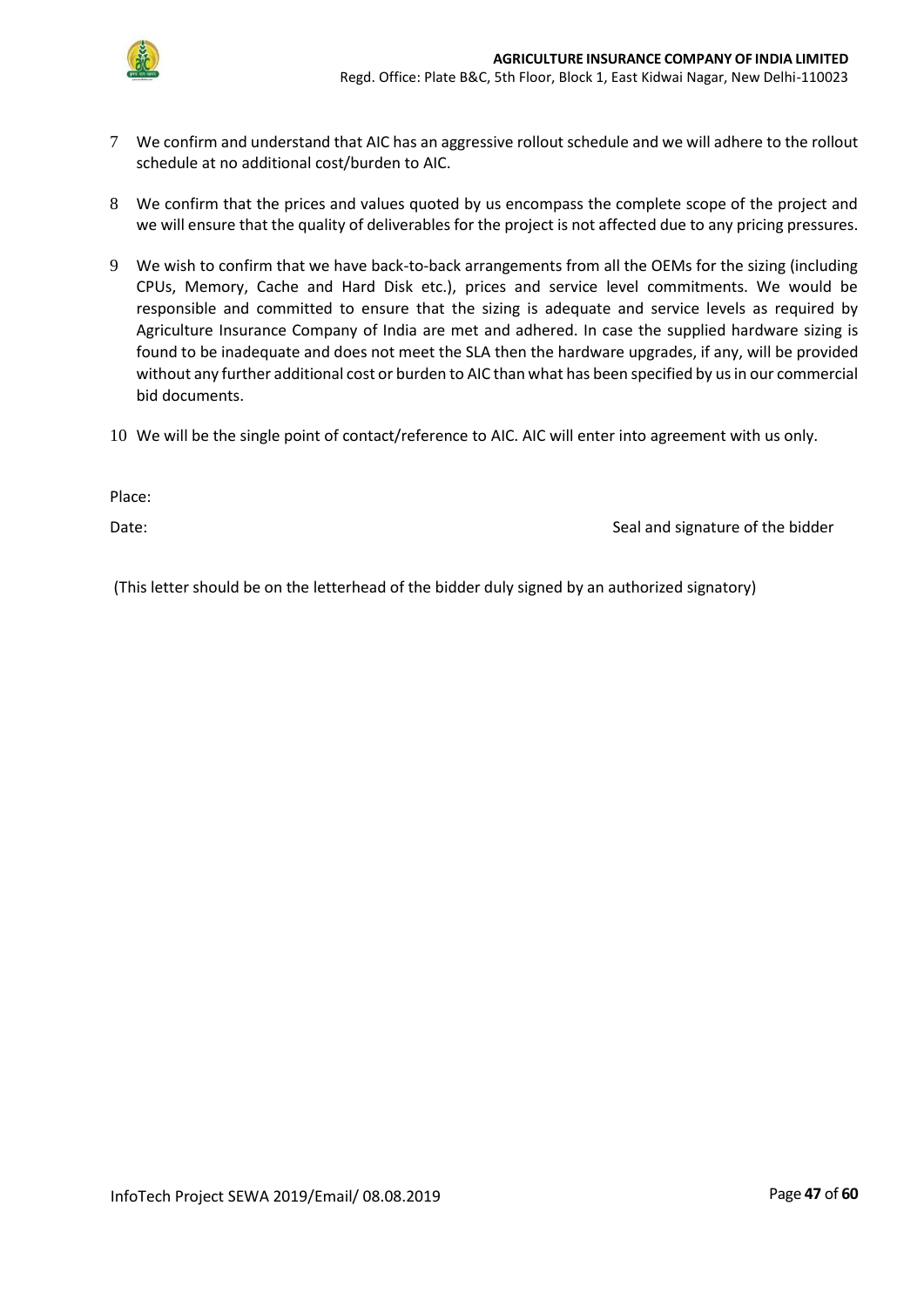7. We confirm and understand that AIC has an aggressive rollout schedule and we will adhere to the rollout schedule at no additional cost/burden to AIC.

8. We confirm that the prices and values quoted by us encompass the complete scope of the project and we will ensure that the quality of deliverables for the project is not affected due to any pricing pressures.

9. We wish to confirm that we have back-to-back arrangements from all the OEMs for the sizing (including CPUs, Memory, Cache and Hard Disk etc.), prices and service level commitments. We would be responsible and committed to ensure that the sizing is adequate and service levels as required by Agriculture Insurance Company of India are met and adhered. In case the supplied hardware sizing is found to be inadequate and does not meet the SLA then the hardware upgrades, if any, will be provided without any further additional cost or burden to AIC than what has been specified by us in our commercial bid documents.

10. We will be the single point of contact/reference to AIC. AIC will enter into agreement with us only.

Place:

Date: Seal and signature of the bidder

(This letter should be on the letterhead of the bidder duly signed by an authorized signatory)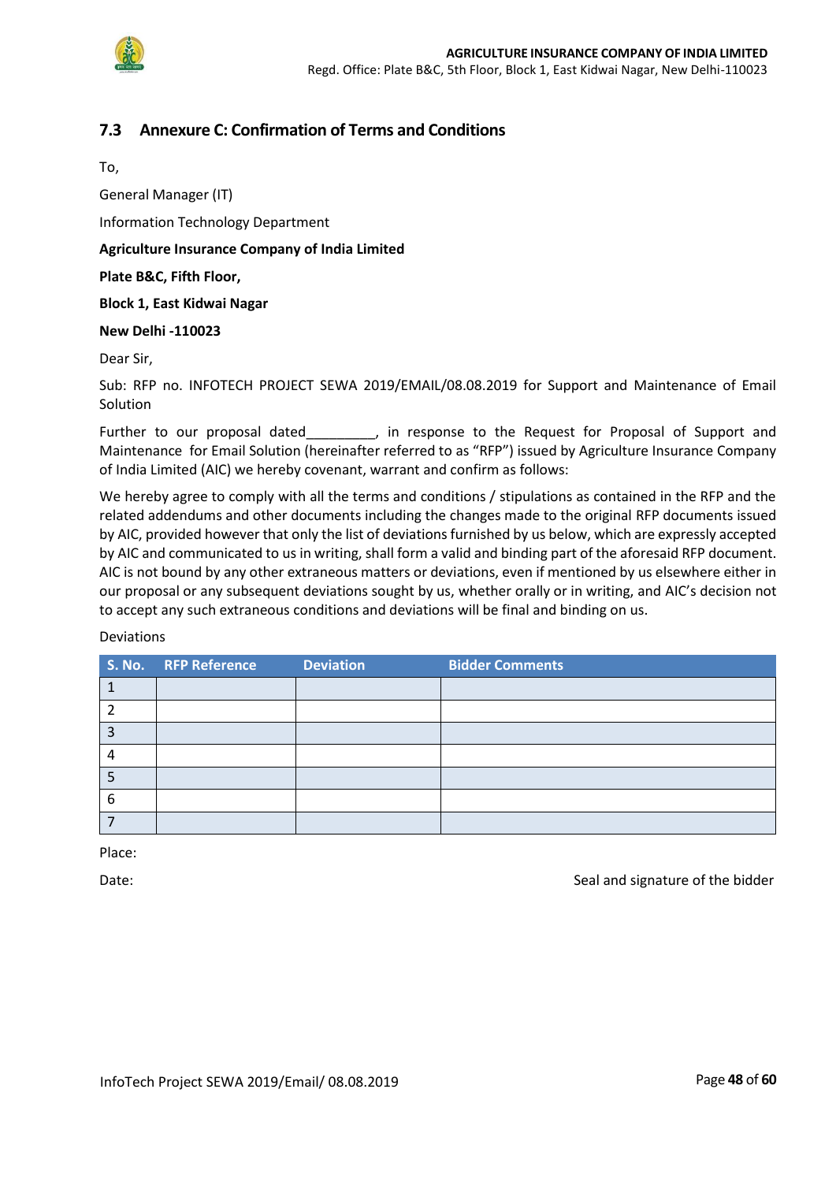## 7.3 Annexure C: Confirmation of Terms and Conditions

To,

General Manager (IT)

Information Technology Department

**Agriculture Insurance Company of India Limited**

**Plate B&C, Fifth Floor,**

**Block 1, East Kidwai Nagar**

**New Delhi -110023**

Dear Sir,

Sub: RFP no. INFOTECH PROJECT SEWA 2019/EMAIL/08.08.2019 for Support and Maintenance of Email Solution

Further to our proposal dated_________, in response to the Request for Proposal of Support and Maintenance for Email Solution (hereinafter referred to as "RFP") issued by Agriculture Insurance Company of India Limited (AIC) we hereby covenant, warrant and confirm as follows:

We hereby agree to comply with all the terms and conditions / stipulations as contained in the RFP and the related addendums and other documents including the changes made to the original RFP documents issued by AIC, provided however that only the list of deviations furnished by us below, which are expressly accepted by AIC and communicated to us in writing, shall form a valid and binding part of the aforesaid RFP document. AIC is not bound by any other extraneous matters or deviations, even if mentioned by us elsewhere either in our proposal or any subsequent deviations sought by us, whether orally or in writing, and AIC's decision not to accept any such extraneous conditions and deviations will be final and binding on us.

Deviations

| S. No. | RFP Reference | Deviation | Bidder Comments |
|---|---|---|---|
| 1 | | | |
| 2 | | | |
| 3 | | | |
| 4 | | | |
| 5 | | | |
| 6 | | | |
| 7 | | | |

Place:

Date: Seal and signature of the bidder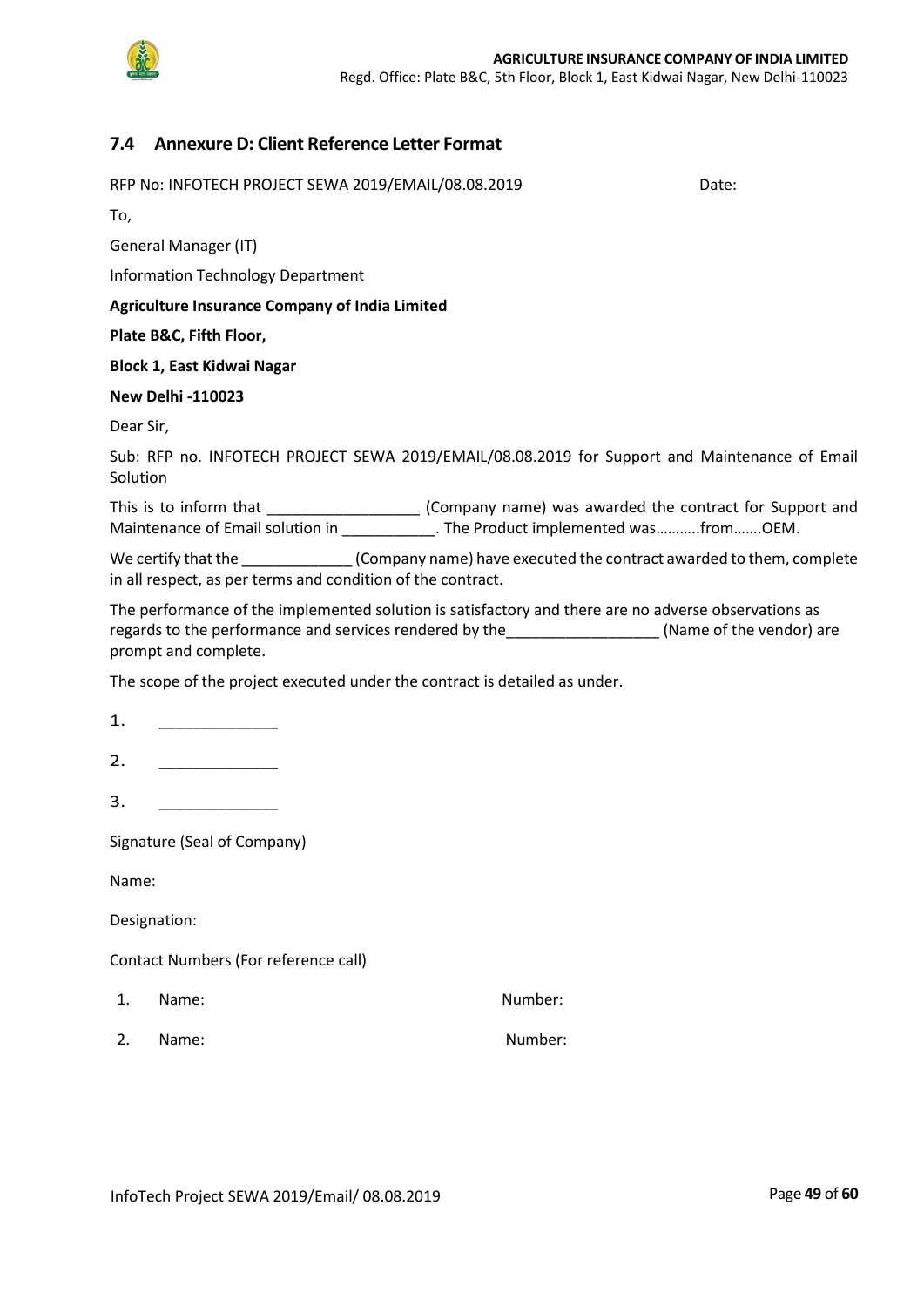## 7.4 Annexure D: Client Reference Letter Format

RFP No: INFOTECH PROJECT SEWA 2019/EMAIL/08.08.2019 Date:

To,

General Manager (IT)

Information Technology Department

**Agriculture Insurance Company of India Limited**

**Plate B&C, Fifth Floor,**

**Block 1, East Kidwai Nagar**

**New Delhi -110023**

Dear Sir,

Sub: RFP no. INFOTECH PROJECT SEWA 2019/EMAIL/08.08.2019 for Support and Maintenance of Email Solution

This is to inform that __________________ (Company name) was awarded the contract for Support and Maintenance of Email solution in ___________. The Product implemented was………..from…….OEM.

We certify that the _____________ (Company name) have executed the contract awarded to them, complete in all respect, as per terms and condition of the contract.

The performance of the implemented solution is satisfactory and there are no adverse observations as regards to the performance and services rendered by the__________________ (Name of the vendor) are prompt and complete.

The scope of the project executed under the contract is detailed as under.

1. _____________
2. _____________
3. _____________

Signature (Seal of Company)

Name:

Designation:

Contact Numbers (For reference call)

1. Name: Number:
2. Name: Number: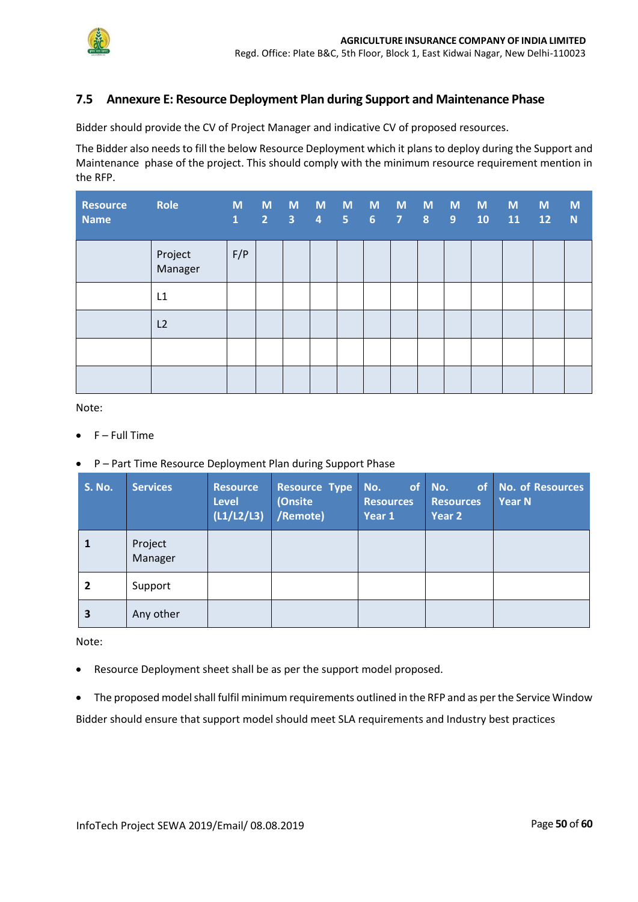## 7.5 Annexure E: Resource Deployment Plan during Support and Maintenance Phase

Bidder should provide the CV of Project Manager and indicative CV of proposed resources.

The Bidder also needs to fill the below Resource Deployment which it plans to deploy during the Support and Maintenance phase of the project. This should comply with the minimum resource requirement mention in the RFP.

| Resource Name | Role | M 1 | M 2 | M 3 | M 4 | M 5 | M 6 | M 7 | M 8 | M 9 | M 10 | M 11 | M 12 | M N |
|---|---|---|---|---|---|---|---|---|---|---|---|---|---|---|
| | Project Manager | F/P | | | | | | | | | | | | |
| | L1 | | | | | | | | | | | | | |
| | L2 | | | | | | | | | | | | | |
| | | | | | | | | | | | | | | |
| | | | | | | | | | | | | | | |

Note:

- F – Full Time
- P – Part Time Resource Deployment Plan during Support Phase

| S. No. | Services | Resource Level (L1/L2/L3) | Resource Type (Onsite /Remote) | No. of Resources Year 1 | No. of Resources Year 2 | No. of Resources Year N |
|---|---|---|---|---|---|---|
| **1** | Project Manager | | | | | |
| **2** | Support | | | | | |
| **3** | Any other | | | | | |

Note:

- Resource Deployment sheet shall be as per the support model proposed.
- The proposed model shall fulfil minimum requirements outlined in the RFP and as per the Service Window

Bidder should ensure that support model should meet SLA requirements and Industry best practices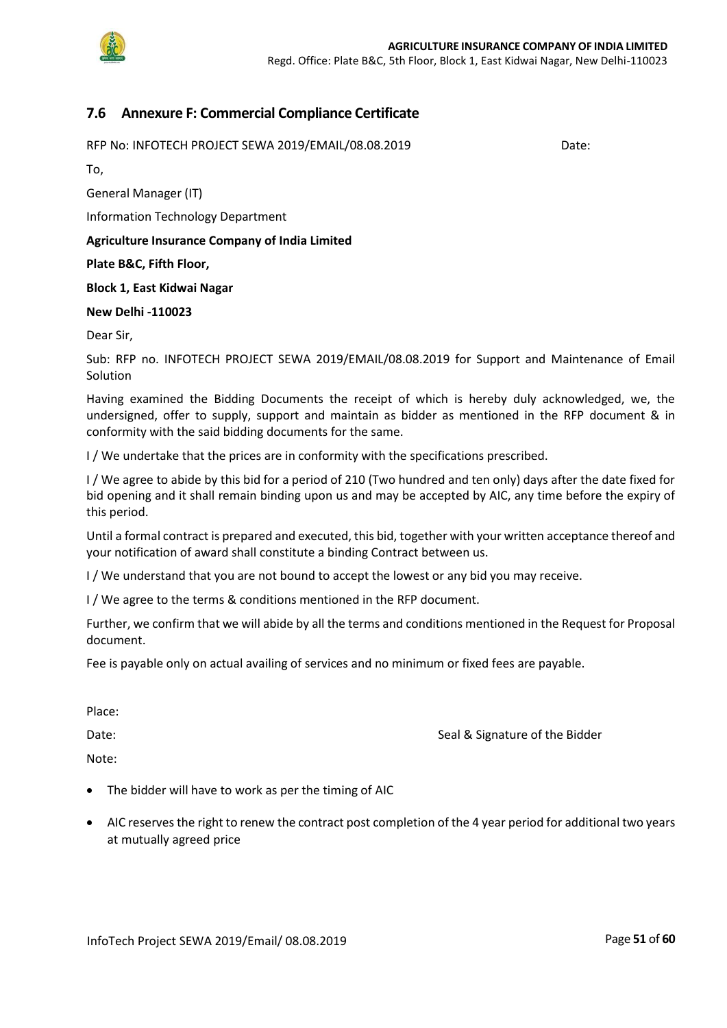## 7.6 Annexure F: Commercial Compliance Certificate

RFP No: INFOTECH PROJECT SEWA 2019/EMAIL/08.08.2019 Date:

To,

General Manager (IT)

Information Technology Department

**Agriculture Insurance Company of India Limited**

**Plate B&C, Fifth Floor,**

**Block 1, East Kidwai Nagar**

**New Delhi -110023**

Dear Sir,

Sub: RFP no. INFOTECH PROJECT SEWA 2019/EMAIL/08.08.2019 for Support and Maintenance of Email Solution

Having examined the Bidding Documents the receipt of which is hereby duly acknowledged, we, the undersigned, offer to supply, support and maintain as bidder as mentioned in the RFP document & in conformity with the said bidding documents for the same.

I / We undertake that the prices are in conformity with the specifications prescribed.

I / We agree to abide by this bid for a period of 210 (Two hundred and ten only) days after the date fixed for bid opening and it shall remain binding upon us and may be accepted by AIC, any time before the expiry of this period.

Until a formal contract is prepared and executed, this bid, together with your written acceptance thereof and your notification of award shall constitute a binding Contract between us.

I / We understand that you are not bound to accept the lowest or any bid you may receive.

I / We agree to the terms & conditions mentioned in the RFP document.

Further, we confirm that we will abide by all the terms and conditions mentioned in the Request for Proposal document.

Fee is payable only on actual availing of services and no minimum or fixed fees are payable.

Place:

Date: Seal & Signature of the Bidder

Note:

- The bidder will have to work as per the timing of AIC
- AIC reserves the right to renew the contract post completion of the 4 year period for additional two years at mutually agreed price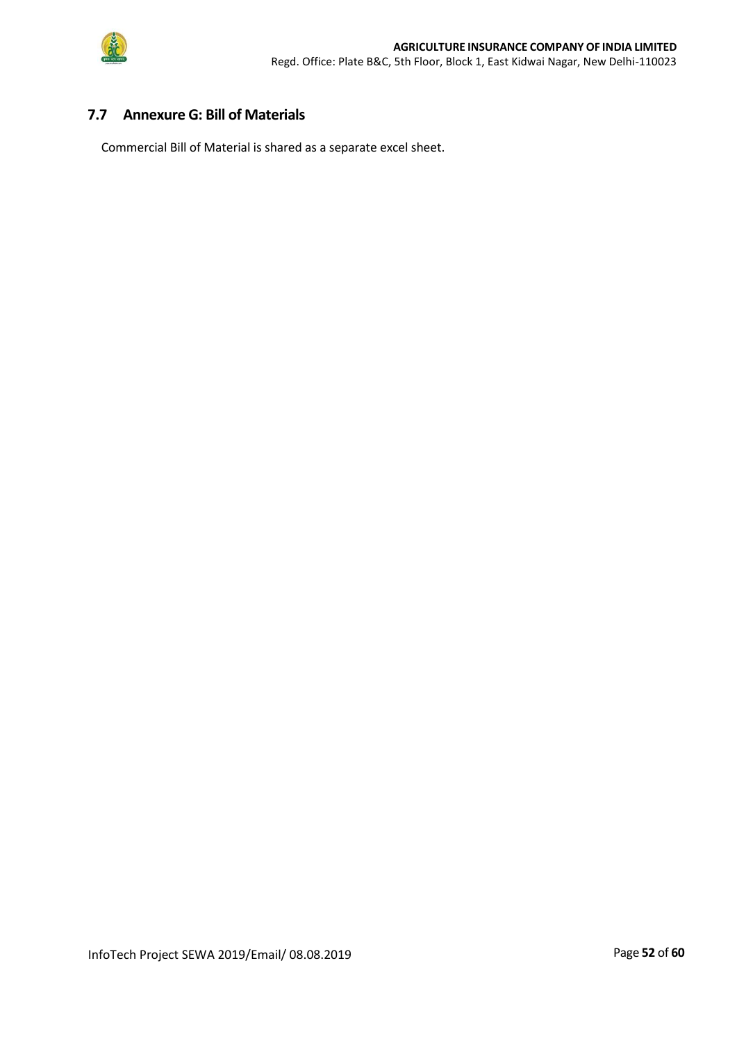## 7.7 Annexure G: Bill of Materials

Commercial Bill of Material is shared as a separate excel sheet.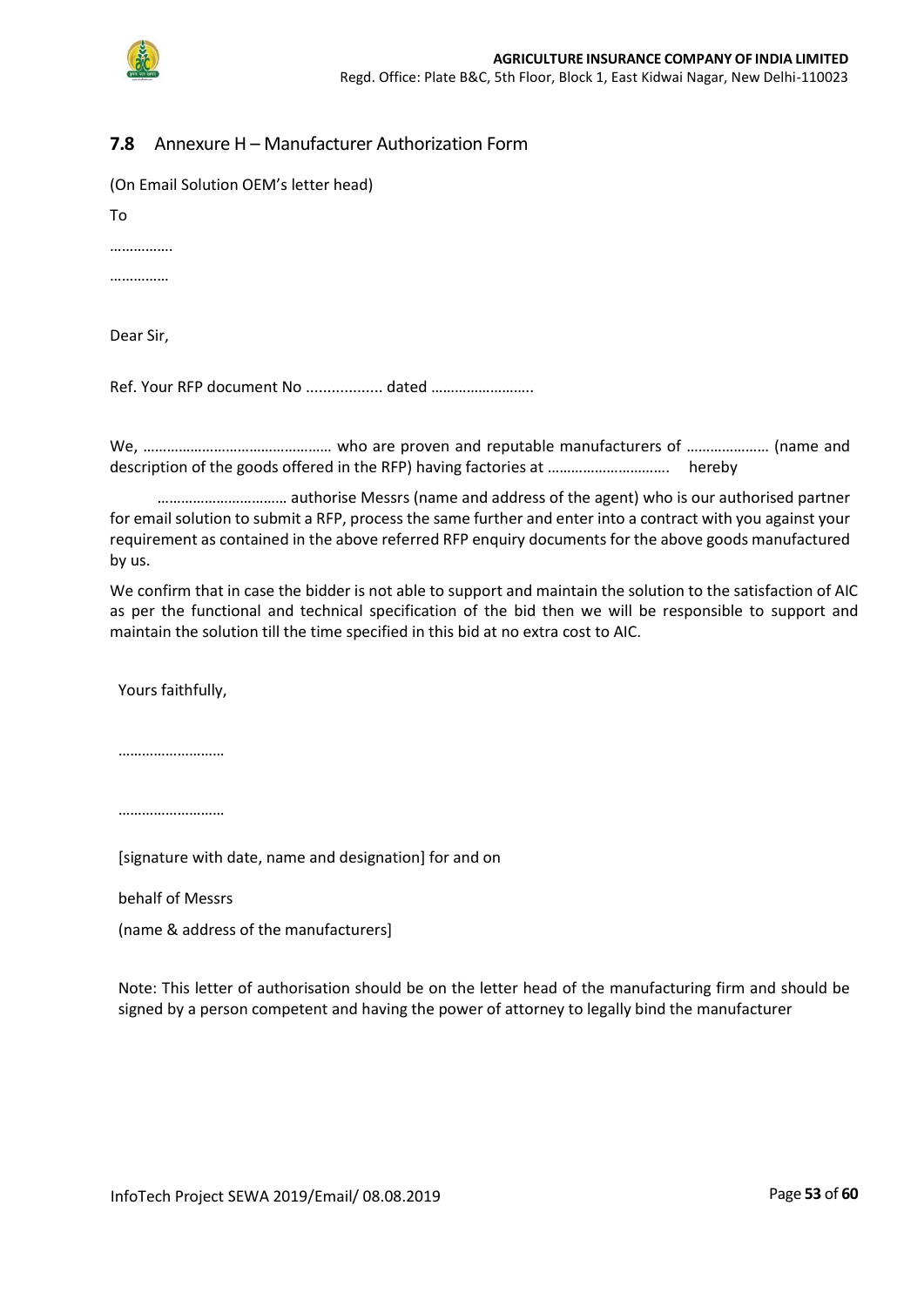## 7.8 Annexure H – Manufacturer Authorization Form

(On Email Solution OEM's letter head)

To

…………….

……………

Dear Sir,

Ref. Your RFP document No .................. dated ……………………..

We, ………………………………………… who are proven and reputable manufacturers of ………………… (name and description of the goods offered in the RFP) having factories at ………………………….. hereby

…………………………… authorise Messrs (name and address of the agent) who is our authorised partner for email solution to submit a RFP, process the same further and enter into a contract with you against your requirement as contained in the above referred RFP enquiry documents for the above goods manufactured by us.

We confirm that in case the bidder is not able to support and maintain the solution to the satisfaction of AIC as per the functional and technical specification of the bid then we will be responsible to support and maintain the solution till the time specified in this bid at no extra cost to AIC.

Yours faithfully,

………………………

………………………

[signature with date, name and designation] for and on

behalf of Messrs

(name & address of the manufacturers]

Note: This letter of authorisation should be on the letter head of the manufacturing firm and should be signed by a person competent and having the power of attorney to legally bind the manufacturer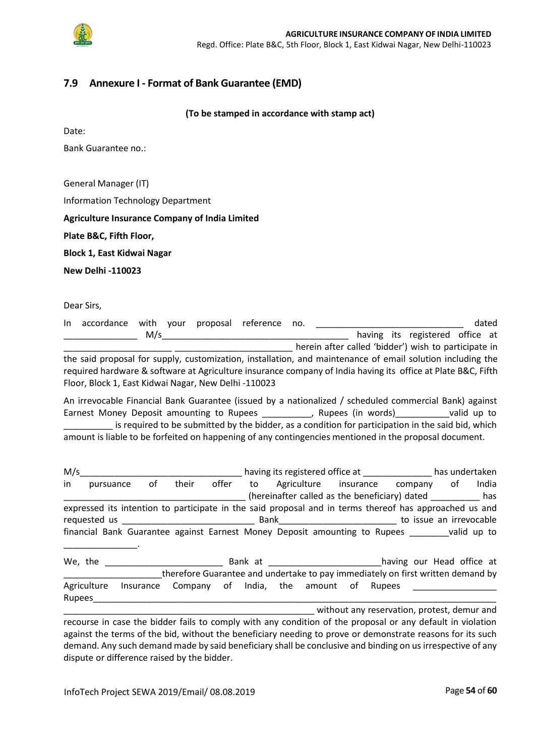## 7.9 Annexure I - Format of Bank Guarantee (EMD)

**(To be stamped in accordance with stamp act)**

Date:

Bank Guarantee no.:

General Manager (IT)

Information Technology Department

**Agriculture Insurance Company of India Limited**

**Plate B&C, Fifth Floor,**

**Block 1, East Kidwai Nagar**

**New Delhi -110023**

Dear Sirs,

In accordance with your proposal reference no. ______________________________ dated _______________ M/s______________________________________ having its registered office at ______________________ ________________________ herein after called 'bidder') wish to participate in the said proposal for supply, customization, installation, and maintenance of email solution including the required hardware & software at Agriculture insurance company of India having its office at Plate B&C, Fifth Floor, Block 1, East Kidwai Nagar, New Delhi -110023

An irrevocable Financial Bank Guarantee (issued by a nationalized / scheduled commercial Bank) against Earnest Money Deposit amounting to Rupees __________, Rupees (in words)___________valid up to __________ is required to be submitted by the bidder, as a condition for participation in the said bid, which amount is liable to be forfeited on happening of any contingencies mentioned in the proposal document.

M/s_________________________________ having its registered office at ______________ has undertaken in pursuance of their offer to Agriculture insurance company of India _____________________________________ (hereinafter called as the beneficiary) dated __________ has expressed its intention to participate in the said proposal and in terms thereof has approached us and requested us ___________________________ Bank________________________ to issue an irrevocable financial Bank Guarantee against Earnest Money Deposit amounting to Rupees ________valid up to _______________.

We, the ________________________ Bank at _______________________having our Head office at ____________________therefore Guarantee and undertake to pay immediately on first written demand by Agriculture Insurance Company of India, the amount of Rupees _________________ Rupees_____________________________________________________________________________ ____________________________________________________ without any reservation, protest, demur and recourse in case the bidder fails to comply with any condition of the proposal or any default in violation against the terms of the bid, without the beneficiary needing to prove or demonstrate reasons for its such demand. Any such demand made by said beneficiary shall be conclusive and binding on us irrespective of any dispute or difference raised by the bidder.

InfoTech Project SEWA 2019/Email/ 08.08.2019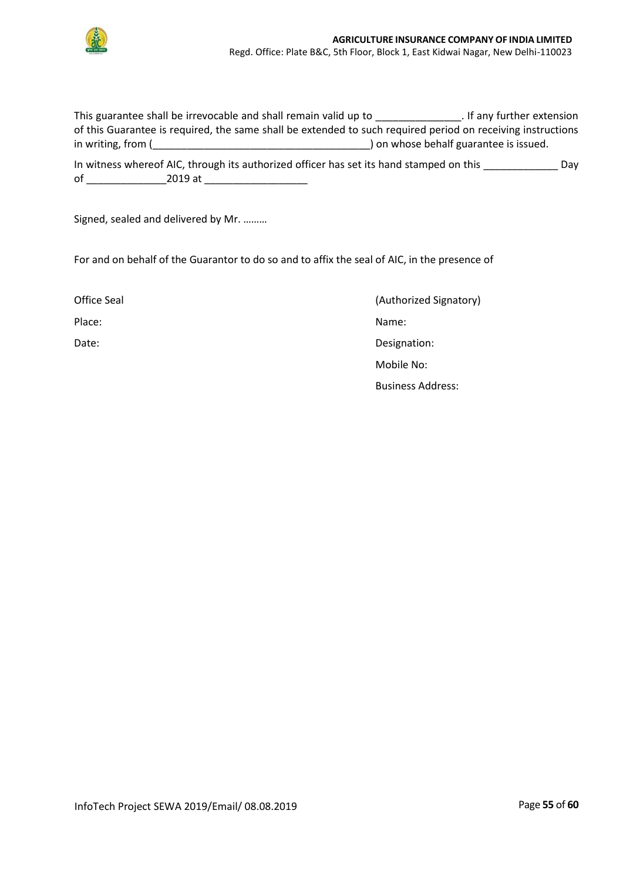This guarantee shall be irrevocable and shall remain valid up to _______________. If any further extension of this Guarantee is required, the same shall be extended to such required period on receiving instructions in writing, from (______________________________________) on whose behalf guarantee is issued.

In witness whereof AIC, through its authorized officer has set its hand stamped on this _____________ Day of ______________2019 at __________________

Signed, sealed and delivered by Mr. ………

For and on behalf of the Guarantor to do so and to affix the seal of AIC, in the presence of

Office Seal

Place:

Date:

(Authorized Signatory)

Name:

Designation:

Mobile No:

Business Address: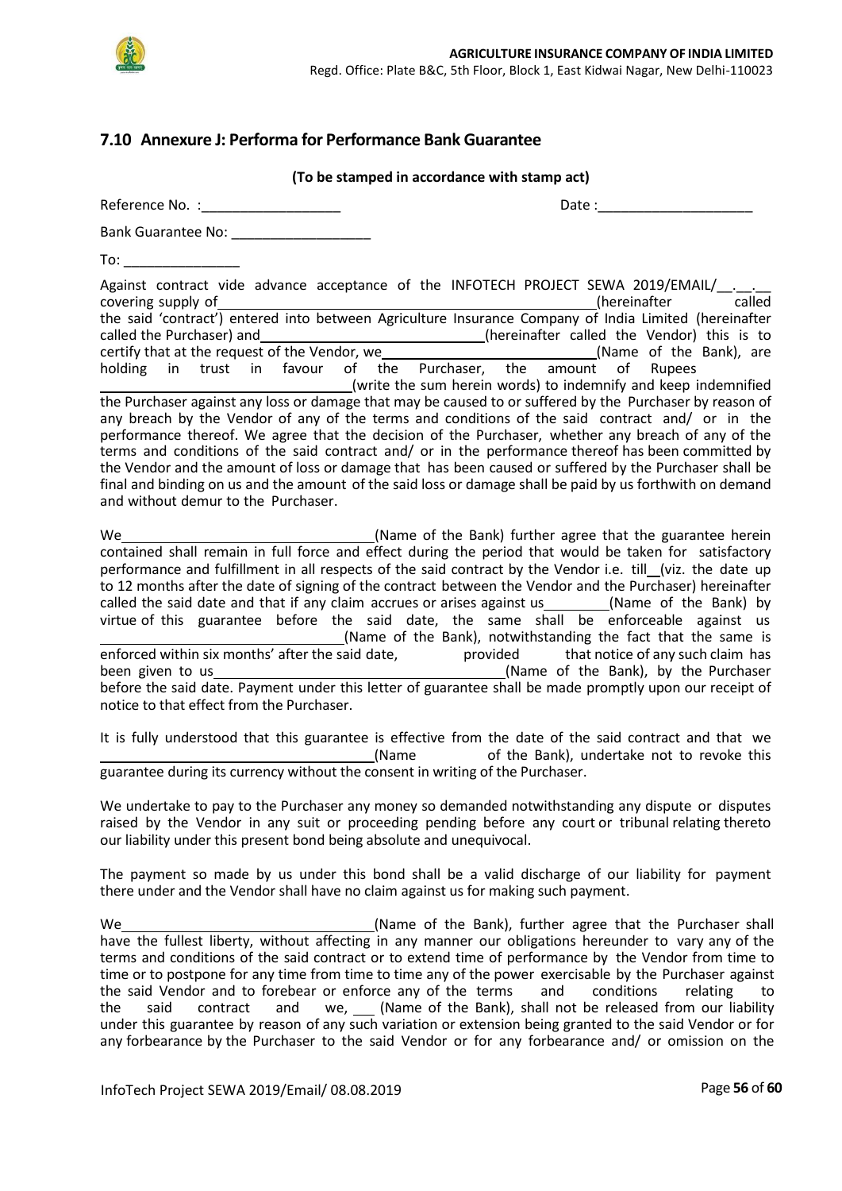## 7.10 Annexure J: Performa for Performance Bank Guarantee

**(To be stamped in accordance with stamp act)**

Reference No. :__________________ Date :____________________

Bank Guarantee No: __________________

To: _______________

Against contract vide advance acceptance of the INFOTECH PROJECT SEWA 2019/EMAIL/__.__.__ covering supply of ______________________________________________(hereinafter called the said 'contract') entered into between Agriculture Insurance Company of India Limited (hereinafter called the Purchaser) and ____________________________(hereinafter called the Vendor) this is to certify that at the request of the Vendor, we ________________________(Name of the Bank), are holding in trust in favour of the Purchaser, the amount of Rupees ______________________________(write the sum herein words) to indemnify and keep indemnified the Purchaser against any loss or damage that may be caused to or suffered by the Purchaser by reason of any breach by the Vendor of any of the terms and conditions of the said contract and/ or in the performance thereof. We agree that the decision of the Purchaser, whether any breach of any of the terms and conditions of the said contract and/ or in the performance thereof has been committed by the Vendor and the amount of loss or damage that has been caused or suffered by the Purchaser shall be final and binding on us and the amount of the said loss or damage shall be paid by us forthwith on demand and without demur to the Purchaser.

We ______________________________(Name of the Bank) further agree that the guarantee herein contained shall remain in full force and effect during the period that would be taken for satisfactory performance and fulfillment in all respects of the said contract by the Vendor i.e. till __(viz. the date up to 12 months after the date of signing of the contract between the Vendor and the Purchaser) hereinafter called the said date and that if any claim accrues or arises against us ________(Name of the Bank) by virtue of this guarantee before the said date, the same shall be enforceable against us ______________________________(Name of the Bank), notwithstanding the fact that the same is enforced within six months' after the said date, provided that notice of any such claim has been given to us ____________________________________(Name of the Bank), by the Purchaser before the said date. Payment under this letter of guarantee shall be made promptly upon our receipt of notice to that effect from the Purchaser.

It is fully understood that this guarantee is effective from the date of the said contract and that we ______________________________(Name of the Bank), undertake not to revoke this guarantee during its currency without the consent in writing of the Purchaser.

We undertake to pay to the Purchaser any money so demanded notwithstanding any dispute or disputes raised by the Vendor in any suit or proceeding pending before any court or tribunal relating thereto our liability under this present bond being absolute and unequivocal.

The payment so made by us under this bond shall be a valid discharge of our liability for payment there under and the Vendor shall have no claim against us for making such payment.

We ______________________________(Name of the Bank), further agree that the Purchaser shall have the fullest liberty, without affecting in any manner our obligations hereunder to vary any of the terms and conditions of the said contract or to extend time of performance by the Vendor from time to time or to postpone for any time from time to time any of the power exercisable by the Purchaser against the said Vendor and to forebear or enforce any of the terms and conditions relating to the said contract and we, ___ (Name of the Bank), shall not be released from our liability under this guarantee by reason of any such variation or extension being granted to the said Vendor or for any forbearance by the Purchaser to the said Vendor or for any forbearance and/ or omission on the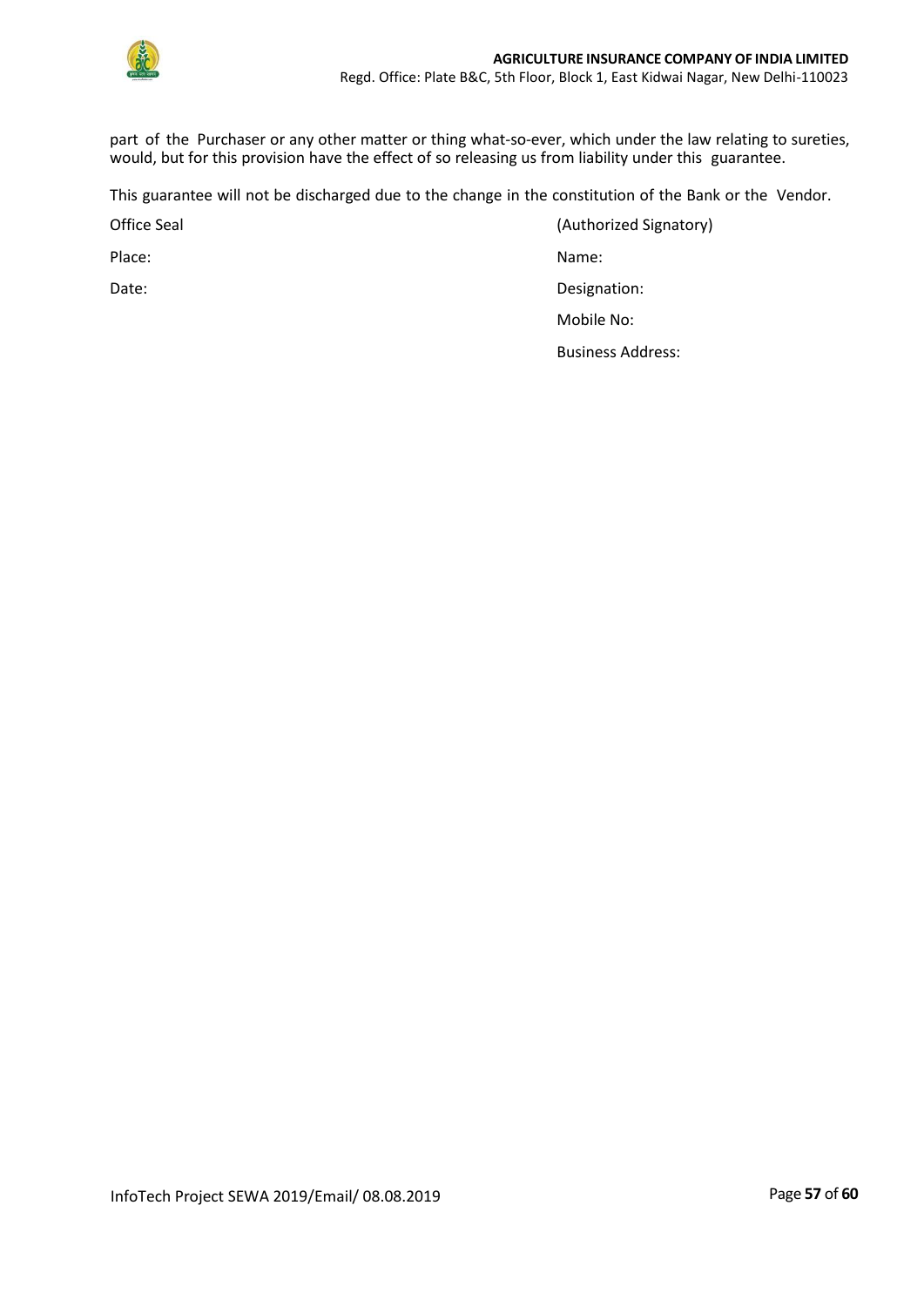part of the Purchaser or any other matter or thing what-so-ever, which under the law relating to sureties, would, but for this provision have the effect of so releasing us from liability under this guarantee.

This guarantee will not be discharged due to the change in the constitution of the Bank or the Vendor.

Office Seal

Place:

Date:

(Authorized Signatory)

Name:

Designation:

Mobile No:

Business Address: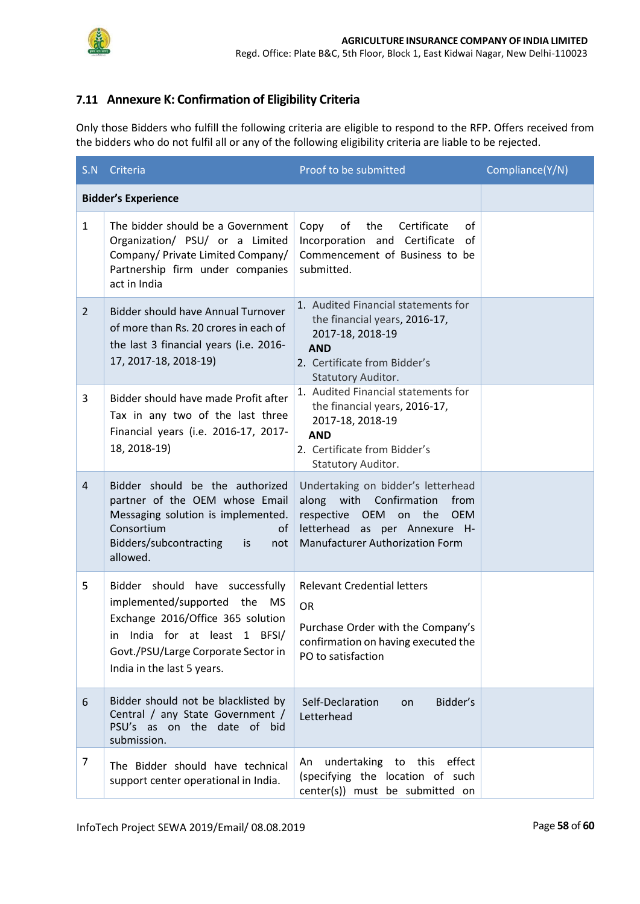## 7.11 Annexure K: Confirmation of Eligibility Criteria

Only those Bidders who fulfill the following criteria are eligible to respond to the RFP. Offers received from the bidders who do not fulfil all or any of the following eligibility criteria are liable to be rejected.

| S.N | Criteria | Proof to be submitted | Compliance(Y/N) |
|---|---|---|---|
| **Bidder's Experience** | | | |
| 1 | The bidder should be a Government Organization/ PSU/ or a Limited Company/ Private Limited Company/ Partnership firm under companies act in India | Copy of the Certificate of Incorporation and Certificate of Commencement of Business to be submitted. | |
| 2 | Bidder should have Annual Turnover of more than Rs. 20 crores in each of the last 3 financial years (i.e. 2016-17, 2017-18, 2018-19) | 1. Audited Financial statements for the financial years, 2016-17, 2017-18, 2018-19 **AND** 2. Certificate from Bidder's Statutory Auditor. | |
| 3 | Bidder should have made Profit after Tax in any two of the last three Financial years (i.e. 2016-17, 2017-18, 2018-19) | 1. Audited Financial statements for the financial years, 2016-17, 2017-18, 2018-19 **AND** 2. Certificate from Bidder's Statutory Auditor. | |
| 4 | Bidder should be the authorized partner of the OEM whose Email Messaging solution is implemented. Consortium of Bidders/subcontracting is not allowed. | Undertaking on bidder's letterhead along with Confirmation from respective OEM on the OEM letterhead as per Annexure H-Manufacturer Authorization Form | |
| 5 | Bidder should have successfully implemented/supported the MS Exchange 2016/Office 365 solution in India for at least 1 BFSI/ Govt./PSU/Large Corporate Sector in India in the last 5 years. | Relevant Credential letters OR Purchase Order with the Company's confirmation on having executed the PO to satisfaction | |
| 6 | Bidder should not be blacklisted by Central / any State Government / PSU's as on the date of bid submission. | Self-Declaration on Bidder's Letterhead | |
| 7 | The Bidder should have technical support center operational in India. | An undertaking to this effect (specifying the location of such center(s)) must be submitted on | |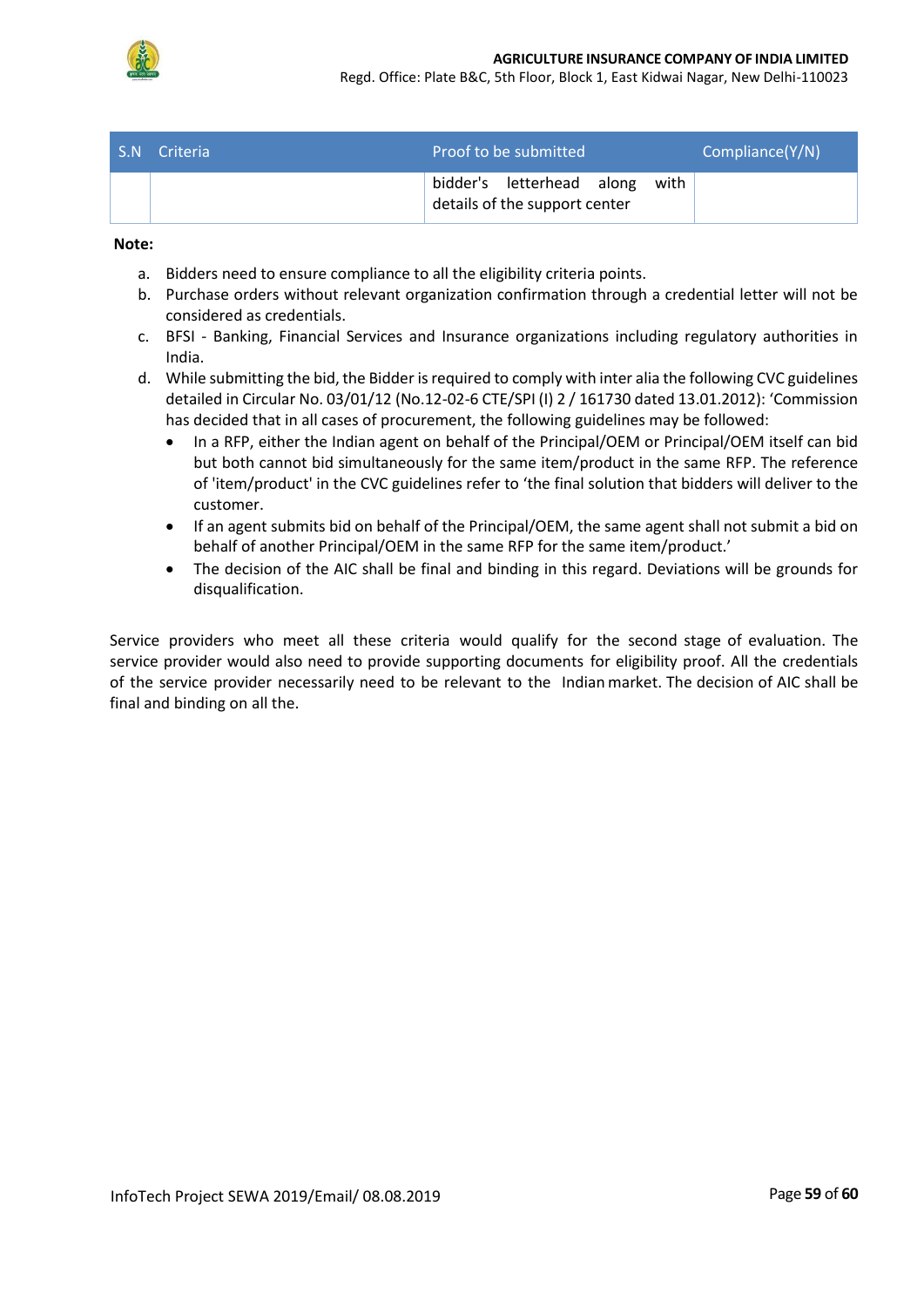| S.N | Criteria | Proof to be submitted | Compliance(Y/N) |
|---|---|---|---|
| | | bidder's letterhead along with details of the support center | |

**Note:**

a. Bidders need to ensure compliance to all the eligibility criteria points.
b. Purchase orders without relevant organization confirmation through a credential letter will not be considered as credentials.
c. BFSI - Banking, Financial Services and Insurance organizations including regulatory authorities in India.
d. While submitting the bid, the Bidder is required to comply with inter alia the following CVC guidelines detailed in Circular No. 03/01/12 (No.12-02-6 CTE/SPI (I) 2 / 161730 dated 13.01.2012): 'Commission has decided that in all cases of procurement, the following guidelines may be followed:
   - In a RFP, either the Indian agent on behalf of the Principal/OEM or Principal/OEM itself can bid but both cannot bid simultaneously for the same item/product in the same RFP. The reference of 'item/product' in the CVC guidelines refer to 'the final solution that bidders will deliver to the customer.
   - If an agent submits bid on behalf of the Principal/OEM, the same agent shall not submit a bid on behalf of another Principal/OEM in the same RFP for the same item/product.'
   - The decision of the AIC shall be final and binding in this regard. Deviations will be grounds for disqualification.

Service providers who meet all these criteria would qualify for the second stage of evaluation. The service provider would also need to provide supporting documents for eligibility proof. All the credentials of the service provider necessarily need to be relevant to the Indian market. The decision of AIC shall be final and binding on all the.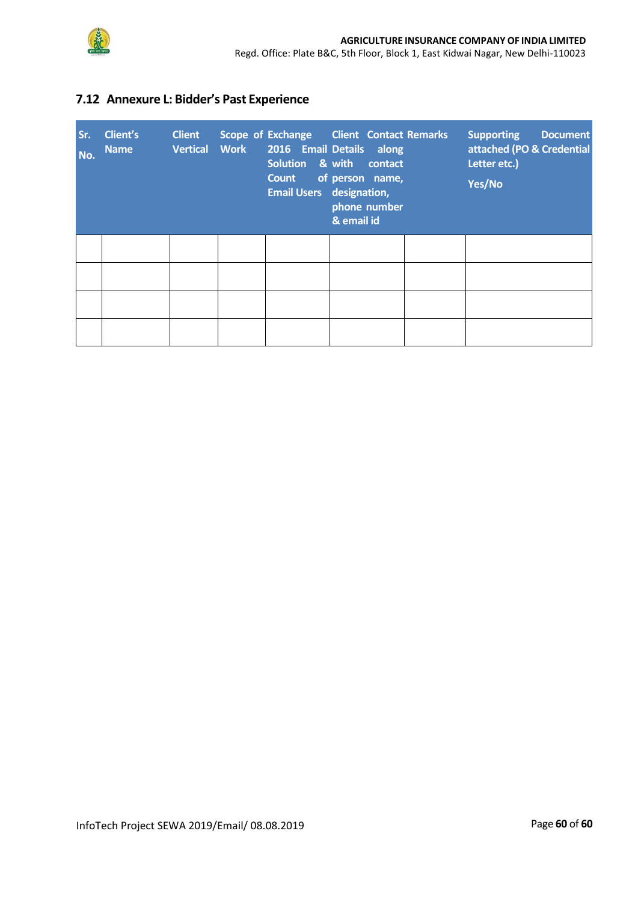## 7.12 Annexure L: Bidder's Past Experience

| Sr. No. | Client's Name | Client Vertical | Scope of Work | Exchange 2016 Email Solution & with Count of Email Users | Client Contact Details along with contact person name, designation, phone number & email id | Remarks | Supporting Document attached (PO & Credential Letter etc.) Yes/No |
|---|---|---|---|---|---|---|---|
| | | | | | | | |
| | | | | | | | |
| | | | | | | | |
| | | | | | | | |